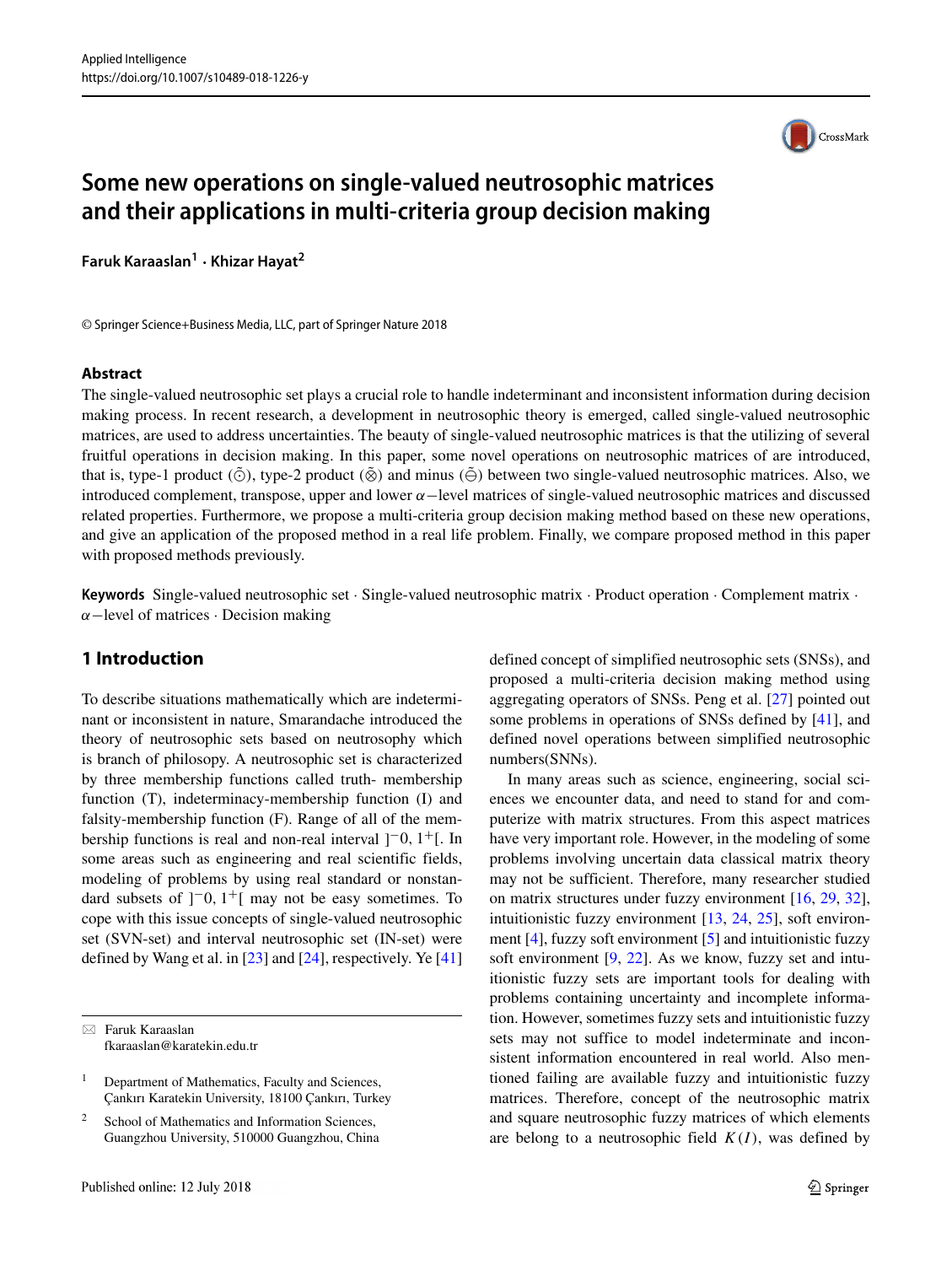# Some new operations on single-valued neutrosophic matrices and their applications in multi-criteria group decision making

**Faruk Karaaslan[1] · Khizar Hayat[2]**

© Springer Science+Business Media, LLC, part of Springer Nature 2018

## Abstract

The single-valued neutrosophic set plays a crucial role to handle indeterminant and inconsistent information during decision making process. In recent research, a development in neutrosophic theory is emerged, called single-valued neutrosophic matrices, are used to address uncertainties. The beauty of single-valued neutrosophic matrices is that the utilizing of several fruitful operations in decision making. In this paper, some novel operations on neutrosophic matrices of are introduced, that is, type-1 product ($\tilde{\odot}$), type-2 product ($\tilde{\otimes}$) and minus ($\tilde{\ominus}$) between two single-valued neutrosophic matrices. Also, we introduced complement, transpose, upper and lower $\alpha-$level matrices of single-valued neutrosophic matrices and discussed related properties. Furthermore, we propose a multi-criteria group decision making method based on these new operations, and give an application of the proposed method in a real life problem. Finally, we compare proposed method in this paper with proposed methods previously.

**Keywords** Single-valued neutrosophic set · Single-valued neutrosophic matrix · Product operation · Complement matrix · $\alpha-$level of matrices · Decision making

## 1 Introduction

To describe situations mathematically which are indeterminant or inconsistent in nature, Smarandache introduced the theory of neutrosophic sets based on neutrosophy which is branch of philosophy. A neutrosophic set is characterized by three membership functions called truth- membership function (T), indeterminacy-membership function (I) and falsity-membership function (F). Range of all of the membership functions is real and non-real interval $]^{-}0, 1^{+}[$. In some areas such as engineering and real scientific fields, modeling of problems by using real standard or nonstandard subsets of $]^{-}0, 1^{+}[$ may not be easy sometimes. To cope with this issue concepts of single-valued neutrosophic set (SVN-set) and interval neutrosophic set (IN-set) were defined by Wang et al. in [23] and [24], respectively. Ye [41] defined concept of simplified neutrosophic sets (SNSs), and proposed a multi-criteria decision making method using aggregating operators of SNSs. Peng et al. [27] pointed out some problems in operations of SNSs defined by [41], and defined novel operations between simplified neutrosophic numbers(SNNs).

In many areas such as science, engineering, social sciences we encounter data, and need to stand for and computerize with matrix structures. From this aspect matrices have very important role. However, in the modeling of some problems involving uncertain data classical matrix theory may not be sufficient. Therefore, many researcher studied on matrix structures under fuzzy environment [16, 29, 32], intuitionistic fuzzy environment [13, 24, 25], soft environment [4], fuzzy soft environment [5] and intuitionistic fuzzy soft environment [9, 22]. As we know, fuzzy set and intuitionistic fuzzy sets are important tools for dealing with problems containing uncertainty and incomplete information. However, sometimes fuzzy sets and intuitionistic fuzzy sets may not suffice to model indeterminate and inconsistent information encountered in real world. Also mentioned failing are available fuzzy and intuitionistic fuzzy matrices. Therefore, concept of the neutrosophic matrix and square neutrosophic fuzzy matrices of which elements are belong to a neutrosophic field $K(I)$, was defined by

---

✉ Faruk Karaaslan
fkaraaslan@karatekin.edu.tr

[1] Department of Mathematics, Faculty and Sciences, Çankırı Karatekin University, 18100 Çankırı, Turkey

[2] School of Mathematics and Information Sciences, Guangzhou University, 510000 Guangzhou, China

Published online: 12 July 2018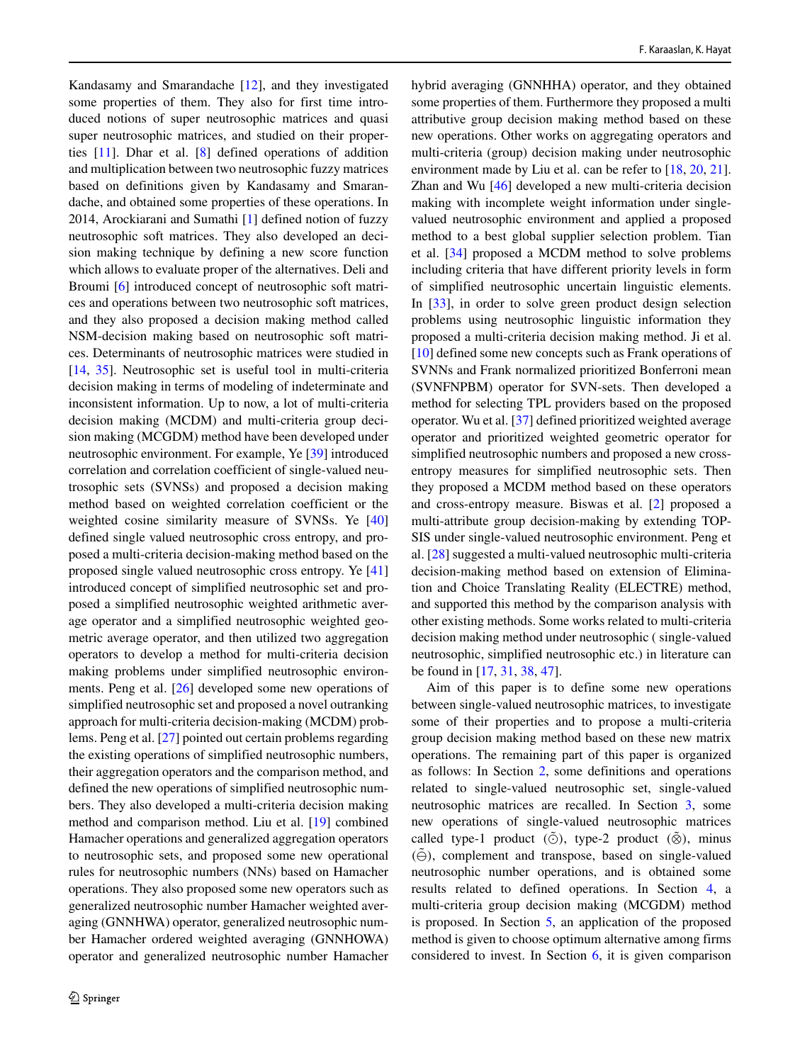Kandasamy and Smarandache [12], and they investigated some properties of them. They also for first time introduced notions of super neutrosophic matrices and quasi super neutrosophic matrices, and studied on their properties [11]. Dhar et al. [8] defined operations of addition and multiplication between two neutrosophic fuzzy matrices based on definitions given by Kandasamy and Smarandache, and obtained some properties of these operations. In 2014, Arockiarani and Sumathi [1] defined notion of fuzzy neutrosophic soft matrices. They also developed an decision making technique by defining a new score function which allows to evaluate proper of the alternatives. Deli and Broumi [6] introduced concept of neutrosophic soft matrices and operations between two neutrosophic soft matrices, and they also proposed a decision making method called NSM-decision making based on neutrosophic soft matrices. Determinants of neutrosophic matrices were studied in [14, 35]. Neutrosophic set is useful tool in multi-criteria decision making in terms of modeling of indeterminate and inconsistent information. Up to now, a lot of multi-criteria decision making (MCDM) and multi-criteria group decision making (MCGDM) method have been developed under neutrosophic environment. For example, Ye [39] introduced correlation and correlation coefficient of single-valued neutrosophic sets (SVNSs) and proposed a decision making method based on weighted correlation coefficient or the weighted cosine similarity measure of SVNSs. Ye [40] defined single valued neutrosophic cross entropy, and proposed a multi-criteria decision-making method based on the proposed single valued neutrosophic cross entropy. Ye [41] introduced concept of simplified neutrosophic set and proposed a simplified neutrosophic weighted arithmetic average operator and a simplified neutrosophic weighted geometric average operator, and then utilized two aggregation operators to develop a method for multi-criteria decision making problems under simplified neutrosophic environments. Peng et al. [26] developed some new operations of simplified neutrosophic set and proposed a novel outranking approach for multi-criteria decision-making (MCDM) problems. Peng et al. [27] pointed out certain problems regarding the existing operations of simplified neutrosophic numbers, their aggregation operators and the comparison method, and defined the new operations of simplified neutrosophic numbers. They also developed a multi-criteria decision making method and comparison method. Liu et al. [19] combined Hamacher operations and generalized aggregation operators to neutrosophic sets, and proposed some new operational rules for neutrosophic numbers (NNs) based on Hamacher operations. They also proposed some new operators such as generalized neutrosophic number Hamacher weighted averaging (GNNHWA) operator, generalized neutrosophic number Hamacher ordered weighted averaging (GNNHOWA) operator and generalized neutrosophic number Hamacher hybrid averaging (GNNHHA) operator, and they obtained some properties of them. Furthermore they proposed a multi attributive group decision making method based on these new operations. Other works on aggregating operators and multi-criteria (group) decision making under neutrosophic environment made by Liu et al. can be refer to [18, 20, 21]. Zhan and Wu [46] developed a new multi-criteria decision making with incomplete weight information under single-valued neutrosophic environment and applied a proposed method to a best global supplier selection problem. Tian et al. [34] proposed a MCDM method to solve problems including criteria that have different priority levels in form of simplified neutrosophic uncertain linguistic elements. In [33], in order to solve green product design selection problems using neutrosophic linguistic information they proposed a multi-criteria decision making method. Ji et al. [10] defined some new concepts such as Frank operations of SVNNs and Frank normalized prioritized Bonferroni mean (SVNFNPBM) operator for SVN-sets. Then developed a method for selecting TPL providers based on the proposed operator. Wu et al. [37] defined prioritized weighted average operator and prioritized weighted geometric operator for simplified neutrosophic numbers and proposed a new cross-entropy measures for simplified neutrosophic sets. Then they proposed a MCDM method based on these operators and cross-entropy measure. Biswas et al. [2] proposed a multi-attribute group decision-making by extending TOPSIS under single-valued neutrosophic environment. Peng et al. [28] suggested a multi-valued neutrosophic multi-criteria decision-making method based on extension of Elimination and Choice Translating Reality (ELECTRE) method, and supported this method by the comparison analysis with other existing methods. Some works related to multi-criteria decision making method under neutrosophic ( single-valued neutrosophic, simplified neutrosophic etc.) in literature can be found in [17, 31, 38, 47].

Aim of this paper is to define some new operations between single-valued neutrosophic matrices, to investigate some of their properties and to propose a multi-criteria group decision making method based on these new matrix operations. The remaining part of this paper is organized as follows: In Section 2, some definitions and operations related to single-valued neutrosophic set, single-valued neutrosophic matrices are recalled. In Section 3, some new operations of single-valued neutrosophic matrices called type-1 product ($\tilde{\odot}$), type-2 product ($\tilde{\otimes}$), minus ($\tilde{\ominus}$), complement and transpose, based on single-valued neutrosophic number operations, and is obtained some results related to defined operations. In Section 4, a multi-criteria group decision making (MCGDM) method is proposed. In Section 5, an application of the proposed method is given to choose optimum alternative among firms considered to invest. In Section 6, it is given comparison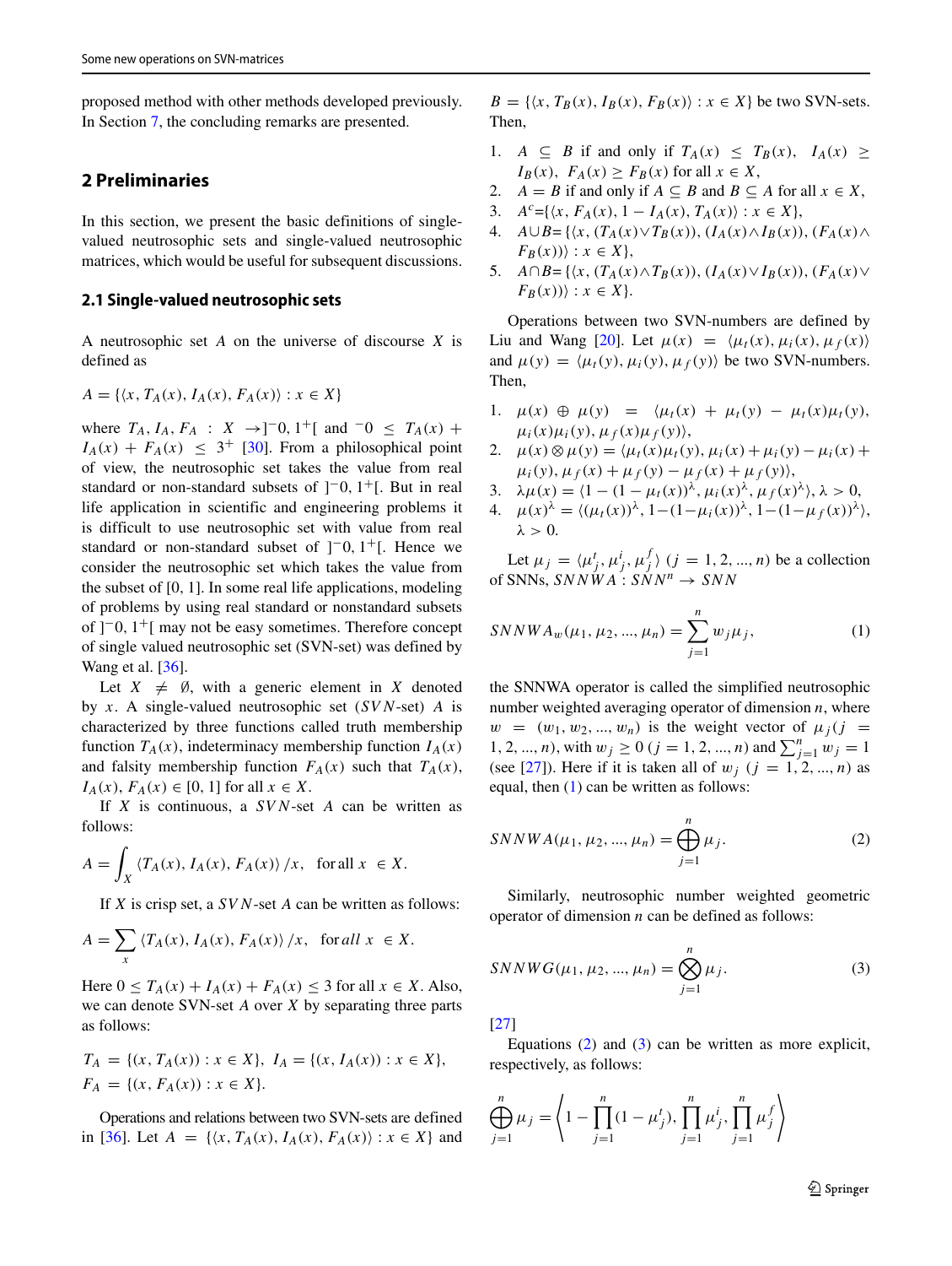proposed method with other methods developed previously. In Section 7, the concluding remarks are presented.

## 2 Preliminaries

In this section, we present the basic definitions of single-valued neutrosophic sets and single-valued neutrosophic matrices, which would be useful for subsequent discussions.

### 2.1 Single-valued neutrosophic sets

A neutrosophic set $A$ on the universe of discourse $X$ is defined as

$$A = \{\langle x, T_A(x), I_A(x), F_A(x)\rangle : x \in X\}$$

where $T_A, I_A, F_A : X \to ]^-0, 1^+[$ and $^-0 \leq T_A(x) + I_A(x) + F_A(x) \leq 3^+$ [30]. From a philosophical point of view, the neutrosophic set takes the value from real standard or non-standard subsets of $]^-0, 1^+[$. But in real life application in scientific and engineering problems it is difficult to use neutrosophic set with value from real standard or non-standard subset of $]^-0, 1^+[$. Hence we consider the neutrosophic set which takes the value from the subset of [0, 1]. In some real life applications, modeling of problems by using real standard or nonstandard subsets of $]^-0, 1^+[$ may not be easy sometimes. Therefore concept of single valued neutrosophic set (SVN-set) was defined by Wang et al. [36].

Let $X \neq \emptyset$, with a generic element in $X$ denoted by $x$. A single-valued neutrosophic set ($SVN$-set) $A$ is characterized by three functions called truth membership function $T_A(x)$, indeterminacy membership function $I_A(x)$ and falsity membership function $F_A(x)$ such that $T_A(x)$, $I_A(x)$, $F_A(x) \in [0, 1]$ for all $x \in X$.

If $X$ is continuous, a $SVN$-set $A$ can be written as follows:

$$A = \int_X \langle T_A(x), I_A(x), F_A(x)\rangle / x, \quad \text{for all } x \in X.$$

If $X$ is crisp set, a $SVN$-set $A$ can be written as follows:

$$A = \sum_x \langle T_A(x), I_A(x), F_A(x)\rangle / x, \quad \text{for } all \ x \in X.$$

Here $0 \leq T_A(x) + I_A(x) + F_A(x) \leq 3$ for all $x \in X$. Also, we can denote SVN-set $A$ over $X$ by separating three parts as follows:

$$T_A = \{(x, T_A(x)) : x \in X\},\ I_A = \{(x, I_A(x)) : x \in X\},$$
$$F_A = \{(x, F_A(x)) : x \in X\}.$$

Operations and relations between two SVN-sets are defined in [36]. Let $A = \{\langle x, T_A(x), I_A(x), F_A(x)\rangle : x \in X\}$ and $B = \{\langle x, T_B(x), I_B(x), F_B(x)\rangle : x \in X\}$ be two SVN-sets. Then,

1. $A \subseteq B$ if and only if $T_A(x) \leq T_B(x)$, $I_A(x) \geq I_B(x)$, $F_A(x) \geq F_B(x)$ for all $x \in X$,
2. $A = B$ if and only if $A \subseteq B$ and $B \subseteq A$ for all $x \in X$,
3. $A^c = \{\langle x, F_A(x), 1 - I_A(x), T_A(x)\rangle : x \in X\}$,
4. $A \cup B = \{\langle x, (T_A(x) \vee T_B(x)), (I_A(x) \wedge I_B(x)), (F_A(x) \wedge F_B(x))\rangle : x \in X\}$,
5. $A \cap B = \{\langle x, (T_A(x) \wedge T_B(x)), (I_A(x) \vee I_B(x)), (F_A(x) \vee F_B(x))\rangle : x \in X\}$.

Operations between two SVN-numbers are defined by Liu and Wang [20]. Let $\mu(x) = \langle \mu_t(x), \mu_i(x), \mu_f(x)\rangle$ and $\mu(y) = \langle \mu_t(y), \mu_i(y), \mu_f(y)\rangle$ be two SVN-numbers. Then,

1. $\mu(x) \oplus \mu(y) = \langle \mu_t(x) + \mu_t(y) - \mu_t(x)\mu_t(y), \mu_i(x)\mu_i(y), \mu_f(x)\mu_f(y)\rangle$,
2. $\mu(x) \otimes \mu(y) = \langle \mu_t(x)\mu_t(y), \mu_i(x) + \mu_i(y) - \mu_i(x) + \mu_i(y), \mu_f(x) + \mu_f(y) - \mu_f(x) + \mu_f(y)\rangle$,
3. $\lambda\mu(x) = \langle 1 - (1 - \mu_t(x))^\lambda, \mu_i(x)^\lambda, \mu_f(x)^\lambda\rangle$, $\lambda > 0$,
4. $\mu(x)^\lambda = \langle (\mu_t(x))^\lambda, 1 - (1 - \mu_i(x))^\lambda, 1 - (1 - \mu_f(x))^\lambda\rangle$, $\lambda > 0$.

Let $\mu_j = \langle \mu_j^t, \mu_j^i, \mu_j^f\rangle$ $(j = 1, 2, ..., n)$ be a collection of SNNs, $SNNWA : SNN^n \to SNN$

$$SNNWA_w(\mu_1, \mu_2, ..., \mu_n) = \sum_{j=1}^{n} w_j \mu_j, \tag{1}$$

the SNNWA operator is called the simplified neutrosophic number weighted averaging operator of dimension $n$, where $w = (w_1, w_2, ..., w_n)$ is the weight vector of $\mu_j (j = 1, 2, ..., n)$, with $w_j \geq 0$ $(j = 1, 2, ..., n)$ and $\sum_{j=1}^n w_j = 1$ (see [27]). Here if it is taken all of $w_j$ $(j = 1, 2, ..., n)$ as equal, then (1) can be written as follows:

$$SNNWA(\mu_1, \mu_2, ..., \mu_n) = \bigoplus_{j=1}^{n} \mu_j. \tag{2}$$

Similarly, neutrosophic number weighted geometric operator of dimension $n$ can be defined as follows:

$$SNNWG(\mu_1, \mu_2, ..., \mu_n) = \bigotimes_{j=1}^{n} \mu_j. \tag{3}$$

[27]

Equations (2) and (3) can be written as more explicit, respectively, as follows:

$$\bigoplus_{j=1}^{n} \mu_j = \left\langle 1 - \prod_{j=1}^{n}(1 - \mu_j^t), \prod_{j=1}^{n} \mu_j^i, \prod_{j=1}^{n} \mu_j^f \right\rangle$$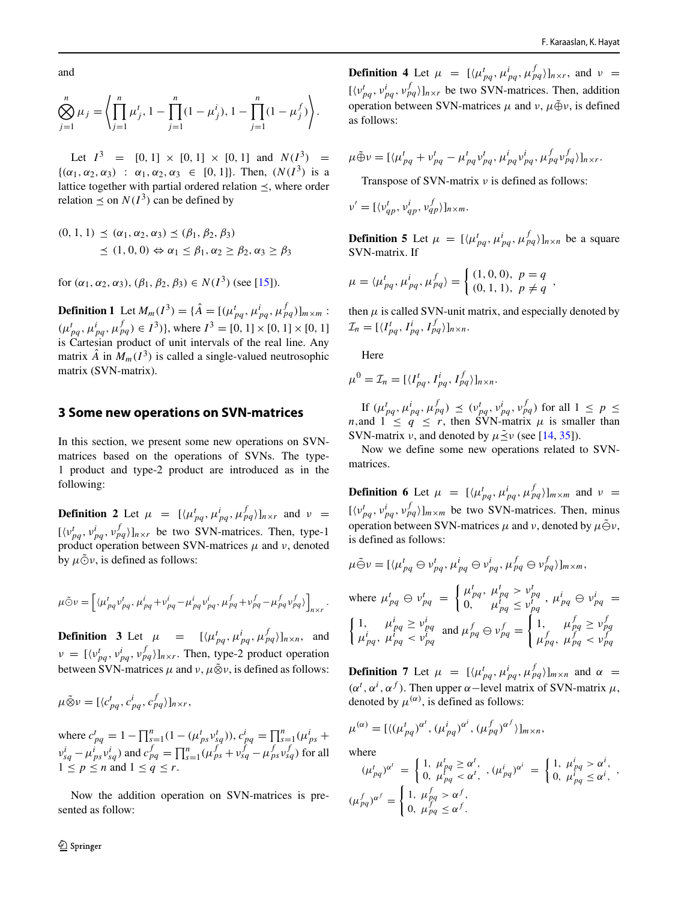and

$$\bigotimes_{j=1}^{n} \mu_j = \left\langle \prod_{j=1}^{n} \mu_j^t, 1 - \prod_{j=1}^{n}(1-\mu_j^i), 1 - \prod_{j=1}^{n}(1-\mu_j^f) \right\rangle.$$

Let $I^3 = [0,1] \times [0,1] \times [0,1]$ and $N(I^3) = \{(\alpha_1, \alpha_2, \alpha_3) : \alpha_1, \alpha_2, \alpha_3 \in [0,1]\}$. Then, $(N(I^3)$ is a lattice together with partial ordered relation $\preceq$, where order relation $\preceq$ on $N(I^3)$ can be defined by

$$(0,1,1) \preceq (\alpha_1, \alpha_2, \alpha_3) \preceq (\beta_1, \beta_2, \beta_3) \preceq (1,0,0) \Leftrightarrow \alpha_1 \leq \beta_1, \alpha_2 \geq \beta_2, \alpha_3 \geq \beta_3$$

for $(\alpha_1, \alpha_2, \alpha_3), (\beta_1, \beta_2, \beta_3) \in N(I^3)$ (see [15]).

**Definition 1** Let $M_m(I^3) = \{\hat{A} = [(\mu_{pq}^t, \mu_{pq}^i, \mu_{pq}^f)]_{m\times m} : (\mu_{pq}^t, \mu_{pq}^i, \mu_{pq}^f) \in I^3)\}$, where $I^3 = [0,1] \times [0,1] \times [0,1]$ is Cartesian product of unit intervals of the real line. Any matrix $\hat{A}$ in $M_m(I^3)$ is called a single-valued neutrosophic matrix (SVN-matrix).

## 3 Some new operations on SVN-matrices

In this section, we present some new operations on SVN-matrices based on the operations of SVNs. The type-1 product and type-2 product are introduced as in the following:

**Definition 2** Let $\mu = [\langle \mu_{pq}^t, \mu_{pq}^i, \mu_{pq}^f \rangle]_{n\times r}$ and $\nu = [\langle \nu_{pq}^t, \nu_{pq}^i, \nu_{pq}^f \rangle]_{n\times r}$ be two SVN-matrices. Then, type-1 product operation between SVN-matrices $\mu$ and $\nu$, denoted by $\mu \tilde{\odot} \nu$, is defined as follows:

$$\mu \tilde{\odot} \nu = \left[ \langle \mu_{pq}^t \nu_{pq}^t, \mu_{pq}^i + \nu_{pq}^i - \mu_{pq}^i \nu_{pq}^i, \mu_{pq}^f + \nu_{pq}^f - \mu_{pq}^f \nu_{pq}^f \rangle \right]_{n\times r}.$$

**Definition 3** Let $\mu = [\langle \mu_{pq}^t, \mu_{pq}^i, \mu_{pq}^f \rangle]_{n\times n}$, and $\nu = [\langle \nu_{pq}^t, \nu_{pq}^i, \nu_{pq}^f \rangle]_{n\times r}$. Then, type-2 product operation between SVN-matrices $\mu$ and $\nu$, $\mu \tilde{\otimes} \nu$, is defined as follows:

$$\mu \tilde{\otimes} \nu = [\langle c_{pq}^t, c_{pq}^i, c_{pq}^f \rangle]_{n\times r},$$

where $c_{pq}^t = 1 - \prod_{s=1}^{n}(1 - (\mu_{ps}^t \nu_{sq}^t))$, $c_{pq}^i = \prod_{s=1}^{n}(\mu_{ps}^i + \nu_{sq}^i - \mu_{ps}^i \nu_{sq}^i)$ and $c_{pq}^f = \prod_{s=1}^{n}(\mu_{ps}^f + \nu_{sq}^f - \mu_{ps}^f \nu_{sq}^f)$ for all $1 \leq p \leq n$ and $1 \leq q \leq r$.

Now the addition operation on SVN-matrices is presented as follow:

**Definition 4** Let $\mu = [\langle \mu_{pq}^t, \mu_{pq}^i, \mu_{pq}^f \rangle]_{n\times r}$, and $\nu = [\langle \nu_{pq}^t, \nu_{pq}^i, \nu_{pq}^f \rangle]_{n\times r}$ be two SVN-matrices. Then, addition operation between SVN-matrices $\mu$ and $\nu$, $\mu \tilde{\oplus} \nu$, is defined as follows:

$$\mu \tilde{\oplus} \nu = [\langle \mu_{pq}^t + \nu_{pq}^t - \mu_{pq}^t \nu_{pq}^t, \mu_{pq}^i \nu_{pq}^i, \mu_{pq}^f \nu_{pq}^f \rangle]_{n\times r}.$$

Transpose of SVN-matrix $\nu$ is defined as follows:

$$\nu' = [\langle \nu_{qp}^t, \nu_{qp}^i, \nu_{qp}^f \rangle]_{n\times m}.$$

**Definition 5** Let $\mu = [\langle \mu_{pq}^t, \mu_{pq}^i, \mu_{pq}^f \rangle]_{n\times n}$ be a square SVN-matrix. If

$$\mu = \langle \mu_{pq}^t, \mu_{pq}^i, \mu_{pq}^f \rangle = \begin{cases} (1,0,0), & p = q \\ (0,1,1), & p \neq q \end{cases},$$

then $\mu$ is called SVN-unit matrix, and especially denoted by $\mathcal{I}_n = [\langle I_{pq}^t, I_{pq}^i, I_{pq}^f \rangle]_{n\times n}$.

Here

$$\mu^0 = \mathcal{I}_n = [\langle I_{pq}^t, I_{pq}^i, I_{pq}^f \rangle]_{n\times n}.$$

If $(\mu_{pq}^t, \mu_{pq}^i, \mu_{pq}^f) \preceq (\nu_{pq}^t, \nu_{pq}^i, \nu_{pq}^f)$ for all $1 \leq p \leq n$, and $1 \leq q \leq r$, then SVN-matrix $\mu$ is smaller than SVN-matrix $\nu$, and denoted by $\mu \tilde{\preceq} \nu$ (see [14, 35]).

Now we define some new operations related to SVN-matrices.

**Definition 6** Let $\mu = [\langle \mu_{pq}^t, \mu_{pq}^i, \mu_{pq}^f \rangle]_{m\times m}$ and $\nu = [\langle \nu_{pq}^t, \nu_{pq}^i, \nu_{pq}^f \rangle]_{m\times m}$ be two SVN-matrices. Then, minus operation between SVN-matrices $\mu$ and $\nu$, denoted by $\mu \tilde{\ominus} \nu$, is defined as follows:

$$\mu \tilde{\ominus} \nu = [\langle \mu_{pq}^t \ominus \nu_{pq}^t, \mu_{pq}^i \ominus \nu_{pq}^i, \mu_{pq}^f \ominus \nu_{pq}^f \rangle]_{m\times m},$$

where $\mu_{pq}^t \ominus \nu_{pq}^t = \begin{cases} \mu_{pq}^t, & \mu_{pq}^t > \nu_{pq}^t \\ 0, & \mu_{pq}^t \leq \nu_{pq}^t \end{cases}$, $\mu_{pq}^i \ominus \nu_{pq}^i = \begin{cases} 1, & \mu_{pq}^i \geq \nu_{pq}^i \\ \mu_{pq}^i, & \mu_{pq}^i < \nu_{pq}^i \end{cases}$ and $\mu_{pq}^f \ominus \nu_{pq}^f = \begin{cases} 1, & \mu_{pq}^f \geq \nu_{pq}^f \\ \mu_{pq}^f, & \mu_{pq}^f < \nu_{pq}^f \end{cases}$

**Definition 7** Let $\mu = [\langle \mu_{pq}^t, \mu_{pq}^i, \mu_{pq}^f \rangle]_{m\times n}$ and $\alpha = (\alpha^t, \alpha^i, \alpha^f)$. Then upper $\alpha-$level matrix of SVN-matrix $\mu$, denoted by $\mu^{(\alpha)}$, is defined as follows:

$$\mu^{(\alpha)} = [\langle (\mu_{pq}^t)^{\alpha^t}, (\mu_{pq}^i)^{\alpha^i}, (\mu_{pq}^f)^{\alpha^f} \rangle]_{m\times n},$$

where

$$(\mu_{pq}^t)^{\alpha^t} = \begin{cases} 1, & \mu_{pq}^t \geq \alpha^t, \\ 0, & \mu_{pq}^t < \alpha^t, \end{cases}, (\mu_{pq}^i)^{\alpha^i} = \begin{cases} 1, & \mu_{pq}^i > \alpha^i, \\ 0, & \mu_{pq}^i \leq \alpha^i, \end{cases},$$

$$(\mu_{pq}^f)^{\alpha^f} = \begin{cases} 1, & \mu_{pq}^f > \alpha^f, \\ 0, & \mu_{pq}^f \leq \alpha^f. \end{cases}$$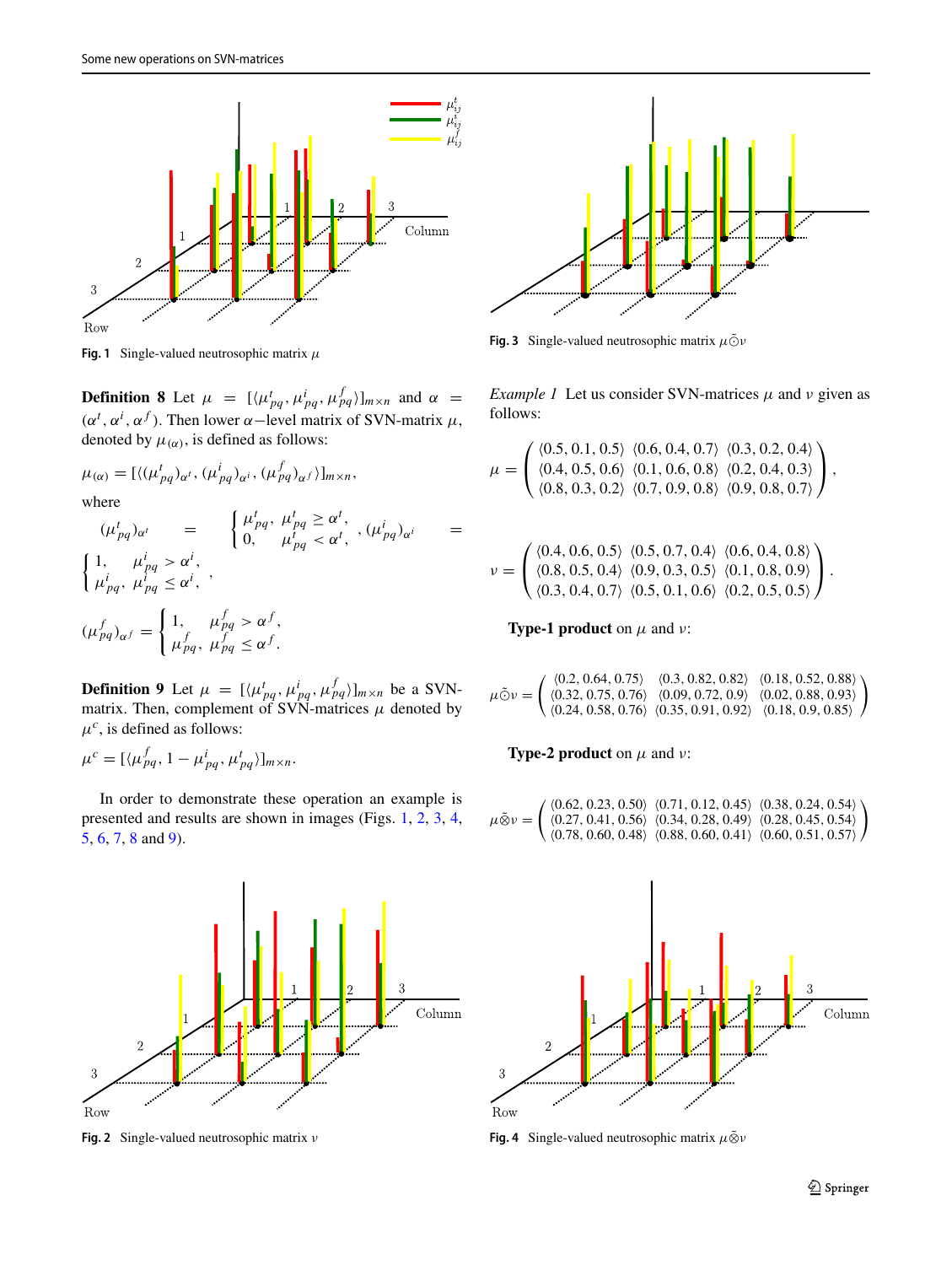Fig. 1 Single-valued neutrosophic matrix $\mu$

**Definition 8** Let $\mu = [\langle \mu^t_{pq}, \mu^i_{pq}, \mu^f_{pq}\rangle]_{m\times n}$ and $\alpha = (\alpha^t, \alpha^i, \alpha^f)$. Then lower $\alpha-$level matrix of SVN-matrix $\mu$, denoted by $\mu_{(\alpha)}$, is defined as follows:

$$\mu_{(\alpha)} = [\langle (\mu^t_{pq})_{\alpha^t}, (\mu^i_{pq})_{\alpha^i}, (\mu^f_{pq})_{\alpha^f}\rangle]_{m\times n},$$

where

$$(\mu^t_{pq})_{\alpha^t} = \begin{cases} \mu^t_{pq}, & \mu^t_{pq} \geq \alpha^t, \\ 0, & \mu^t_{pq} < \alpha^t, \end{cases}, \quad (\mu^i_{pq})_{\alpha^i} = \begin{cases} 1, & \mu^i_{pq} > \alpha^i, \\ \mu^i_{pq}, & \mu^i_{pq} \leq \alpha^i, \end{cases},$$

$$(\mu^f_{pq})_{\alpha^f} = \begin{cases} 1, & \mu^f_{pq} > \alpha^f, \\ \mu^f_{pq}, & \mu^f_{pq} \leq \alpha^f. \end{cases}$$

**Definition 9** Let $\mu = [\langle \mu^t_{pq}, \mu^i_{pq}, \mu^f_{pq}\rangle]_{m\times n}$ be a SVN-matrix. Then, complement of SVN-matrices $\mu$ denoted by $\mu^c$, is defined as follows:

$$\mu^c = [\langle \mu^f_{pq}, 1 - \mu^i_{pq}, \mu^t_{pq}\rangle]_{m\times n}.$$

In order to demonstrate these operation an example is presented and results are shown in images (Figs. 1, 2, 3, 4, 5, 6, 7, 8 and 9).

Fig. 2 Single-valued neutrosophic matrix $\nu$

Fig. 3 Single-valued neutrosophic matrix $\mu\tilde{\odot}\nu$

*Example 1* Let us consider SVN-matrices $\mu$ and $\nu$ given as follows:

$$\mu = \begin{pmatrix} \langle 0.5, 0.1, 0.5\rangle & \langle 0.6, 0.4, 0.7\rangle & \langle 0.3, 0.2, 0.4\rangle \\ \langle 0.4, 0.5, 0.6\rangle & \langle 0.1, 0.6, 0.8\rangle & \langle 0.2, 0.4, 0.3\rangle \\ \langle 0.8, 0.3, 0.2\rangle & \langle 0.7, 0.9, 0.8\rangle & \langle 0.9, 0.8, 0.7\rangle \end{pmatrix},$$

$$\nu = \begin{pmatrix} \langle 0.4, 0.6, 0.5\rangle & \langle 0.5, 0.7, 0.4\rangle & \langle 0.6, 0.4, 0.8\rangle \\ \langle 0.8, 0.5, 0.4\rangle & \langle 0.9, 0.3, 0.5\rangle & \langle 0.1, 0.8, 0.9\rangle \\ \langle 0.3, 0.4, 0.7\rangle & \langle 0.5, 0.1, 0.6\rangle & \langle 0.2, 0.5, 0.5\rangle \end{pmatrix}.$$

**Type-1 product** on $\mu$ and $\nu$:

$$\mu\tilde{\odot}\nu = \begin{pmatrix} \langle 0.2, 0.64, 0.75\rangle & \langle 0.3, 0.82, 0.82\rangle & \langle 0.18, 0.52, 0.88\rangle \\ \langle 0.32, 0.75, 0.76\rangle & \langle 0.09, 0.72, 0.9\rangle & \langle 0.02, 0.88, 0.93\rangle \\ \langle 0.24, 0.58, 0.76\rangle & \langle 0.35, 0.91, 0.92\rangle & \langle 0.18, 0.9, 0.85\rangle \end{pmatrix}$$

**Type-2 product** on $\mu$ and $\nu$:

$$\mu\tilde{\otimes}\nu = \begin{pmatrix} \langle 0.62, 0.23, 0.50\rangle & \langle 0.71, 0.12, 0.45\rangle & \langle 0.38, 0.24, 0.54\rangle \\ \langle 0.27, 0.41, 0.56\rangle & \langle 0.34, 0.28, 0.49\rangle & \langle 0.28, 0.45, 0.54\rangle \\ \langle 0.78, 0.60, 0.48\rangle & \langle 0.88, 0.60, 0.41\rangle & \langle 0.60, 0.51, 0.57\rangle \end{pmatrix}$$

Fig. 4 Single-valued neutrosophic matrix $\mu\tilde{\otimes}\nu$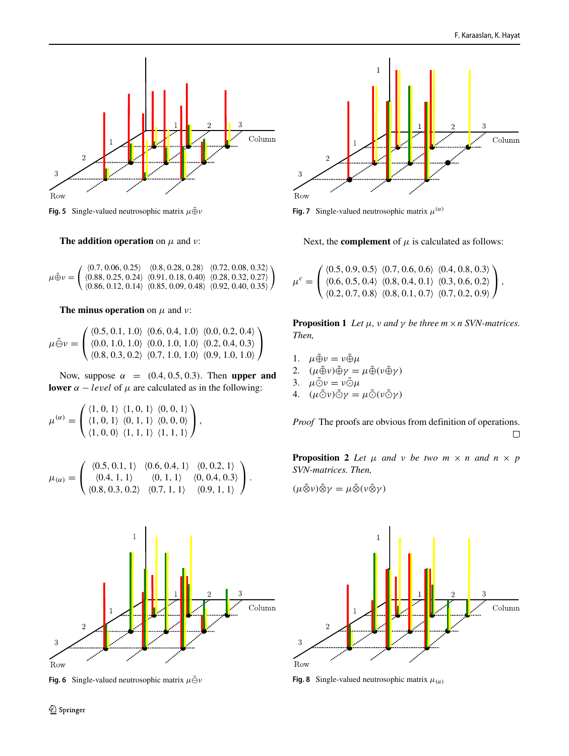Fig. 5 Single-valued neutrosophic matrix $\mu\tilde{\oplus}\nu$

Fig. 7 Single-valued neutrosophic matrix $\mu^{(\alpha)}$

**The addition operation** on $\mu$ and $\nu$:

$$\mu\tilde{\oplus}\nu = \begin{pmatrix} \langle 0.7, 0.06, 0.25\rangle & \langle 0.8, 0.28, 0.28\rangle & \langle 0.72, 0.08, 0.32\rangle \\ \langle 0.88, 0.25, 0.24\rangle & \langle 0.91, 0.18, 0.40\rangle & \langle 0.28, 0.32, 0.27\rangle \\ \langle 0.86, 0.12, 0.14\rangle & \langle 0.85, 0.09, 0.48\rangle & \langle 0.92, 0.40, 0.35\rangle \end{pmatrix}$$

**The minus operation** on $\mu$ and $\nu$:

$$\mu\tilde{\ominus}\nu = \begin{pmatrix} \langle 0.5, 0.1, 1.0\rangle & \langle 0.6, 0.4, 1.0\rangle & \langle 0.0, 0.2, 0.4\rangle \\ \langle 0.0, 1.0, 1.0\rangle & \langle 0.0, 1.0, 1.0\rangle & \langle 0.2, 0.4, 0.3\rangle \\ \langle 0.8, 0.3, 0.2\rangle & \langle 0.7, 1.0, 1.0\rangle & \langle 0.9, 1.0, 1.0\rangle \end{pmatrix}$$

Now, suppose $\alpha = (0.4, 0.5, 0.3)$. Then **upper and lower** $\alpha - level$ of $\mu$ are calculated as in the following:

$$\mu^{(\alpha)} = \begin{pmatrix} \langle 1, 0, 1\rangle & \langle 1, 0, 1\rangle & \langle 0, 0, 1\rangle \\ \langle 1, 0, 1\rangle & \langle 0, 1, 1\rangle & \langle 0, 0, 0\rangle \\ \langle 1, 0, 0\rangle & \langle 1, 1, 1\rangle & \langle 1, 1, 1\rangle \end{pmatrix},$$

$$\mu_{(\alpha)} = \begin{pmatrix} \langle 0.5, 0.1, 1\rangle & \langle 0.6, 0.4, 1\rangle & \langle 0, 0.2, 1\rangle \\ \langle 0.4, 1, 1\rangle & \langle 0, 1, 1\rangle & \langle 0, 0.4, 0.3\rangle \\ \langle 0.8, 0.3, 0.2\rangle & \langle 0.7, 1, 1\rangle & \langle 0.9, 1, 1\rangle \end{pmatrix}.$$

Next, the **complement** of $\mu$ is calculated as follows:

$$\mu^c = \begin{pmatrix} \langle 0.5, 0.9, 0.5\rangle & \langle 0.7, 0.6, 0.6\rangle & \langle 0.4, 0.8, 0.3\rangle \\ \langle 0.6, 0.5, 0.4\rangle & \langle 0.8, 0.4, 0.1\rangle & \langle 0.3, 0.6, 0.2\rangle \\ \langle 0.2, 0.7, 0.8\rangle & \langle 0.8, 0.1, 0.7\rangle & \langle 0.7, 0.2, 0.9\rangle \end{pmatrix},$$

**Proposition 1** *Let $\mu$, $\nu$ and $\gamma$ be three $m \times n$ SVN-matrices. Then,*

1. $\mu\tilde{\oplus}\nu = \nu\tilde{\oplus}\mu$
2. $(\mu\tilde{\oplus}\nu)\tilde{\oplus}\gamma = \mu\tilde{\oplus}(\nu\tilde{\oplus}\gamma)$
3. $\mu\tilde{\odot}\nu = \nu\tilde{\odot}\mu$
4. $(\mu\tilde{\odot}\nu)\tilde{\odot}\gamma = \mu\tilde{\odot}(\nu\tilde{\odot}\gamma)$

*Proof* The proofs are obvious from definition of operations. □

**Proposition 2** *Let $\mu$ and $\nu$ be two $m \times n$ and $n \times p$ SVN-matrices. Then,*

$(\mu\tilde{\otimes}\nu)\tilde{\otimes}\gamma = \mu\tilde{\otimes}(\nu\tilde{\otimes}\gamma)$

Fig. 6 Single-valued neutrosophic matrix $\mu\tilde{\ominus}\nu$

Fig. 8 Single-valued neutrosophic matrix $\mu_{(\alpha)}$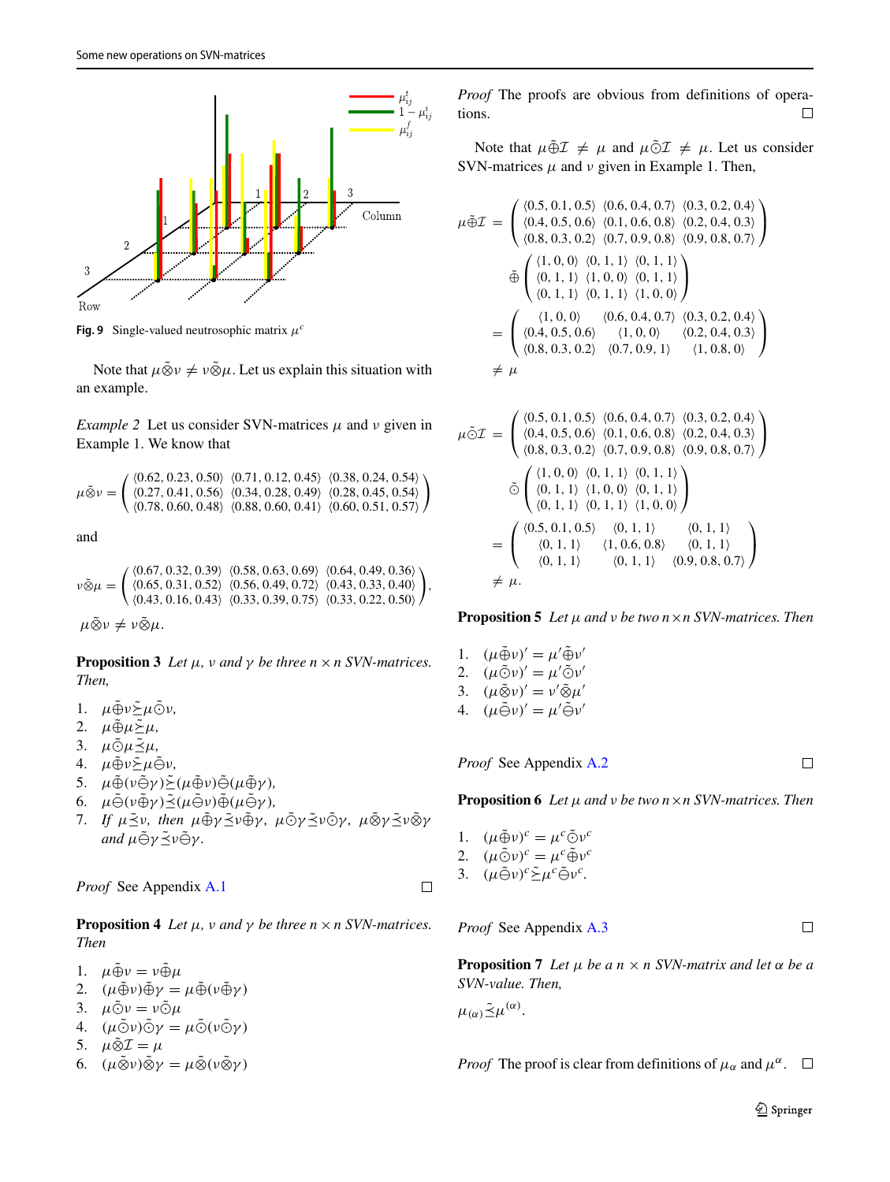Fig. 9 Single-valued neutrosophic matrix $\mu^c$

Note that $\mu\tilde{\otimes}\nu \neq \nu\tilde{\otimes}\mu$. Let us explain this situation with an example.

*Example 2* Let us consider SVN-matrices $\mu$ and $\nu$ given in Example 1. We know that

$$\mu\tilde{\otimes}\nu = \begin{pmatrix} \langle 0.62, 0.23, 0.50\rangle & \langle 0.71, 0.12, 0.45\rangle & \langle 0.38, 0.24, 0.54\rangle \\ \langle 0.27, 0.41, 0.56\rangle & \langle 0.34, 0.28, 0.49\rangle & \langle 0.28, 0.45, 0.54\rangle \\ \langle 0.78, 0.60, 0.48\rangle & \langle 0.88, 0.60, 0.41\rangle & \langle 0.60, 0.51, 0.57\rangle \end{pmatrix}$$

and

$$\nu\tilde{\otimes}\mu = \begin{pmatrix} \langle 0.67, 0.32, 0.39\rangle & \langle 0.58, 0.63, 0.69\rangle & \langle 0.64, 0.49, 0.36\rangle \\ \langle 0.65, 0.31, 0.52\rangle & \langle 0.56, 0.49, 0.72\rangle & \langle 0.43, 0.33, 0.40\rangle \\ \langle 0.43, 0.16, 0.43\rangle & \langle 0.33, 0.39, 0.75\rangle & \langle 0.33, 0.22, 0.50\rangle \end{pmatrix},$$

$$\mu\tilde{\otimes}\nu \neq \nu\tilde{\otimes}\mu.$$

**Proposition 3** *Let $\mu$, $\nu$ and $\gamma$ be three $n \times n$ SVN-matrices. Then,*

1. $\mu\tilde{\oplus}\nu\tilde{\succeq}\mu\tilde{\odot}\nu$,
2. $\mu\tilde{\oplus}\mu\tilde{\succeq}\mu$,
3. $\mu\tilde{\odot}\mu\tilde{\preceq}\mu$,
4. $\mu\tilde{\oplus}\nu\tilde{\succeq}\mu\tilde{\ominus}\nu$,
5. $\mu\tilde{\oplus}(\nu\tilde{\ominus}\gamma)\tilde{\succeq}(\mu\tilde{\oplus}\nu)\tilde{\ominus}(\mu\tilde{\oplus}\gamma)$,
6. $\mu\tilde{\ominus}(\nu\tilde{\oplus}\gamma)\tilde{\preceq}(\mu\tilde{\ominus}\nu)\tilde{\oplus}(\mu\tilde{\ominus}\gamma)$,
7. *If* $\mu\tilde{\preceq}\nu$, *then* $\mu\tilde{\oplus}\gamma\tilde{\preceq}\nu\tilde{\oplus}\gamma$, $\mu\tilde{\odot}\gamma\tilde{\preceq}\nu\tilde{\odot}\gamma$, $\mu\tilde{\otimes}\gamma\tilde{\preceq}\nu\tilde{\otimes}\gamma$ *and* $\mu\tilde{\ominus}\gamma\tilde{\preceq}\nu\tilde{\ominus}\gamma$.

*Proof* See Appendix A.1 □

**Proposition 4** *Let $\mu$, $\nu$ and $\gamma$ be three $n \times n$ SVN-matrices. Then*

1. $\mu\tilde{\oplus}\nu = \nu\tilde{\oplus}\mu$
2. $(\mu\tilde{\oplus}\nu)\tilde{\oplus}\gamma = \mu\tilde{\oplus}(\nu\tilde{\oplus}\gamma)$
3. $\mu\tilde{\odot}\nu = \nu\tilde{\odot}\mu$
4. $(\mu\tilde{\odot}\nu)\tilde{\odot}\gamma = \mu\tilde{\odot}(\nu\tilde{\odot}\gamma)$
5. $\mu\tilde{\otimes}\mathcal{I} = \mu$
6. $(\mu\tilde{\otimes}\nu)\tilde{\otimes}\gamma = \mu\tilde{\otimes}(\nu\tilde{\otimes}\gamma)$

*Proof* The proofs are obvious from definitions of operations. □

Note that $\mu\tilde{\oplus}\mathcal{I} \neq \mu$ and $\mu\tilde{\odot}\mathcal{I} \neq \mu$. Let us consider SVN-matrices $\mu$ and $\nu$ given in Example 1. Then,

$$\begin{aligned} \mu\tilde{\oplus}\mathcal{I} &= \begin{pmatrix} \langle 0.5, 0.1, 0.5\rangle & \langle 0.6, 0.4, 0.7\rangle & \langle 0.3, 0.2, 0.4\rangle \\ \langle 0.4, 0.5, 0.6\rangle & \langle 0.1, 0.6, 0.8\rangle & \langle 0.2, 0.4, 0.3\rangle \\ \langle 0.8, 0.3, 0.2\rangle & \langle 0.7, 0.9, 0.8\rangle & \langle 0.9, 0.8, 0.7\rangle \end{pmatrix} \\ &\quad \tilde{\oplus} \begin{pmatrix} \langle 1, 0, 0\rangle & \langle 0, 1, 1\rangle & \langle 0, 1, 1\rangle \\ \langle 0, 1, 1\rangle & \langle 1, 0, 0\rangle & \langle 0, 1, 1\rangle \\ \langle 0, 1, 1\rangle & \langle 0, 1, 1\rangle & \langle 1, 0, 0\rangle \end{pmatrix} \\ &= \begin{pmatrix} \langle 1, 0, 0\rangle & \langle 0.6, 0.4, 0.7\rangle & \langle 0.3, 0.2, 0.4\rangle \\ \langle 0.4, 0.5, 0.6\rangle & \langle 1, 0, 0\rangle & \langle 0.2, 0.4, 0.3\rangle \\ \langle 0.8, 0.3, 0.2\rangle & \langle 0.7, 0.9, 1\rangle & \langle 1, 0.8, 0\rangle \end{pmatrix} \\ &\neq \mu \end{aligned}$$

$$\begin{aligned} \mu\tilde{\odot}\mathcal{I} &= \begin{pmatrix} \langle 0.5, 0.1, 0.5\rangle & \langle 0.6, 0.4, 0.7\rangle & \langle 0.3, 0.2, 0.4\rangle \\ \langle 0.4, 0.5, 0.6\rangle & \langle 0.1, 0.6, 0.8\rangle & \langle 0.2, 0.4, 0.3\rangle \\ \langle 0.8, 0.3, 0.2\rangle & \langle 0.7, 0.9, 0.8\rangle & \langle 0.9, 0.8, 0.7\rangle \end{pmatrix} \\ &\quad \tilde{\odot} \begin{pmatrix} \langle 1, 0, 0\rangle & \langle 0, 1, 1\rangle & \langle 0, 1, 1\rangle \\ \langle 0, 1, 1\rangle & \langle 1, 0, 0\rangle & \langle 0, 1, 1\rangle \\ \langle 0, 1, 1\rangle & \langle 0, 1, 1\rangle & \langle 1, 0, 0\rangle \end{pmatrix} \\ &= \begin{pmatrix} \langle 0.5, 0.1, 0.5\rangle & \langle 0, 1, 1\rangle & \langle 0, 1, 1\rangle \\ \langle 0, 1, 1\rangle & \langle 1, 0.6, 0.8\rangle & \langle 0, 1, 1\rangle \\ \langle 0, 1, 1\rangle & \langle 0, 1, 1\rangle & \langle 0.9, 0.8, 0.7\rangle \end{pmatrix} \\ &\neq \mu. \end{aligned}$$

**Proposition 5** *Let $\mu$ and $\nu$ be two $n \times n$ SVN-matrices. Then*

1. $(\mu\tilde{\oplus}\nu)' = \mu'\tilde{\oplus}\nu'$
2. $(\mu\tilde{\odot}\nu)' = \mu'\tilde{\odot}\nu'$
3. $(\mu\tilde{\otimes}\nu)' = \nu'\tilde{\otimes}\mu'$
4. $(\mu\tilde{\ominus}\nu)' = \mu'\tilde{\ominus}\nu'$

*Proof* See Appendix A.2 □

**Proposition 6** *Let $\mu$ and $\nu$ be two $n \times n$ SVN-matrices. Then*

1. $(\mu\tilde{\oplus}\nu)^c = \mu^c\tilde{\odot}\nu^c$
2. $(\mu\tilde{\odot}\nu)^c = \mu^c\tilde{\oplus}\nu^c$
3. $(\mu\tilde{\ominus}\nu)^c\tilde{\succeq}\mu^c\tilde{\ominus}\nu^c$.

*Proof* See Appendix A.3 □

**Proposition 7** *Let $\mu$ be a $n \times n$ SVN-matrix and let $\alpha$ be a SVN-value. Then,*

$\mu_{(\alpha)}\tilde{\preceq}\mu^{(\alpha)}$.

*Proof* The proof is clear from definitions of $\mu_\alpha$ and $\mu^\alpha$. □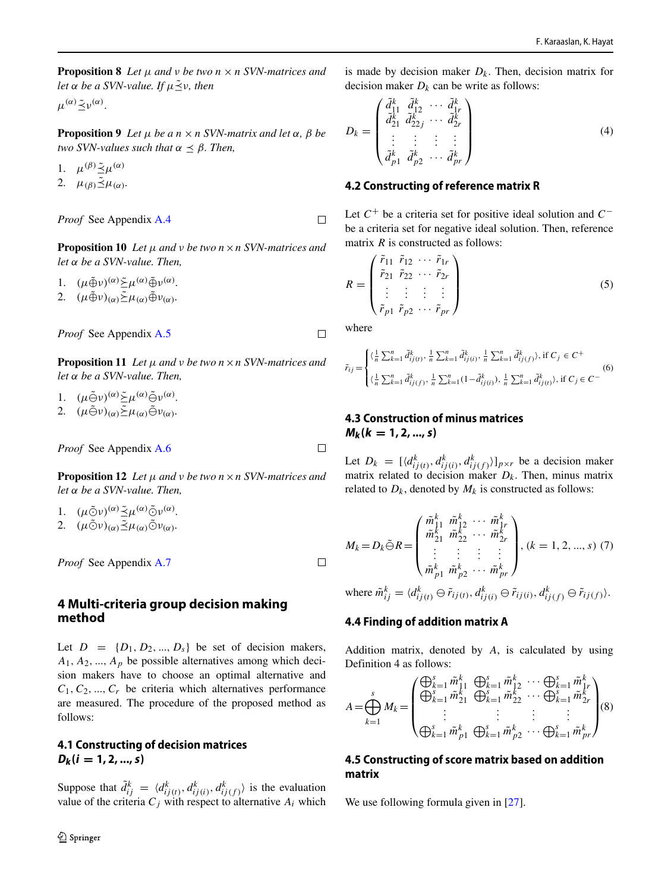**Proposition 8** *Let $\mu$ and $\nu$ be two $n \times n$ SVN-matrices and let $\alpha$ be a SVN-value. If $\mu \tilde{\preceq} \nu$, then*

$\mu^{(\alpha)} \tilde{\preceq} \nu^{(\alpha)}$.

**Proposition 9** *Let $\mu$ be a $n \times n$ SVN-matrix and let $\alpha$, $\beta$ be two SVN-values such that $\alpha \preceq \beta$. Then,*

1. $\mu^{(\beta)} \tilde{\preceq} \mu^{(\alpha)}$
2. $\mu_{(\beta)} \tilde{\preceq} \mu_{(\alpha)}$.

*Proof* See Appendix A.4 □

**Proposition 10** *Let $\mu$ and $\nu$ be two $n \times n$ SVN-matrices and let $\alpha$ be a SVN-value. Then,*

1. $(\mu \tilde{\oplus} \nu)^{(\alpha)} \tilde{\succeq} \mu^{(\alpha)} \tilde{\oplus} \nu^{(\alpha)}$.
2. $(\mu \tilde{\oplus} \nu)_{(\alpha)} \tilde{\succeq} \mu_{(\alpha)} \tilde{\oplus} \nu_{(\alpha)}$.

*Proof* See Appendix A.5 □

**Proposition 11** *Let $\mu$ and $\nu$ be two $n \times n$ SVN-matrices and let $\alpha$ be a SVN-value. Then,*

1. $(\mu \tilde{\ominus} \nu)^{(\alpha)} \tilde{\succeq} \mu^{(\alpha)} \tilde{\ominus} \nu^{(\alpha)}$.
2. $(\mu \tilde{\ominus} \nu)_{(\alpha)} \tilde{\succeq} \mu_{(\alpha)} \tilde{\ominus} \nu_{(\alpha)}$.

*Proof* See Appendix A.6 □

**Proposition 12** *Let $\mu$ and $\nu$ be two $n \times n$ SVN-matrices and let $\alpha$ be a SVN-value. Then,*

1. $(\mu \tilde{\odot} \nu)^{(\alpha)} \tilde{\preceq} \mu^{(\alpha)} \tilde{\odot} \nu^{(\alpha)}$.
2. $(\mu \tilde{\odot} \nu)_{(\alpha)} \tilde{\preceq} \mu_{(\alpha)} \tilde{\odot} \nu_{(\alpha)}$.

*Proof* See Appendix A.7 □

## 4 Multi-criteria group decision making method

Let $D = \{D_1, D_2, ..., D_s\}$ be set of decision makers, $A_1, A_2, ..., A_p$ be possible alternatives among which decision makers have to choose an optimal alternative and $C_1, C_2, ..., C_r$ be criteria which alternatives performance are measured. The procedure of the proposed method as follows:

### 4.1 Constructing of decision matrices $D_k (i = 1, 2, ..., s)$

Suppose that $\tilde{d}^k_{ij} = \langle d^k_{ij(t)}, d^k_{ij(i)}, d^k_{ij(f)} \rangle$ is the evaluation value of the criteria $C_j$ with respect to alternative $A_i$ which is made by decision maker $D_k$. Then, decision matrix for decision maker $D_k$ can be write as follows:

$$D_k = \begin{pmatrix} \tilde{d}^k_{11} & \tilde{d}^k_{12} & \cdots & \tilde{d}^k_{1r} \\ \tilde{d}^k_{21} & \tilde{d}^k_{22j} & \cdots & \tilde{d}^k_{2r} \\ \vdots & \vdots & \vdots & \vdots \\ \tilde{d}^k_{p1} & \tilde{d}^k_{p2} & \cdots & \tilde{d}^k_{pr} \end{pmatrix} \tag{4}$$

### 4.2 Constructing of reference matrix R

Let $C^+$ be a criteria set for positive ideal solution and $C^-$ be a criteria set for negative ideal solution. Then, reference matrix $R$ is constructed as follows:

$$R = \begin{pmatrix} \tilde{r}_{11} & \tilde{r}_{12} & \cdots & \tilde{r}_{1r} \\ \tilde{r}_{21} & \tilde{r}_{22} & \cdots & \tilde{r}_{2r} \\ \vdots & \vdots & \vdots & \vdots \\ \tilde{r}_{p1} & \tilde{r}_{p2} & \cdots & \tilde{r}_{pr} \end{pmatrix} \tag{5}$$

where

$$\tilde{r}_{ij} = \begin{cases} \langle \frac{1}{n}\sum_{k=1}^{n} \tilde{d}^k_{ij(t)}, \frac{1}{n}\sum_{k=1}^{n} \tilde{d}^k_{ij(i)}, \frac{1}{n}\sum_{k=1}^{n} \tilde{d}^k_{ij(f)} \rangle, \text{ if } C_j \in C^+ \\ \langle \frac{1}{n}\sum_{k=1}^{n} \tilde{d}^k_{ij(f)}, \frac{1}{n}\sum_{k=1}^{n} (1-\tilde{d}^k_{ij(i)}), \frac{1}{n}\sum_{k=1}^{n} \tilde{d}^k_{ij(t)} \rangle, \text{ if } C_j \in C^- \end{cases} \tag{6}$$

### 4.3 Construction of minus matrices $M_k (k = 1, 2, ..., s)$

Let $D_k = [\langle d^k_{ij(t)}, d^k_{ij(i)}, d^k_{ij(f)} \rangle]_{p \times r}$ be a decision maker matrix related to decision maker $D_k$. Then, minus matrix related to $D_k$, denoted by $M_k$ is constructed as follows:

$$M_k = D_k \tilde{\ominus} R = \begin{pmatrix} \tilde{m}^k_{11} & \tilde{m}^k_{12} & \cdots & \tilde{m}^k_{1r} \\ \tilde{m}^k_{21} & \tilde{m}^k_{22} & \cdots & \tilde{m}^k_{2r} \\ \vdots & \vdots & \vdots & \vdots \\ \tilde{m}^k_{p1} & \tilde{m}^k_{p2} & \cdots & \tilde{m}^k_{pr} \end{pmatrix}, (k = 1, 2, ..., s) \tag{7}$$

where $\tilde{m}^k_{ij} = \langle d^k_{ij(t)} \ominus \tilde{r}_{ij(t)}, d^k_{ij(i)} \ominus \tilde{r}_{ij(i)}, d^k_{ij(f)} \ominus \tilde{r}_{ij(f)} \rangle$.

### 4.4 Finding of addition matrix A

Addition matrix, denoted by $A$, is calculated by using Definition 4 as follows:

$$A = \bigoplus_{k=1}^{s} M_k = \begin{pmatrix} \bigoplus_{k=1}^{s} \tilde{m}^k_{11} & \bigoplus_{k=1}^{s} \tilde{m}^k_{12} & \cdots & \bigoplus_{k=1}^{s} \tilde{m}^k_{1r} \\ \bigoplus_{k=1}^{s} \tilde{m}^k_{21} & \bigoplus_{k=1}^{s} \tilde{m}^k_{22} & \cdots & \bigoplus_{k=1}^{s} \tilde{m}^k_{2r} \\ \vdots & \vdots & \vdots & \vdots \\ \bigoplus_{k=1}^{s} \tilde{m}^k_{p1} & \bigoplus_{k=1}^{s} \tilde{m}^k_{p2} & \cdots & \bigoplus_{k=1}^{s} \tilde{m}^k_{pr} \end{pmatrix} \tag{8}$$

### 4.5 Constructing of score matrix based on addition matrix

We use following formula given in [27].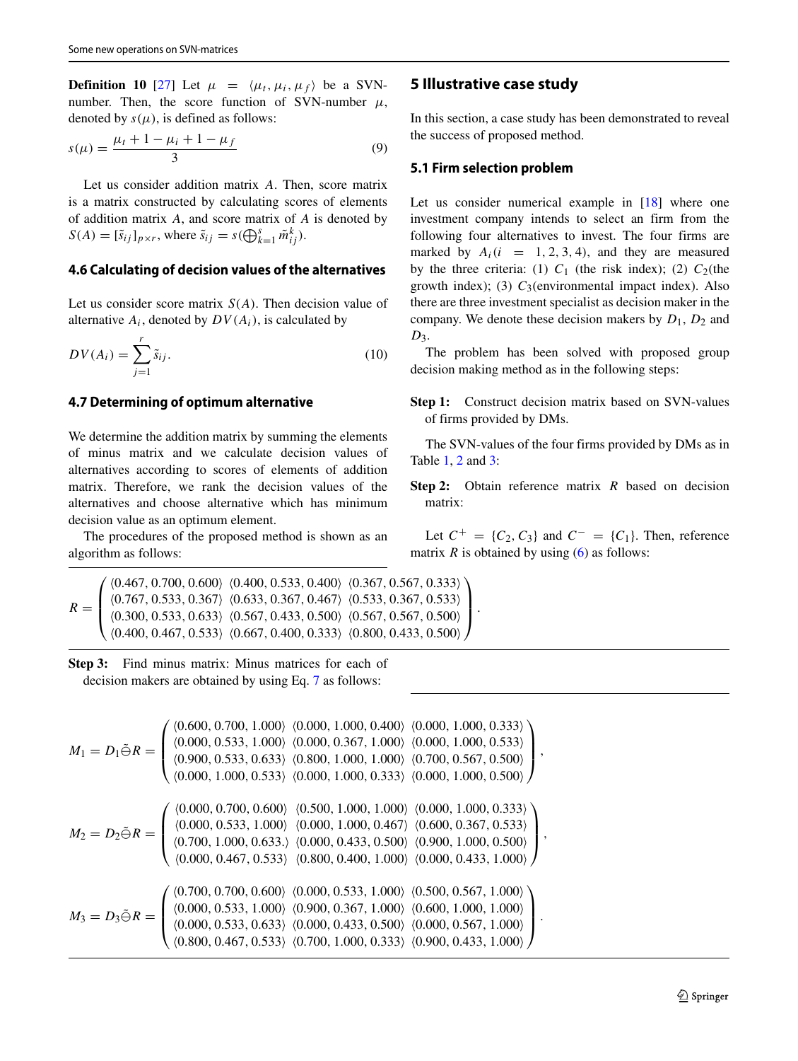**Definition 10** [27] Let $\mu = \langle \mu_t, \mu_i, \mu_f \rangle$ be a SVN-number. Then, the score function of SVN-number $\mu$, denoted by $s(\mu)$, is defined as follows:

$$s(\mu) = \frac{\mu_t + 1 - \mu_i + 1 - \mu_f}{3} \tag{9}$$

Let us consider addition matrix $A$. Then, score matrix is a matrix constructed by calculating scores of elements of addition matrix $A$, and score matrix of $A$ is denoted by $S(A) = [\tilde{s}_{ij}]_{p \times r}$, where $\tilde{s}_{ij} = s(\bigoplus_{k=1}^{s} \tilde{m}_{ij}^{k})$.

### 4.6 Calculating of decision values of the alternatives

Let us consider score matrix $S(A)$. Then decision value of alternative $A_i$, denoted by $DV(A_i)$, is calculated by

$$DV(A_i) = \sum_{j=1}^{r} \tilde{s}_{ij}. \tag{10}$$

### 4.7 Determining of optimum alternative

We determine the addition matrix by summing the elements of minus matrix and we calculate decision values of alternatives according to scores of elements of addition matrix. Therefore, we rank the decision values of the alternatives and choose alternative which has minimum decision value as an optimum element.

The procedures of the proposed method is shown as an algorithm as follows:

## 5 Illustrative case study

In this section, a case study has been demonstrated to reveal the success of proposed method.

### 5.1 Firm selection problem

Let us consider numerical example in [18] where one investment company intends to select an firm from the following four alternatives to invest. The four firms are marked by $A_i (i = 1, 2, 3, 4)$, and they are measured by the three criteria: (1) $C_1$ (the risk index); (2) $C_2$(the growth index); (3) $C_3$(environmental impact index). Also there are three investment specialist as decision maker in the company. We denote these decision makers by $D_1$, $D_2$ and $D_3$.

The problem has been solved with proposed group decision making method as in the following steps:

**Step 1:** Construct decision matrix based on SVN-values of firms provided by DMs.

The SVN-values of the four firms provided by DMs as in Table 1, 2 and 3:

**Step 2:** Obtain reference matrix $R$ based on decision matrix:

Let $C^+ = \{C_2, C_3\}$ and $C^- = \{C_1\}$. Then, reference matrix $R$ is obtained by using (6) as follows:

$$R = \begin{pmatrix} \langle 0.467, 0.700, 0.600\rangle & \langle 0.400, 0.533, 0.400\rangle & \langle 0.367, 0.567, 0.333\rangle \\ \langle 0.767, 0.533, 0.367\rangle & \langle 0.633, 0.367, 0.467\rangle & \langle 0.533, 0.367, 0.533\rangle \\ \langle 0.300, 0.533, 0.633\rangle & \langle 0.567, 0.433, 0.500\rangle & \langle 0.567, 0.567, 0.500\rangle \\ \langle 0.400, 0.467, 0.533\rangle & \langle 0.667, 0.400, 0.333\rangle & \langle 0.800, 0.433, 0.500\rangle \end{pmatrix}.$$

**Step 3:** Find minus matrix: Minus matrices for each of decision makers are obtained by using Eq. 7 as follows:

$$M_1 = D_1 \tilde{\ominus} R = \begin{pmatrix} \langle 0.600, 0.700, 1.000\rangle & \langle 0.000, 1.000, 0.400\rangle & \langle 0.000, 1.000, 0.333\rangle \\ \langle 0.000, 0.533, 1.000\rangle & \langle 0.000, 0.367, 1.000\rangle & \langle 0.000, 1.000, 0.533\rangle \\ \langle 0.900, 0.533, 0.633\rangle & \langle 0.800, 1.000, 1.000\rangle & \langle 0.700, 0.567, 0.500\rangle \\ \langle 0.000, 1.000, 0.533\rangle & \langle 0.000, 1.000, 0.333\rangle & \langle 0.000, 1.000, 0.500\rangle \end{pmatrix},$$

$$M_2 = D_2 \tilde{\ominus} R = \begin{pmatrix} \langle 0.000, 0.700, 0.600\rangle & \langle 0.500, 1.000, 1.000\rangle & \langle 0.000, 1.000, 0.333\rangle \\ \langle 0.000, 0.533, 1.000\rangle & \langle 0.000, 1.000, 0.467\rangle & \langle 0.600, 0.367, 0.533\rangle \\ \langle 0.700, 1.000, 0.633.\rangle & \langle 0.000, 0.433, 0.500\rangle & \langle 0.900, 1.000, 0.500\rangle \\ \langle 0.000, 0.467, 0.533\rangle & \langle 0.800, 0.400, 1.000\rangle & \langle 0.000, 0.433, 1.000\rangle \end{pmatrix},$$

$$M_3 = D_3 \tilde{\ominus} R = \begin{pmatrix} \langle 0.700, 0.700, 0.600\rangle & \langle 0.000, 0.533, 1.000\rangle & \langle 0.500, 0.567, 1.000\rangle \\ \langle 0.000, 0.533, 1.000\rangle & \langle 0.900, 0.367, 1.000\rangle & \langle 0.600, 1.000, 1.000\rangle \\ \langle 0.000, 0.533, 0.633\rangle & \langle 0.000, 0.433, 0.500\rangle & \langle 0.000, 0.567, 1.000\rangle \\ \langle 0.800, 0.467, 0.533\rangle & \langle 0.700, 1.000, 0.333\rangle & \langle 0.900, 0.433, 1.000\rangle \end{pmatrix}.$$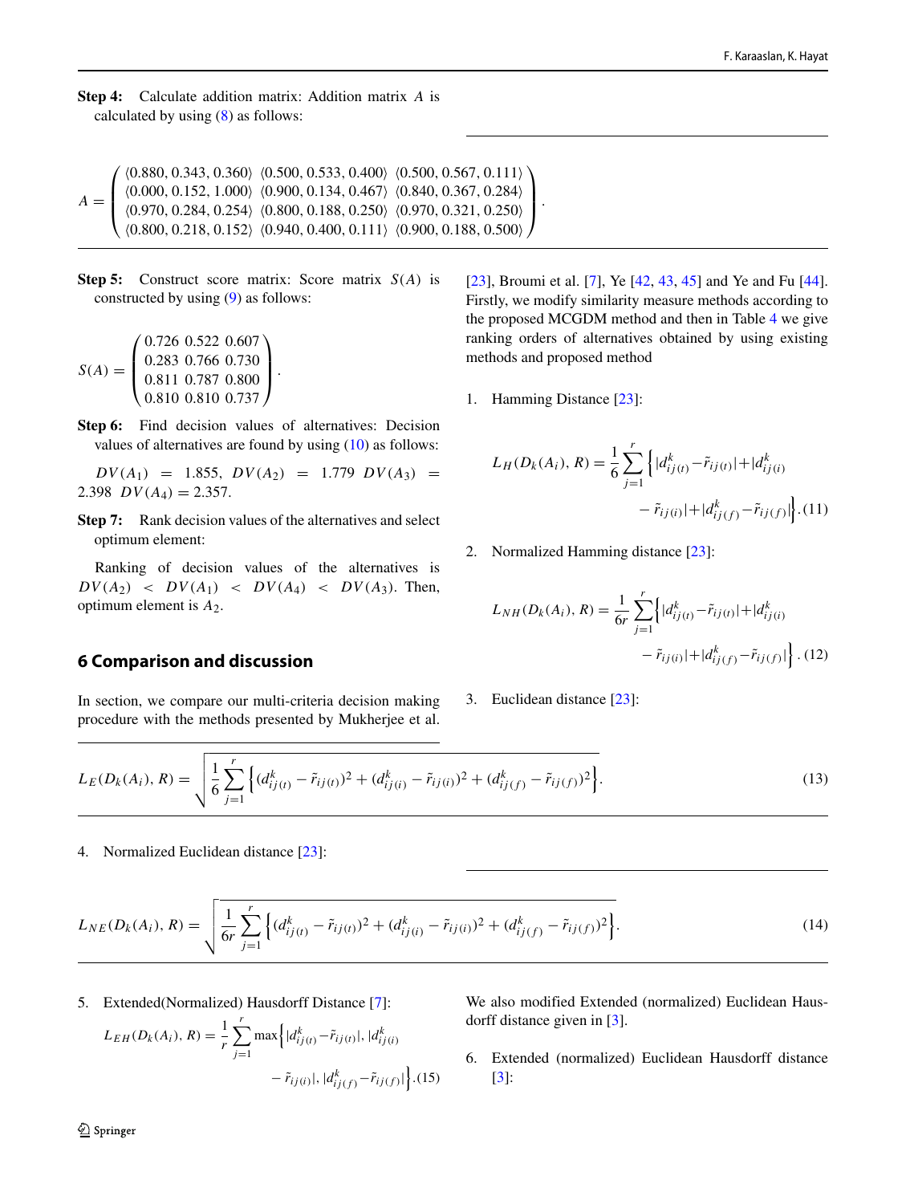**Step 4:** Calculate addition matrix: Addition matrix $A$ is calculated by using (8) as follows:

$$A = \begin{pmatrix} \langle 0.880, 0.343, 0.360\rangle & \langle 0.500, 0.533, 0.400\rangle & \langle 0.500, 0.567, 0.111\rangle \\ \langle 0.000, 0.152, 1.000\rangle & \langle 0.900, 0.134, 0.467\rangle & \langle 0.840, 0.367, 0.284\rangle \\ \langle 0.970, 0.284, 0.254\rangle & \langle 0.800, 0.188, 0.250\rangle & \langle 0.970, 0.321, 0.250\rangle \\ \langle 0.800, 0.218, 0.152\rangle & \langle 0.940, 0.400, 0.111\rangle & \langle 0.900, 0.188, 0.500\rangle \end{pmatrix}.$$

**Step 5:** Construct score matrix: Score matrix $S(A)$ is constructed by using (9) as follows:

$$S(A) = \begin{pmatrix} 0.726 & 0.522 & 0.607 \\ 0.283 & 0.766 & 0.730 \\ 0.811 & 0.787 & 0.800 \\ 0.810 & 0.810 & 0.737 \end{pmatrix}.$$

**Step 6:** Find decision values of alternatives: Decision values of alternatives are found by using (10) as follows:

$DV(A_1) = 1.855$, $DV(A_2) = 1.779$ $DV(A_3) = 2.398$ $DV(A_4) = 2.357$.

**Step 7:** Rank decision values of the alternatives and select optimum element:

Ranking of decision values of the alternatives is $DV(A_2) < DV(A_1) < DV(A_4) < DV(A_3)$. Then, optimum element is $A_2$.

## 6 Comparison and discussion

In section, we compare our multi-criteria decision making procedure with the methods presented by Mukherjee et al. [23], Broumi et al. [7], Ye [42, 43, 45] and Ye and Fu [44]. Firstly, we modify similarity measure methods according to the proposed MCGDM method and then in Table 4 we give ranking orders of alternatives obtained by using existing methods and proposed method

1. Hamming Distance [23]:

$$L_H(D_k(A_i), R) = \frac{1}{6}\sum_{j=1}^{r}\Big\{|d^k_{ij(t)} - \tilde{r}_{ij(t)}| + |d^k_{ij(i)} - \tilde{r}_{ij(i)}| + |d^k_{ij(f)} - \tilde{r}_{ij(f)}|\Big\}. \quad (11)$$

2. Normalized Hamming distance [23]:

$$L_{NH}(D_k(A_i), R) = \frac{1}{6r}\sum_{j=1}^{r}\Big\{|d^k_{ij(t)} - \tilde{r}_{ij(t)}| + |d^k_{ij(i)} - \tilde{r}_{ij(i)}| + |d^k_{ij(f)} - \tilde{r}_{ij(f)}|\Big\}. \quad (12)$$

3. Euclidean distance [23]:

$$L_E(D_k(A_i), R) = \sqrt{\frac{1}{6}\sum_{j=1}^{r}\Big\{(d^k_{ij(t)} - \tilde{r}_{ij(t)})^2 + (d^k_{ij(i)} - \tilde{r}_{ij(i)})^2 + (d^k_{ij(f)} - \tilde{r}_{ij(f)})^2\Big\}}. \quad (13)$$

4. Normalized Euclidean distance [23]:

$$L_{NE}(D_k(A_i), R) = \sqrt{\frac{1}{6r}\sum_{j=1}^{r}\Big\{(d^k_{ij(t)} - \tilde{r}_{ij(t)})^2 + (d^k_{ij(i)} - \tilde{r}_{ij(i)})^2 + (d^k_{ij(f)} - \tilde{r}_{ij(f)})^2\Big\}}. \quad (14)$$

5. Extended(Normalized) Hausdorff Distance [7]:

$$L_{EH}(D_k(A_i), R) = \frac{1}{r}\sum_{j=1}^{r}\max\Big\{|d^k_{ij(t)} - \tilde{r}_{ij(t)}|, |d^k_{ij(i)} - \tilde{r}_{ij(i)}|, |d^k_{ij(f)} - \tilde{r}_{ij(f)}|\Big\}. \quad (15)$$

We also modified Extended (normalized) Euclidean Hausdorff distance given in [3].

6. Extended (normalized) Euclidean Hausdorff distance [3]: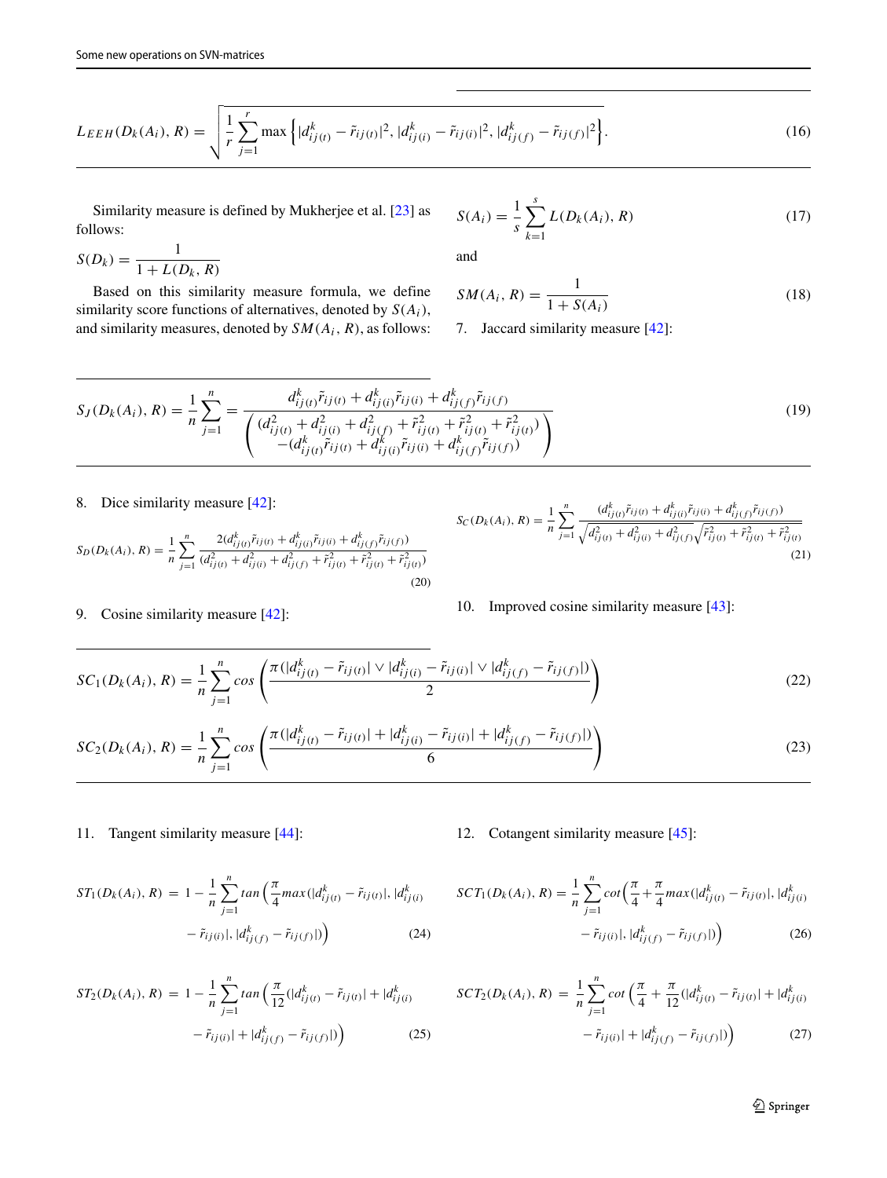$$L_{EEH}(D_k(A_i), R) = \sqrt{\frac{1}{r}\sum_{j=1}^{r} \max\left\{|d^k_{ij(t)} - \tilde{r}_{ij(t)}|^2, |d^k_{ij(i)} - \tilde{r}_{ij(i)}|^2, |d^k_{ij(f)} - \tilde{r}_{ij(f)}|^2\right\}}. \tag{16}$$

Similarity measure is defined by Mukherjee et al. [23] as follows:

$$S(D_k) = \frac{1}{1 + L(D_k, R)}$$

Based on this similarity measure formula, we define similarity score functions of alternatives, denoted by $S(A_i)$, and similarity measures, denoted by $SM(A_i, R)$, as follows:

$$S(A_i) = \frac{1}{s}\sum_{k=1}^{s} L(D_k(A_i), R) \tag{17}$$

and

$$SM(A_i, R) = \frac{1}{1 + S(A_i)} \tag{18}$$

7. Jaccard similarity measure [42]:

$$S_J(D_k(A_i), R) = \frac{1}{n}\sum_{j=1}^{n} = \frac{d^k_{ij(t)}\tilde{r}_{ij(t)} + d^k_{ij(i)}\tilde{r}_{ij(i)} + d^k_{ij(f)}\tilde{r}_{ij(f)}}{\begin{pmatrix} (d^2_{ij(t)} + d^2_{ij(i)} + d^2_{ij(f)} + \tilde{r}^2_{ij(t)} + \tilde{r}^2_{ij(t)} + \tilde{r}^2_{ij(t)}) \\ -(d^k_{ij(t)}\tilde{r}_{ij(t)} + d^k_{ij(i)}\tilde{r}_{ij(i)} + d^k_{ij(f)}\tilde{r}_{ij(f)}) \end{pmatrix}} \tag{19}$$

8. Dice similarity measure [42]:

$$S_D(D_k(A_i), R) = \frac{1}{n}\sum_{j=1}^{n} \frac{2(d^k_{ij(t)}\tilde{r}_{ij(t)} + d^k_{ij(i)}\tilde{r}_{ij(i)} + d^k_{ij(f)}\tilde{r}_{ij(f)})}{(d^2_{ij(t)} + d^2_{ij(i)} + d^2_{ij(f)} + \tilde{r}^2_{ij(t)} + \tilde{r}^2_{ij(t)} + \tilde{r}^2_{ij(t)})} \tag{20}$$

9. Cosine similarity measure [42]:

$$S_C(D_k(A_i), R) = \frac{1}{n}\sum_{j=1}^{n} \frac{(d^k_{ij(t)}\tilde{r}_{ij(t)} + d^k_{ij(i)}\tilde{r}_{ij(i)} + d^k_{ij(f)}\tilde{r}_{ij(f)})}{\sqrt{d^2_{ij(t)} + d^2_{ij(i)} + d^2_{ij(f)}}\sqrt{\tilde{r}^2_{ij(t)} + \tilde{r}^2_{ij(t)} + \tilde{r}^2_{ij(t)}}} \tag{21}$$

10. Improved cosine similarity measure [43]:

$$SC_1(D_k(A_i), R) = \frac{1}{n}\sum_{j=1}^{n} cos\left(\frac{\pi(|d^k_{ij(t)} - \tilde{r}_{ij(t)}| \vee |d^k_{ij(i)} - \tilde{r}_{ij(i)}| \vee |d^k_{ij(f)} - \tilde{r}_{ij(f)}|)}{2}\right) \tag{22}$$

$$SC_2(D_k(A_i), R) = \frac{1}{n}\sum_{j=1}^{n} cos\left(\frac{\pi(|d^k_{ij(t)} - \tilde{r}_{ij(t)}| + |d^k_{ij(i)} - \tilde{r}_{ij(i)}| + |d^k_{ij(f)} - \tilde{r}_{ij(f)}|)}{6}\right) \tag{23}$$

11. Tangent similarity measure [44]:

$$ST_1(D_k(A_i), R) = 1 - \frac{1}{n}\sum_{j=1}^{n} tan\left(\frac{\pi}{4}max(|d^k_{ij(t)} - \tilde{r}_{ij(t)}|, |d^k_{ij(i)} - \tilde{r}_{ij(i)}|, |d^k_{ij(f)} - \tilde{r}_{ij(f)}|)\right) \tag{24}$$

$$ST_2(D_k(A_i), R) = 1 - \frac{1}{n}\sum_{j=1}^{n} tan\left(\frac{\pi}{12}(|d^k_{ij(t)} - \tilde{r}_{ij(t)}| + |d^k_{ij(i)} - \tilde{r}_{ij(i)}| + |d^k_{ij(f)} - \tilde{r}_{ij(f)}|)\right) \tag{25}$$

12. Cotangent similarity measure [45]:

$$SCT_1(D_k(A_i), R) = \frac{1}{n}\sum_{j=1}^{n} cot\left(\frac{\pi}{4} + \frac{\pi}{4}max(|d^k_{ij(t)} - \tilde{r}_{ij(t)}|, |d^k_{ij(i)} - \tilde{r}_{ij(i)}|, |d^k_{ij(f)} - \tilde{r}_{ij(f)}|)\right) \tag{26}$$

$$SCT_2(D_k(A_i), R) = \frac{1}{n}\sum_{j=1}^{n} cot\left(\frac{\pi}{4} + \frac{\pi}{12}(|d^k_{ij(t)} - \tilde{r}_{ij(t)}| + |d^k_{ij(i)} - \tilde{r}_{ij(i)}| + |d^k_{ij(f)} - \tilde{r}_{ij(f)}|)\right) \tag{27}$$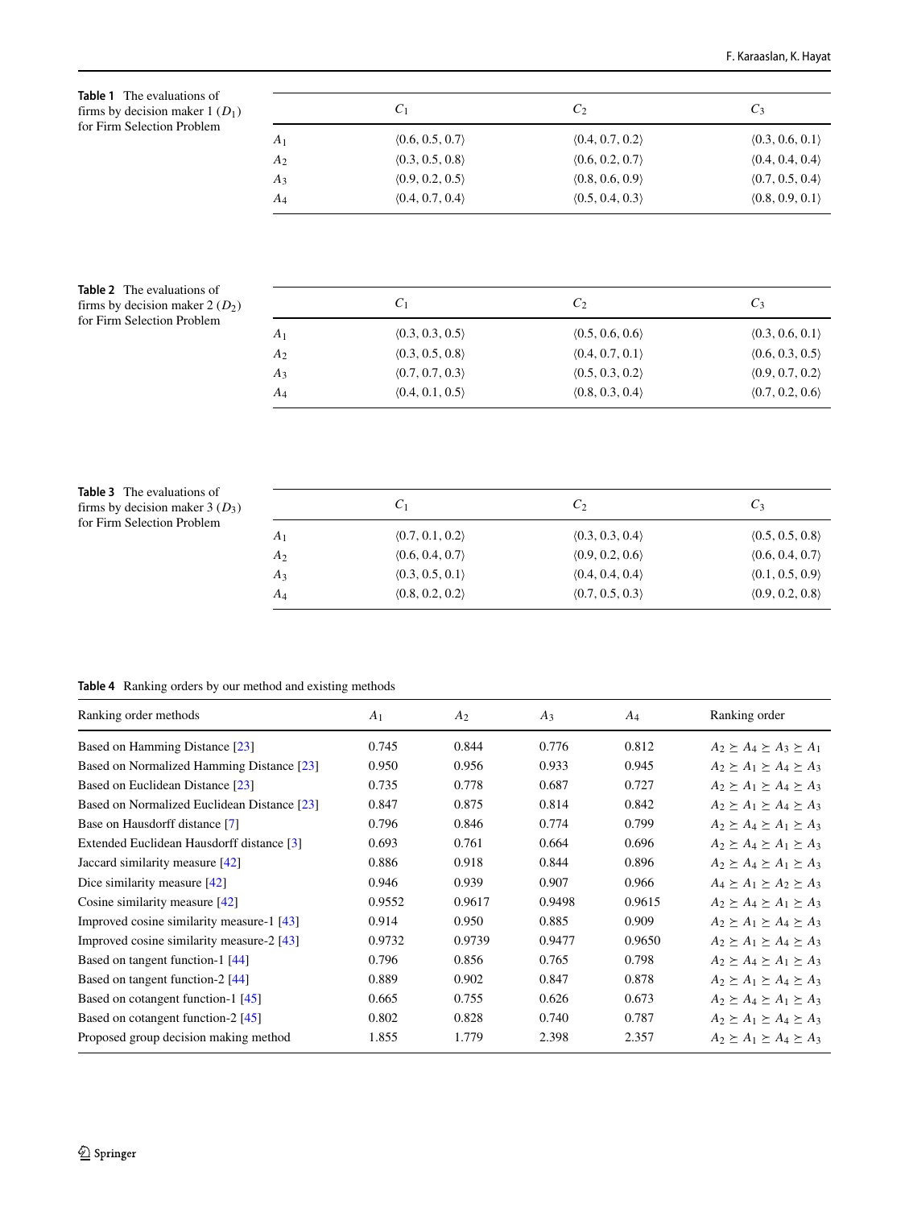**Table 1** The evaluations of firms by decision maker 1 ($D_1$) for Firm Selection Problem

| | $C_1$ | $C_2$ | $C_3$ |
|---|---|---|---|
| $A_1$ | ⟨0.6, 0.5, 0.7⟩ | ⟨0.4, 0.7, 0.2⟩ | ⟨0.3, 0.6, 0.1⟩ |
| $A_2$ | ⟨0.3, 0.5, 0.8⟩ | ⟨0.6, 0.2, 0.7⟩ | ⟨0.4, 0.4, 0.4⟩ |
| $A_3$ | ⟨0.9, 0.2, 0.5⟩ | ⟨0.8, 0.6, 0.9⟩ | ⟨0.7, 0.5, 0.4⟩ |
| $A_4$ | ⟨0.4, 0.7, 0.4⟩ | ⟨0.5, 0.4, 0.3⟩ | ⟨0.8, 0.9, 0.1⟩ |

**Table 2** The evaluations of firms by decision maker 2 ($D_2$) for Firm Selection Problem

| | $C_1$ | $C_2$ | $C_3$ |
|---|---|---|---|
| $A_1$ | ⟨0.3, 0.3, 0.5⟩ | ⟨0.5, 0.6, 0.6⟩ | ⟨0.3, 0.6, 0.1⟩ |
| $A_2$ | ⟨0.3, 0.5, 0.8⟩ | ⟨0.4, 0.7, 0.1⟩ | ⟨0.6, 0.3, 0.5⟩ |
| $A_3$ | ⟨0.7, 0.7, 0.3⟩ | ⟨0.5, 0.3, 0.2⟩ | ⟨0.9, 0.7, 0.2⟩ |
| $A_4$ | ⟨0.4, 0.1, 0.5⟩ | ⟨0.8, 0.3, 0.4⟩ | ⟨0.7, 0.2, 0.6⟩ |

**Table 3** The evaluations of firms by decision maker 3 ($D_3$) for Firm Selection Problem

| | $C_1$ | $C_2$ | $C_3$ |
|---|---|---|---|
| $A_1$ | ⟨0.7, 0.1, 0.2⟩ | ⟨0.3, 0.3, 0.4⟩ | ⟨0.5, 0.5, 0.8⟩ |
| $A_2$ | ⟨0.6, 0.4, 0.7⟩ | ⟨0.9, 0.2, 0.6⟩ | ⟨0.6, 0.4, 0.7⟩ |
| $A_3$ | ⟨0.3, 0.5, 0.1⟩ | ⟨0.4, 0.4, 0.4⟩ | ⟨0.1, 0.5, 0.9⟩ |
| $A_4$ | ⟨0.8, 0.2, 0.2⟩ | ⟨0.7, 0.5, 0.3⟩ | ⟨0.9, 0.2, 0.8⟩ |

**Table 4** Ranking orders by our method and existing methods

| Ranking order methods | $A_1$ | $A_2$ | $A_3$ | $A_4$ | Ranking order |
|---|---|---|---|---|---|
| Based on Hamming Distance [23] | 0.745 | 0.844 | 0.776 | 0.812 | $A_2 \succeq A_4 \succeq A_3 \succeq A_1$ |
| Based on Normalized Hamming Distance [23] | 0.950 | 0.956 | 0.933 | 0.945 | $A_2 \succeq A_1 \succeq A_4 \succeq A_3$ |
| Based on Euclidean Distance [23] | 0.735 | 0.778 | 0.687 | 0.727 | $A_2 \succeq A_1 \succeq A_4 \succeq A_3$ |
| Based on Normalized Euclidean Distance [23] | 0.847 | 0.875 | 0.814 | 0.842 | $A_2 \succeq A_1 \succeq A_4 \succeq A_3$ |
| Base on Hausdorff distance [7] | 0.796 | 0.846 | 0.774 | 0.799 | $A_2 \succeq A_4 \succeq A_1 \succeq A_3$ |
| Extended Euclidean Hausdorff distance [3] | 0.693 | 0.761 | 0.664 | 0.696 | $A_2 \succeq A_4 \succeq A_1 \succeq A_3$ |
| Jaccard similarity measure [42] | 0.886 | 0.918 | 0.844 | 0.896 | $A_2 \succeq A_4 \succeq A_1 \succeq A_3$ |
| Dice similarity measure [42] | 0.946 | 0.939 | 0.907 | 0.966 | $A_4 \succeq A_1 \succeq A_2 \succeq A_3$ |
| Cosine similarity measure [42] | 0.9552 | 0.9617 | 0.9498 | 0.9615 | $A_2 \succeq A_4 \succeq A_1 \succeq A_3$ |
| Improved cosine similarity measure-1 [43] | 0.914 | 0.950 | 0.885 | 0.909 | $A_2 \succeq A_1 \succeq A_4 \succeq A_3$ |
| Improved cosine similarity measure-2 [43] | 0.9732 | 0.9739 | 0.9477 | 0.9650 | $A_2 \succeq A_1 \succeq A_4 \succeq A_3$ |
| Based on tangent function-1 [44] | 0.796 | 0.856 | 0.765 | 0.798 | $A_2 \succeq A_4 \succeq A_1 \succeq A_3$ |
| Based on tangent function-2 [44] | 0.889 | 0.902 | 0.847 | 0.878 | $A_2 \succeq A_1 \succeq A_4 \succeq A_3$ |
| Based on cotangent function-1 [45] | 0.665 | 0.755 | 0.626 | 0.673 | $A_2 \succeq A_4 \succeq A_1 \succeq A_3$ |
| Based on cotangent function-2 [45] | 0.802 | 0.828 | 0.740 | 0.787 | $A_2 \succeq A_1 \succeq A_4 \succeq A_3$ |
| Proposed group decision making method | 1.855 | 1.779 | 2.398 | 2.357 | $A_2 \succeq A_1 \succeq A_4 \succeq A_3$ |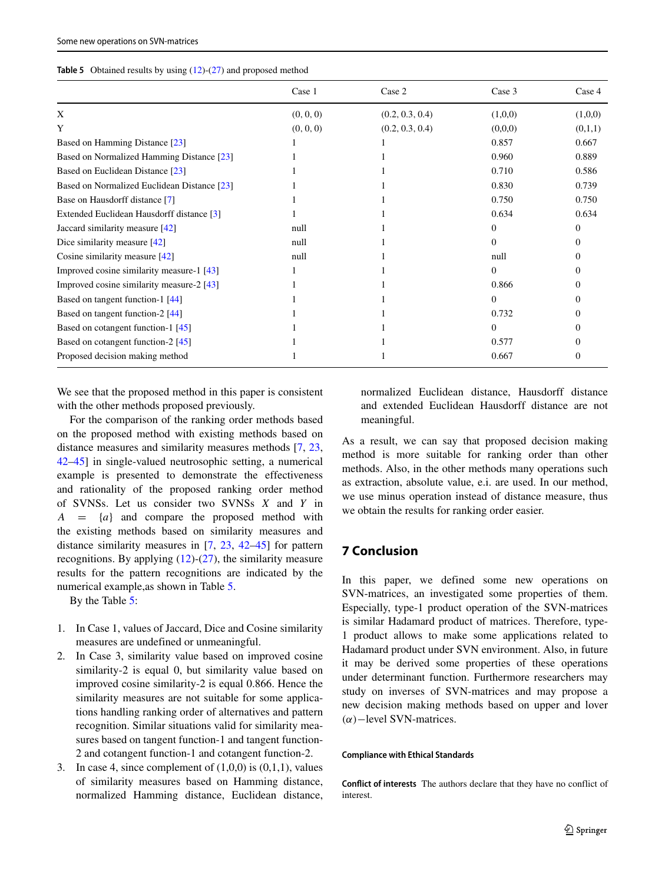**Table 5** Obtained results by using (12)-(27) and proposed method

| | Case 1 | Case 2 | Case 3 | Case 4 |
|---|---|---|---|---|
| X | (0, 0, 0) | (0.2, 0.3, 0.4) | (1,0,0) | (1,0,0) |
| Y | (0, 0, 0) | (0.2, 0.3, 0.4) | (0,0,0) | (0,1,1) |
| Based on Hamming Distance [23] | 1 | 1 | 0.857 | 0.667 |
| Based on Normalized Hamming Distance [23] | 1 | 1 | 0.960 | 0.889 |
| Based on Euclidean Distance [23] | 1 | 1 | 0.710 | 0.586 |
| Based on Normalized Euclidean Distance [23] | 1 | 1 | 0.830 | 0.739 |
| Base on Hausdorff distance [7] | 1 | 1 | 0.750 | 0.750 |
| Extended Euclidean Hausdorff distance [3] | 1 | 1 | 0.634 | 0.634 |
| Jaccard similarity measure [42] | null | 1 | 0 | 0 |
| Dice similarity measure [42] | null | 1 | 0 | 0 |
| Cosine similarity measure [42] | null | 1 | null | 0 |
| Improved cosine similarity measure-1 [43] | 1 | 1 | 0 | 0 |
| Improved cosine similarity measure-2 [43] | 1 | 1 | 0.866 | 0 |
| Based on tangent function-1 [44] | 1 | 1 | 0 | 0 |
| Based on tangent function-2 [44] | 1 | 1 | 0.732 | 0 |
| Based on cotangent function-1 [45] | 1 | 1 | 0 | 0 |
| Based on cotangent function-2 [45] | 1 | 1 | 0.577 | 0 |
| Proposed decision making method | 1 | 1 | 0.667 | 0 |

We see that the proposed method in this paper is consistent with the other methods proposed previously.

For the comparison of the ranking order methods based on the proposed method with existing methods based on distance measures and similarity measures methods [7, 23, 42–45] in single-valued neutrosophic setting, a numerical example is presented to demonstrate the effectiveness and rationality of the proposed ranking order method of SVNSs. Let us consider two SVNSs $X$ and $Y$ in $A = \{a\}$ and compare the proposed method with the existing methods based on similarity measures and distance similarity measures in [7, 23, 42–45] for pattern recognitions. By applying (12)-(27), the similarity measure results for the pattern recognitions are indicated by the numerical example,as shown in Table 5.

By the Table 5:

1. In Case 1, values of Jaccard, Dice and Cosine similarity measures are undefined or unmeaningful.
2. In Case 3, similarity value based on improved cosine similarity-2 is equal 0, but similarity value based on improved cosine similarity-2 is equal 0.866. Hence the similarity measures are not suitable for some applications handling ranking order of alternatives and pattern recognition. Similar situations valid for similarity measures based on tangent function-1 and tangent function-2 and cotangent function-1 and cotangent function-2.
3. In case 4, since complement of (1,0,0) is (0,1,1), values of similarity measures based on Hamming distance, normalized Hamming distance, Euclidean distance, normalized Euclidean distance, Hausdorff distance and extended Euclidean Hausdorff distance are not meaningful.

As a result, we can say that proposed decision making method is more suitable for ranking order than other methods. Also, in the other methods many operations such as extraction, absolute value, e.i. are used. In our method, we use minus operation instead of distance measure, thus we obtain the results for ranking order easier.

## 7 Conclusion

In this paper, we defined some new operations on SVN-matrices, an investigated some properties of them. Especially, type-1 product operation of the SVN-matrices is similar Hadamard product of matrices. Therefore, type-1 product allows to make some applications related to Hadamard product under SVN environment. Also, in future it may be derived some properties of these operations under determinant function. Furthermore researchers may study on inverses of SVN-matrices and may propose a new decision making methods based on upper and lover $(\alpha)-$level SVN-matrices.

#### Compliance with Ethical Standards

**Conflict of interests** The authors declare that they have no conflict of interest.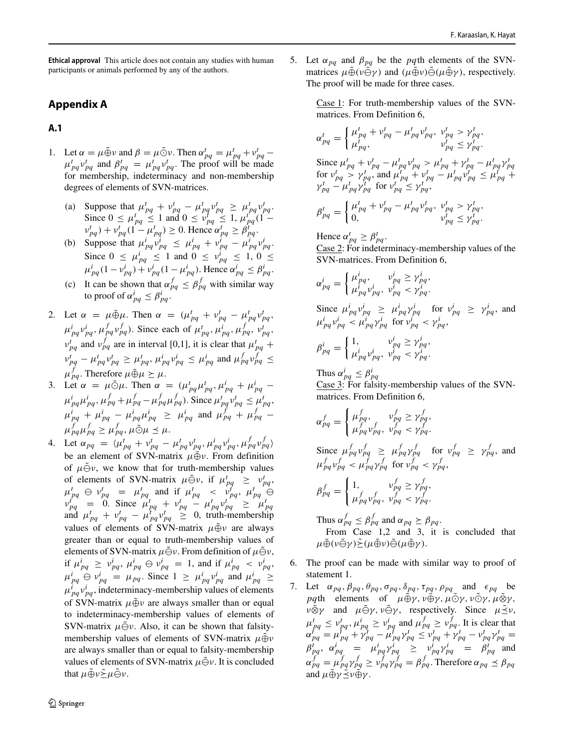**Ethical approval** This article does not contain any studies with human participants or animals performed by any of the authors.

## Appendix A

### A.1

1. Let $\alpha = \mu \tilde{\oplus} \nu$ and $\beta = \mu \tilde{\odot} \nu$. Then $\alpha^t_{pq} = \mu^t_{pq} + \nu^t_{pq} - \mu^t_{pq}\nu^t_{pq}$ and $\beta^t_{pq} = \mu^t_{pq}\nu^t_{pq}$. The proof will be made for membership, indeterminacy and non-membership degrees of elements of SVN-matrices.

   (a) Suppose that $\mu^t_{pq} + \nu^t_{pq} - \mu^t_{pq}\nu^t_{pq} \geq \mu^t_{pq}\nu^t_{pq}$. Since $0 \leq \mu^t_{pq} \leq 1$ and $0 \leq \nu^t_{pq} \leq 1$, $\mu^t_{pq}(1 - \nu^t_{pq}) + \nu^t_{pq}(1 - \mu^t_{pq}) \geq 0$. Hence $\alpha^t_{pq} \geq \beta^t_{pq}$.

   (b) Suppose that $\mu^i_{pq}\nu^i_{pq} \leq \mu^i_{pq} + \nu^i_{pq} - \mu^i_{pq}\nu^i_{pq}$. Since $0 \leq \mu^i_{pq} \leq 1$ and $0 \leq \nu^i_{pq} \leq 1$, $0 \leq \mu^i_{pq}(1 - \nu^i_{pq}) + \nu^i_{pq}(1 - \mu^i_{pq})$. Hence $\alpha^i_{pq} \leq \beta^i_{pq}$.

   (c) It can be shown that $\alpha^f_{pq} \leq \beta^f_{pq}$ with similar way to proof of $\alpha^i_{pq} \leq \beta^i_{pq}$.

2. Let $\alpha = \mu \tilde{\oplus} \mu$. Then $\alpha = (\mu^t_{pq} + \nu^t_{pq} - \mu^t_{pq}\nu^t_{pq}, \mu^i_{pq}\nu^i_{pq}, \mu^f_{pq}\nu^f_{pq})$. Since each of $\mu^t_{pq}, \mu^i_{pq}, \mu^f_{pq}, \nu^t_{pq}, \nu^t_{pq}$ and $\nu^f_{pq}$ are in interval [0,1], it is clear that $\mu^t_{pq} + \nu^t_{pq} - \mu^t_{pq}\nu^t_{pq} \geq \mu^t_{pq}$, $\mu^i_{pq}\nu^i_{pq} \leq \mu^i_{pq}$ and $\mu^f_{pq}\nu^f_{pq} \leq \mu^f_{pq}$. Therefore $\mu \tilde{\oplus} \mu \succeq \mu$.

3. Let $\alpha = \mu \tilde{\odot} \mu$. Then $\alpha = (\mu^t_{pq}\mu^t_{pq}, \mu^i_{pq} + \mu^i_{pq} - \mu^i_{pq}\mu^i_{pq}, \mu^f_{pq} + \mu^f_{pq} - \mu^f_{pq}\mu^f_{pq})$. Since $\mu^t_{pq}\nu^t_{pq} \leq \mu^t_{pq}$, $\mu^i_{pq} + \mu^i_{pq} - \mu^i_{pq}\mu^i_{pq} \geq \mu^i_{pq}$ and $\mu^f_{pq} + \mu^f_{pq} - \mu^f_{pq}\mu^f_{pq} \geq \mu^f_{pq}$, $\mu \tilde{\odot} \mu \preceq \mu$.

4. Let $\alpha_{pq} = \langle \mu^t_{pq} + \nu^t_{pq} - \mu^t_{pq}\nu^t_{pq}, \mu^i_{pq}\nu^i_{pq}, \mu^f_{pq}\nu^f_{pq} \rangle$ be an element of SVN-matrix $\mu \tilde{\oplus} \nu$. From definition of $\mu \tilde{\ominus} \nu$, we know that for truth-membership values of elements of SVN-matrix $\mu \tilde{\ominus} \nu$, if $\mu^t_{pq} \geq \nu^t_{pq}$, $\mu^t_{pq} \ominus \nu^t_{pq} = \mu^t_{pq}$ and if $\mu^t_{pq} < \nu^t_{pq}$, $\mu^t_{pq} \ominus \nu^t_{pq} = 0$. Since $\mu^t_{pq} + \nu^t_{pq} - \mu^t_{pq}\nu^t_{pq} \geq \mu^t_{pq}$ and $\mu^t_{pq} + \nu^t_{pq} - \mu^t_{pq}\nu^t_{pq} \geq 0$, truth-membership values of elements of SVN-matrix $\mu \tilde{\oplus} \nu$ are always greater than or equal to truth-membership values of elements of SVN-matrix $\mu \tilde{\ominus} \nu$. From definition of $\mu \tilde{\ominus} \nu$, if $\mu^i_{pq} \geq \nu^i_{pq}$, $\mu^i_{pq} \ominus \nu^i_{pq} = 1$, and if $\mu^i_{pq} < \nu^i_{pq}$, $\mu^i_{pq} \ominus \nu^i_{pq} = \mu_{pq}$. Since $1 \geq \mu^i_{pq}\nu^i_{pq}$ and $\mu^i_{pq} \geq \mu^i_{pq}\nu^i_{pq}$, indeterminacy-membership values of elements of SVN-matrix $\mu \tilde{\oplus} \nu$ are always smaller than or equal to indeterminacy-membership values of elements of SVN-matrix $\mu \tilde{\ominus} \nu$. Also, it can be shown that falsity-membership values of elements of SVN-matrix $\mu \tilde{\oplus} \nu$ are always smaller than or equal to falsity-membership values of elements of SVN-matrix $\mu \tilde{\ominus} \nu$. It is concluded that $\mu \tilde{\oplus} \nu \tilde{\succeq} \mu \tilde{\ominus} \nu$.

5. Let $\alpha_{pq}$ and $\beta_{pq}$ be the $pq$th elements of the SVN-matrices $\mu \tilde{\oplus} (\nu \tilde{\ominus} \gamma)$ and $(\mu \tilde{\oplus} \nu) \tilde{\ominus} (\mu \tilde{\oplus} \gamma)$, respectively. The proof will be made for three cases.

   Case 1: For truth-membership values of the SVN-matrices. From Definition 6,

   $$\alpha^t_{pq} = \begin{cases} \mu^t_{pq} + \nu^t_{pq} - \mu^t_{pq}\nu^t_{pq}, & \nu^t_{pq} > \gamma^t_{pq}, \\ \mu^t_{pq}, & \nu^t_{pq} \leq \gamma^t_{pq}. \end{cases}$$

   Since $\mu^t_{pq} + \nu^t_{pq} - \mu^t_{pq}\nu^t_{pq} > \mu^t_{pq} + \gamma^t_{pq} - \mu^t_{pq}\gamma^t_{pq}$ for $\nu^t_{pq} > \gamma^t_{pq}$, and $\mu^t_{pq} + \nu^t_{pq} - \mu^t_{pq}\nu^t_{pq} \leq \mu^t_{pq} + \gamma^t_{pq} - \mu^t_{pq}\gamma^t_{pq}$ for $\nu^t_{pq} \leq \gamma^t_{pq}$,

   $$\beta^t_{pq} = \begin{cases} \mu^t_{pq} + \nu^t_{pq} - \mu^t_{pq}\nu^t_{pq}, & \nu^t_{pq} > \gamma^t_{pq}, \\ 0, & \nu^t_{pq} \leq \gamma^t_{pq}. \end{cases}$$

   Hence $\alpha^t_{pq} \geq \beta^t_{pq}$.

   Case 2: For indeterminacy-membership values of the SVN-matrices. From Definition 6,

   $$\alpha^i_{pq} = \begin{cases} \mu^i_{pq}, & \nu^i_{pq} \geq \gamma^i_{pq}, \\ \mu^i_{pq}\nu^i_{pq}, & \nu^i_{pq} < \gamma^i_{pq}. \end{cases}$$

   Since $\mu^i_{pq}\nu^i_{pq} \geq \mu^i_{pq}\gamma^i_{pq}$ for $\nu^i_{pq} \geq \gamma^i_{pq}$, and $\mu^i_{pq}\nu^i_{pq} < \mu^i_{pq}\gamma^i_{pq}$ for $\nu^i_{pq} < \gamma^i_{pq}$,

   $$\beta^i_{pq} = \begin{cases} 1, & \nu^i_{pq} \geq \gamma^i_{pq}, \\ \mu^i_{pq}\nu^i_{pq}, & \nu^i_{pq} < \gamma^i_{pq}. \end{cases}$$

   Thus $\alpha^i_{pq} \leq \beta^i_{pq}$

   Case 3: For falsity-membership values of the SVN-matrices. From Definition 6,

   $$\alpha^f_{pq} = \begin{cases} \mu^f_{pq}, & \nu^f_{pq} \geq \gamma^f_{pq}, \\ \mu^f_{pq}\nu^f_{pq}, & \nu^f_{pq} < \gamma^f_{pq}. \end{cases}$$

   Since $\mu^f_{pq}\nu^f_{pq} \geq \mu^f_{pq}\gamma^f_{pq}$ for $\nu^f_{pq} \geq \gamma^f_{pq}$, and $\mu^f_{pq}\nu^f_{pq} < \mu^f_{pq}\gamma^f_{pq}$ for $\nu^f_{pq} < \gamma^f_{pq}$,

   $$\beta^f_{pq} = \begin{cases} 1, & \nu^f_{pq} \geq \gamma^f_{pq}, \\ \mu^f_{pq}\nu^f_{pq}, & \nu^f_{pq} < \gamma^f_{pq}. \end{cases}$$

   Thus $\alpha^f_{pq} \leq \beta^f_{pq}$ and $\alpha_{pq} \succeq \beta_{pq}$.

   From Case 1,2 and 3, it is concluded that $\mu \tilde{\oplus} (\nu \tilde{\ominus} \gamma) \tilde{\succeq} (\mu \tilde{\oplus} \nu) \tilde{\ominus} (\mu \tilde{\oplus} \gamma)$.

6. The proof can be made with similar way to proof of statement 1.

7. Let $\alpha_{pq}, \beta_{pq}, \theta_{pq}, \sigma_{pq}, \delta_{pq}, \tau_{pq}, \rho_{pq}$ and $\epsilon_{pq}$ be $pq$th elements of $\mu \tilde{\oplus} \gamma, \nu \tilde{\oplus} \gamma, \mu \tilde{\odot} \gamma, \nu \tilde{\odot} \gamma, \mu \tilde{\otimes} \gamma, \nu \tilde{\otimes} \gamma$ and $\mu \tilde{\ominus} \gamma, \nu \tilde{\ominus} \gamma$, respectively. Since $\mu \tilde{\preceq} \nu$, $\mu^t_{pq} \leq \nu^t_{pq}$, $\mu^i_{pq} \geq \nu^i_{pq}$ and $\mu^f_{pq} \geq \nu^f_{pq}$. It is clear that $\alpha^t_{pq} = \mu^t_{pq} + \gamma^t_{pq} - \mu^t_{pq}\gamma^t_{pq} \leq \nu^t_{pq} + \gamma^t_{pq} - \nu^t_{pq}\gamma^t_{pq} = \beta^t_{pq}$, $\alpha^i_{pq} = \mu^i_{pq}\gamma^i_{pq} \geq \nu^i_{pq}\gamma^i_{pq} = \beta^i_{pq}$ and $\alpha^f_{pq} = \mu^f_{pq}\gamma^f_{pq} \geq \nu^f_{pq}\gamma^f_{pq} = \beta^f_{pq}$. Therefore $\alpha_{pq} \preceq \beta_{pq}$ and $\mu \tilde{\oplus} \gamma \tilde{\preceq} \nu \tilde{\oplus} \gamma$.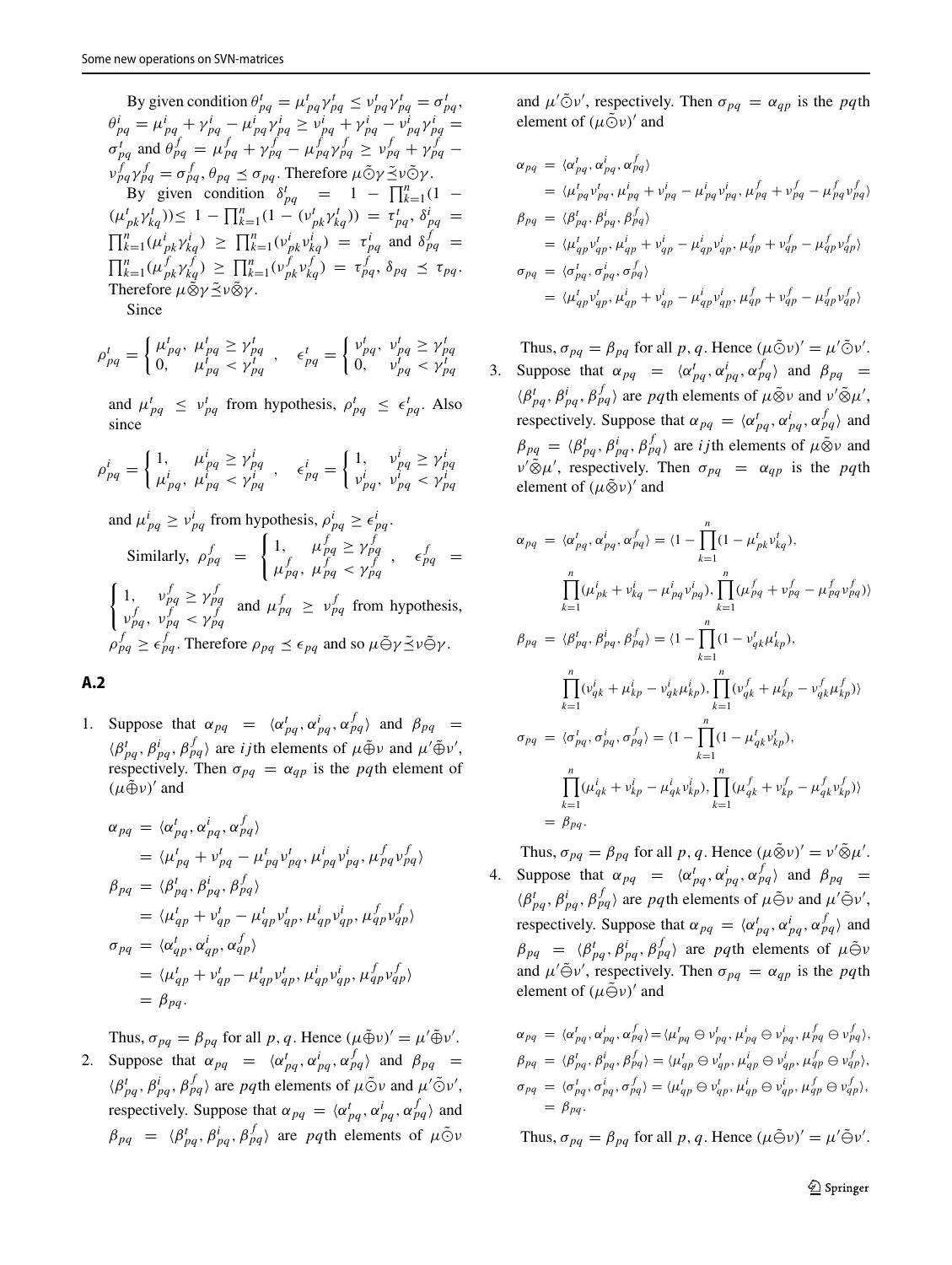By given condition $\theta^t_{pq} = \mu^t_{pq}\gamma^t_{pq} \leq \nu^t_{pq}\gamma^t_{pq} = \sigma^t_{pq}$, $\theta^i_{pq} = \mu^i_{pq} + \gamma^i_{pq} - \mu^i_{pq}\gamma^i_{pq} \geq \nu^i_{pq} + \gamma^i_{pq} - \nu^i_{pq}\gamma^i_{pq} = \sigma^i_{pq}$ and $\theta^f_{pq} = \mu^f_{pq} + \gamma^f_{pq} - \mu^f_{pq}\gamma^f_{pq} \geq \nu^f_{pq} + \gamma^f_{pq} - \nu^f_{pq}\gamma^f_{pq} = \sigma^f_{pq}$, $\theta_{pq} \preceq \sigma_{pq}$. Therefore $\mu\tilde{\odot}\gamma\tilde{\preceq}\nu\tilde{\odot}\gamma$.

By given condition $\delta^t_{pq} = 1 - \prod_{k=1}^n(1 - (\mu^t_{pk}\gamma^t_{kq})) \leq 1 - \prod_{k=1}^n(1 - (\nu^t_{pk}\gamma^t_{kq})) = \tau^t_{pq}$, $\delta^i_{pq} = \prod_{k=1}^n(\mu^i_{pk}\gamma^i_{kq}) \geq \prod_{k=1}^n(\nu^i_{pk}\nu^i_{kq}) = \tau^i_{pq}$ and $\delta^f_{pq} = \prod_{k=1}^n(\mu^f_{pk}\gamma^f_{kq}) \geq \prod_{k=1}^n(\nu^f_{pk}\nu^f_{kq}) = \tau^f_{pq}$, $\delta_{pq} \preceq \tau_{pq}$. Therefore $\mu\tilde{\otimes}\gamma\tilde{\preceq}\nu\tilde{\otimes}\gamma$.

Since

$$\rho^t_{pq} = \begin{cases} \mu^t_{pq}, & \mu^t_{pq} \geq \gamma^t_{pq} \\ 0, & \mu^t_{pq} < \gamma^t_{pq} \end{cases}, \quad \epsilon^t_{pq} = \begin{cases} \nu^t_{pq}, & \nu^t_{pq} \geq \gamma^t_{pq} \\ 0, & \nu^t_{pq} < \gamma^t_{pq} \end{cases}$$

and $\mu^t_{pq} \leq \nu^t_{pq}$ from hypothesis, $\rho^t_{pq} \leq \epsilon^t_{pq}$. Also since

$$\rho^i_{pq} = \begin{cases} 1, & \mu^i_{pq} \geq \gamma^i_{pq} \\ \mu^i_{pq}, & \mu^i_{pq} < \gamma^i_{pq} \end{cases}, \quad \epsilon^i_{pq} = \begin{cases} 1, & \nu^i_{pq} \geq \gamma^i_{pq} \\ \nu^i_{pq}, & \nu^i_{pq} < \gamma^i_{pq} \end{cases}$$

and $\mu^i_{pq} \geq \nu^i_{pq}$ from hypothesis, $\rho^i_{pq} \geq \epsilon^i_{pq}$.

Similarly, $\rho^f_{pq} = \begin{cases} 1, & \mu^f_{pq} \geq \gamma^f_{pq} \\ \mu^f_{pq}, & \mu^f_{pq} < \gamma^f_{pq} \end{cases}$, $\epsilon^f_{pq} = \begin{cases} 1, & \nu^f_{pq} \geq \gamma^f_{pq} \\ \nu^f_{pq}, & \nu^f_{pq} < \gamma^f_{pq} \end{cases}$ and $\mu^f_{pq} \geq \nu^f_{pq}$ from hypothesis, $\rho^f_{pq} \geq \epsilon^f_{pq}$. Therefore $\rho_{pq} \preceq \epsilon_{pq}$ and so $\mu\tilde{\ominus}\gamma\tilde{\preceq}\nu\tilde{\ominus}\gamma$.

## A.2

1. Suppose that $\alpha_{pq} = \langle\alpha^t_{pq}, \alpha^i_{pq}, \alpha^f_{pq}\rangle$ and $\beta_{pq} = \langle\beta^t_{pq}, \beta^i_{pq}, \beta^f_{pq}\rangle$ are $ij$th elements of $\mu\tilde{\oplus}\nu$ and $\mu'\tilde{\oplus}\nu'$, respectively. Then $\sigma_{pq} = \alpha_{qp}$ is the $pq$th element of $(\mu\tilde{\oplus}\nu)'$ and

$$\begin{aligned}
\alpha_{pq} &= \langle\alpha^t_{pq}, \alpha^i_{pq}, \alpha^f_{pq}\rangle \\
&= \langle\mu^t_{pq} + \nu^t_{pq} - \mu^t_{pq}\nu^t_{pq}, \mu^i_{pq}\nu^i_{pq}, \mu^f_{pq}\nu^f_{pq}\rangle \\
\beta_{pq} &= \langle\beta^t_{pq}, \beta^i_{pq}, \beta^f_{pq}\rangle \\
&= \langle\mu^t_{qp} + \nu^t_{qp} - \mu^t_{qp}\nu^t_{qp}, \mu^i_{qp}\nu^i_{qp}, \mu^f_{qp}\nu^f_{qp}\rangle \\
\sigma_{pq} &= \langle\alpha^t_{qp}, \alpha^i_{qp}, \alpha^f_{qp}\rangle \\
&= \langle\mu^t_{qp} + \nu^t_{qp} - \mu^t_{qp}\nu^t_{qp}, \mu^i_{qp}\nu^i_{qp}, \mu^f_{qp}\nu^f_{qp}\rangle \\
&= \beta_{pq}.
\end{aligned}$$

Thus, $\sigma_{pq} = \beta_{pq}$ for all $p, q$. Hence $(\mu\tilde{\oplus}\nu)' = \mu'\tilde{\oplus}\nu'$.

2. Suppose that $\alpha_{pq} = \langle\alpha^t_{pq}, \alpha^i_{pq}, \alpha^f_{pq}\rangle$ and $\beta_{pq} = \langle\beta^t_{pq}, \beta^i_{pq}, \beta^f_{pq}\rangle$ are $pq$th elements of $\mu\tilde{\odot}\nu$ and $\mu'\tilde{\odot}\nu'$, respectively. Suppose that $\alpha_{pq} = \langle\alpha^t_{pq}, \alpha^i_{pq}, \alpha^f_{pq}\rangle$ and $\beta_{pq} = \langle\beta^t_{pq}, \beta^i_{pq}, \beta^f_{pq}\rangle$ are $pq$th elements of $\mu\tilde{\odot}\nu$ and $\mu'\tilde{\odot}\nu'$, respectively. Then $\sigma_{pq} = \alpha_{qp}$ is the $pq$th element of $(\mu\tilde{\odot}\nu)'$ and

$$\begin{aligned}
\alpha_{pq} &= \langle\alpha^t_{pq}, \alpha^i_{pq}, \alpha^f_{pq}\rangle \\
&= \langle\mu^t_{pq}\nu^t_{pq}, \mu^i_{pq} + \nu^i_{pq} - \mu^i_{pq}\nu^i_{pq}, \mu^f_{pq} + \nu^f_{pq} - \mu^f_{pq}\nu^f_{pq}\rangle \\
\beta_{pq} &= \langle\beta^t_{pq}, \beta^i_{pq}, \beta^f_{pq}\rangle \\
&= \langle\mu^t_{qp}\nu^t_{qp}, \mu^i_{qp} + \nu^i_{qp} - \mu^i_{qp}\nu^i_{qp}, \mu^f_{qp} + \nu^f_{qp} - \mu^f_{qp}\nu^f_{qp}\rangle \\
\sigma_{pq} &= \langle\sigma^t_{pq}, \sigma^i_{pq}, \sigma^f_{pq}\rangle \\
&= \langle\mu^t_{qp}\nu^t_{qp}, \mu^i_{qp} + \nu^i_{qp} - \mu^i_{qp}\nu^i_{qp}, \mu^f_{qp} + \nu^f_{qp} - \mu^f_{qp}\nu^f_{qp}\rangle
\end{aligned}$$

Thus, $\sigma_{pq} = \beta_{pq}$ for all $p, q$. Hence $(\mu\tilde{\odot}\nu)' = \mu'\tilde{\odot}\nu'$.

3. Suppose that $\alpha_{pq} = \langle\alpha^t_{pq}, \alpha^i_{pq}, \alpha^f_{pq}\rangle$ and $\beta_{pq} = \langle\beta^t_{pq}, \beta^i_{pq}, \beta^f_{pq}\rangle$ are $pq$th elements of $\mu\tilde{\otimes}\nu$ and $\nu'\tilde{\otimes}\mu'$, respectively. Suppose that $\alpha_{pq} = \langle\alpha^t_{pq}, \alpha^i_{pq}, \alpha^f_{pq}\rangle$ and $\beta_{pq} = \langle\beta^t_{pq}, \beta^i_{pq}, \beta^f_{pq}\rangle$ are $ij$th elements of $\mu\tilde{\otimes}\nu$ and $\nu'\tilde{\otimes}\mu'$, respectively. Then $\sigma_{pq} = \alpha_{qp}$ is the $pq$th element of $(\mu\tilde{\otimes}\nu)'$ and

$$\begin{aligned}
\alpha_{pq} &= \langle\alpha^t_{pq}, \alpha^i_{pq}, \alpha^f_{pq}\rangle = \langle 1 - \prod_{k=1}^n(1 - \mu^t_{pk}\nu^t_{kq}), \\
&\quad \prod_{k=1}^n(\mu^i_{pk} + \nu^i_{kq} - \mu^i_{pq}\nu^i_{pq}), \prod_{k=1}^n(\mu^f_{pq} + \nu^f_{pq} - \mu^f_{pq}\nu^f_{pq})\rangle \\
\beta_{pq} &= \langle\beta^t_{pq}, \beta^i_{pq}, \beta^f_{pq}\rangle = \langle 1 - \prod_{k=1}^n(1 - \nu^t_{qk}\mu^t_{kp}), \\
&\quad \prod_{k=1}^n(\nu^i_{qk} + \mu^i_{kp} - \nu^i_{qk}\mu^i_{kp}), \prod_{k=1}^n(\nu^f_{qk} + \mu^f_{kp} - \nu^f_{qk}\mu^f_{kp})\rangle \\
\sigma_{pq} &= \langle\sigma^t_{pq}, \sigma^i_{pq}, \sigma^f_{pq}\rangle = \langle 1 - \prod_{k=1}^n(1 - \mu^t_{qk}\nu^t_{kp}), \\
&\quad \prod_{k=1}^n(\mu^i_{qk} + \nu^i_{kp} - \mu^i_{qk}\nu^i_{kp}), \prod_{k=1}^n(\mu^f_{qk} + \nu^f_{kp} - \mu^f_{qk}\nu^f_{kp})\rangle \\
&= \beta_{pq}.
\end{aligned}$$

Thus, $\sigma_{pq} = \beta_{pq}$ for all $p, q$. Hence $(\mu\tilde{\otimes}\nu)' = \nu'\tilde{\otimes}\mu'$.

4. Suppose that $\alpha_{pq} = \langle\alpha^t_{pq}, \alpha^i_{pq}, \alpha^f_{pq}\rangle$ and $\beta_{pq} = \langle\beta^t_{pq}, \beta^i_{pq}, \beta^f_{pq}\rangle$ are $pq$th elements of $\mu\tilde{\ominus}\nu$ and $\mu'\tilde{\ominus}\nu'$, respectively. Suppose that $\alpha_{pq} = \langle\alpha^t_{pq}, \alpha^i_{pq}, \alpha^f_{pq}\rangle$ and $\beta_{pq} = \langle\beta^t_{pq}, \beta^i_{pq}, \beta^f_{pq}\rangle$ are $pq$th elements of $\mu\tilde{\ominus}\nu$ and $\mu'\tilde{\ominus}\nu'$, respectively. Then $\sigma_{pq} = \alpha_{qp}$ is the $pq$th element of $(\mu\tilde{\ominus}\nu)'$ and

$$\begin{aligned}
\alpha_{pq} &= \langle\alpha^t_{pq}, \alpha^i_{pq}, \alpha^f_{pq}\rangle = \langle\mu^t_{pq} \ominus \nu^t_{pq}, \mu^i_{pq} \ominus \nu^i_{pq}, \mu^f_{pq} \ominus \nu^f_{pq}\rangle, \\
\beta_{pq} &= \langle\beta^t_{pq}, \beta^i_{pq}, \beta^f_{pq}\rangle = \langle\mu^t_{qp} \ominus \nu^t_{qp}, \mu^i_{qp} \ominus \nu^i_{qp}, \mu^f_{qp} \ominus \nu^f_{qp}\rangle, \\
\sigma_{pq} &= \langle\sigma^t_{pq}, \sigma^i_{pq}, \sigma^f_{pq}\rangle = \langle\mu^t_{qp} \ominus \nu^t_{qp}, \mu^i_{qp} \ominus \nu^i_{qp}, \mu^f_{qp} \ominus \nu^f_{qp}\rangle, \\
&= \beta_{pq}.
\end{aligned}$$

Thus, $\sigma_{pq} = \beta_{pq}$ for all $p, q$. Hence $(\mu\tilde{\ominus}\nu)' = \mu'\tilde{\ominus}\nu'$.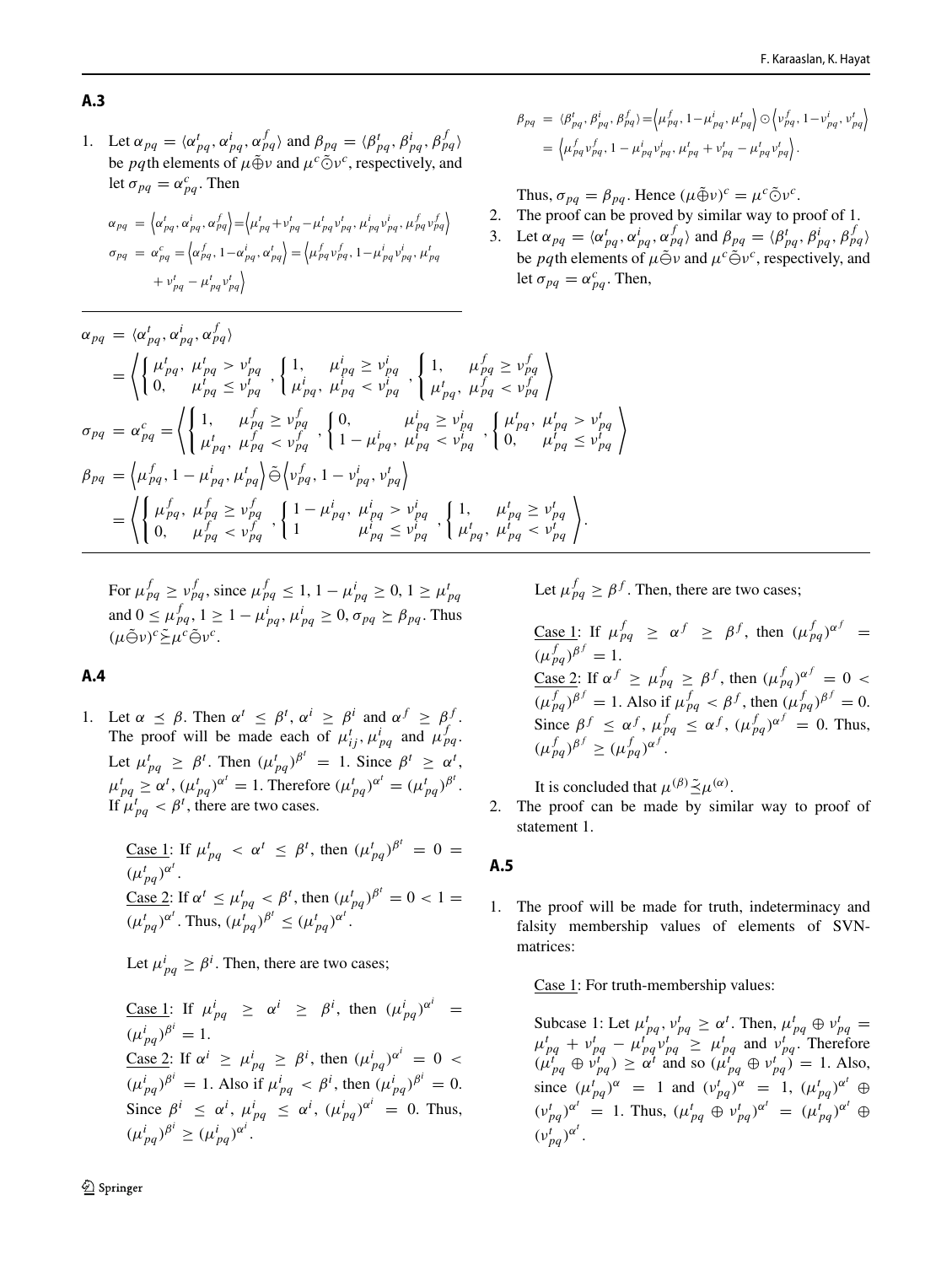### A.3

1. Let $\alpha_{pq} = \langle \alpha^t_{pq}, \alpha^i_{pq}, \alpha^f_{pq} \rangle$ and $\beta_{pq} = \langle \beta^t_{pq}, \beta^i_{pq}, \beta^f_{pq} \rangle$ be $pq$th elements of $\mu \tilde{\oplus} \nu$ and $\mu^c \tilde{\odot} \nu^c$, respectively, and let $\sigma_{pq} = \alpha^c_{pq}$. Then

$$\alpha_{pq} = \left\langle \alpha^t_{pq}, \alpha^i_{pq}, \alpha^f_{pq} \right\rangle = \left\langle \mu^t_{pq} + \nu^t_{pq} - \mu^t_{pq}\nu^t_{pq}, \mu^i_{pq}\nu^i_{pq}, \mu^f_{pq}\nu^f_{pq} \right\rangle$$
$$\sigma_{pq} = \alpha^c_{pq} = \left\langle \alpha^f_{pq}, 1-\alpha^i_{pq}, \alpha^t_{pq} \right\rangle = \left\langle \mu^f_{pq}\nu^f_{pq}, 1-\mu^i_{pq}\nu^i_{pq}, \mu^t_{pq} + \nu^t_{pq} - \mu^t_{pq}\nu^t_{pq} \right\rangle$$

$$\beta_{pq} = \langle \beta^t_{pq}, \beta^i_{pq}, \beta^f_{pq} \rangle = \left\langle \mu^f_{pq}, 1-\mu^i_{pq}, \mu^t_{pq} \right\rangle \odot \left\langle \nu^f_{pq}, 1-\nu^i_{pq}, \nu^t_{pq} \right\rangle = \left\langle \mu^f_{pq}\nu^f_{pq}, 1-\mu^i_{pq}\nu^i_{pq}, \mu^t_{pq} + \nu^t_{pq} - \mu^t_{pq}\nu^t_{pq} \right\rangle.$$

Thus, $\sigma_{pq} = \beta_{pq}$. Hence $(\mu \tilde{\oplus} \nu)^c = \mu^c \tilde{\odot} \nu^c$.

2. The proof can be proved by similar way to proof of 1.
3. Let $\alpha_{pq} = \langle \alpha^t_{pq}, \alpha^i_{pq}, \alpha^f_{pq} \rangle$ and $\beta_{pq} = \langle \beta^t_{pq}, \beta^i_{pq}, \beta^f_{pq} \rangle$ be $pq$th elements of $\mu \tilde{\ominus} \nu$ and $\mu^c \tilde{\ominus} \nu^c$, respectively, and let $\sigma_{pq} = \alpha^c_{pq}$. Then,

$$\alpha_{pq} = \langle \alpha^t_{pq}, \alpha^i_{pq}, \alpha^f_{pq} \rangle = \left\langle \begin{cases} \mu^t_{pq}, & \mu^t_{pq} > \nu^t_{pq} \\ 0, & \mu^t_{pq} \le \nu^t_{pq} \end{cases}, \begin{cases} 1, & \mu^i_{pq} \ge \nu^i_{pq} \\ \mu^i_{pq}, & \mu^i_{pq} < \nu^i_{pq} \end{cases}, \begin{cases} 1, & \mu^f_{pq} \ge \nu^f_{pq} \\ \mu^t_{pq}, & \mu^f_{pq} < \nu^f_{pq} \end{cases} \right\rangle$$

$$\sigma_{pq} = \alpha^c_{pq} = \left\langle \begin{cases} 1, & \mu^f_{pq} \ge \nu^f_{pq} \\ \mu^t_{pq}, & \mu^f_{pq} < \nu^f_{pq} \end{cases}, \begin{cases} 0, & \mu^i_{pq} \ge \nu^i_{pq} \\ 1-\mu^i_{pq}, & \mu^i_{pq} < \nu^i_{pq} \end{cases}, \begin{cases} \mu^t_{pq}, & \mu^t_{pq} > \nu^t_{pq} \\ 0, & \mu^t_{pq} \le \nu^t_{pq} \end{cases} \right\rangle$$

$$\beta_{pq} = \left\langle \mu^f_{pq}, 1-\mu^i_{pq}, \mu^t_{pq} \right\rangle \tilde{\ominus} \left\langle \nu^f_{pq}, 1-\nu^i_{pq}, \nu^t_{pq} \right\rangle = \left\langle \begin{cases} \mu^f_{pq}, & \mu^f_{pq} \ge \nu^f_{pq} \\ 0, & \mu^f_{pq} < \nu^f_{pq} \end{cases}, \begin{cases} 1-\mu^i_{pq}, & \mu^i_{pq} > \nu^i_{pq} \\ 1 & \mu^i_{pq} \le \nu^i_{pq} \end{cases}, \begin{cases} 1, & \mu^t_{pq} \ge \nu^t_{pq} \\ \mu^t_{pq}, & \mu^t_{pq} < \nu^t_{pq} \end{cases} \right\rangle.$$

For $\mu^f_{pq} \ge \nu^f_{pq}$, since $\mu^f_{pq} \le 1$, $1-\mu^i_{pq} \ge 0$, $1 \ge \mu^t_{pq}$ and $0 \le \mu^f_{pq}$, $1 \ge 1-\mu^i_{pq}$, $\mu^i_{pq} \ge 0$, $\sigma_{pq} \succeq \beta_{pq}$. Thus $(\mu \tilde{\ominus} \nu)^c \tilde{\succeq} \mu^c \tilde{\ominus} \nu^c$.

### A.4

1. Let $\alpha \preceq \beta$. Then $\alpha^t \le \beta^t$, $\alpha^i \ge \beta^i$ and $\alpha^f \ge \beta^f$. The proof will be made each of $\mu^t_{ij}, \mu^i_{pq}$ and $\mu^f_{pq}$. Let $\mu^t_{pq} \ge \beta^t$. Then $(\mu^t_{pq})^{\beta^t} = 1$. Since $\beta^t \ge \alpha^t$, $\mu^t_{pq} \ge \alpha^t$, $(\mu^t_{pq})^{\alpha^t} = 1$. Therefore $(\mu^t_{pq})^{\alpha^t} = (\mu^t_{pq})^{\beta^t}$. If $\mu^t_{pq} < \beta^t$, there are two cases.

   Case 1: If $\mu^t_{pq} < \alpha^t \le \beta^t$, then $(\mu^t_{pq})^{\beta^t} = 0 = (\mu^t_{pq})^{\alpha^t}$.
   Case 2: If $\alpha^t \le \mu^t_{pq} < \beta^t$, then $(\mu^t_{pq})^{\beta^t} = 0 < 1 = (\mu^t_{pq})^{\alpha^t}$. Thus, $(\mu^t_{pq})^{\beta^t} \le (\mu^t_{pq})^{\alpha^t}$.

   Let $\mu^i_{pq} \ge \beta^i$. Then, there are two cases;

   Case 1: If $\mu^i_{pq} \ge \alpha^i \ge \beta^i$, then $(\mu^i_{pq})^{\alpha^i} = (\mu^i_{pq})^{\beta^i} = 1$.
   Case 2: If $\alpha^i \ge \mu^i_{pq} \ge \beta^i$, then $(\mu^i_{pq})^{\alpha^i} = 0 < (\mu^i_{pq})^{\beta^i} = 1$. Also if $\mu^i_{pq} < \beta^i$, then $(\mu^i_{pq})^{\beta^i} = 0$. Since $\beta^i \le \alpha^i$, $\mu^i_{pq} \le \alpha^i$, $(\mu^i_{pq})^{\alpha^i} = 0$. Thus, $(\mu^i_{pq})^{\beta^i} \ge (\mu^i_{pq})^{\alpha^i}$.

   Let $\mu^f_{pq} \ge \beta^f$. Then, there are two cases;

   Case 1: If $\mu^f_{pq} \ge \alpha^f \ge \beta^f$, then $(\mu^f_{pq})^{\alpha^f} = (\mu^f_{pq})^{\beta^f} = 1$.
   Case 2: If $\alpha^f \ge \mu^f_{pq} \ge \beta^f$, then $(\mu^f_{pq})^{\alpha^f} = 0 < (\mu^f_{pq})^{\beta^f} = 1$. Also if $\mu^f_{pq} < \beta^f$, then $(\mu^f_{pq})^{\beta^f} = 0$. Since $\beta^f \le \alpha^f$, $\mu^f_{pq} \le \alpha^f$, $(\mu^f_{pq})^{\alpha^f} = 0$. Thus, $(\mu^f_{pq})^{\beta^f} \ge (\mu^f_{pq})^{\alpha^f}$.

   It is concluded that $\mu^{(\beta)} \tilde{\preceq} \mu^{(\alpha)}$.

2. The proof can be made by similar way to proof of statement 1.

### A.5

1. The proof will be made for truth, indeterminacy and falsity membership values of elements of SVN-matrices:

   Case 1: For truth-membership values:

   Subcase 1: Let $\mu^t_{pq}, \nu^t_{pq} \ge \alpha^t$. Then, $\mu^t_{pq} \oplus \nu^t_{pq} = \mu^t_{pq} + \nu^t_{pq} - \mu^t_{pq}\nu^t_{pq} \ge \mu^t_{pq}$ and $\nu^t_{pq}$. Therefore $(\mu^t_{pq} \oplus \nu^t_{pq}) \ge \alpha^t$ and so $(\mu^t_{pq} \oplus \nu^t_{pq}) = 1$. Also, since $(\mu^t_{pq})^{\alpha} = 1$ and $(\nu^t_{pq})^{\alpha} = 1$, $(\mu^t_{pq})^{\alpha^t} \oplus (\nu^t_{pq})^{\alpha^t} = 1$. Thus, $(\mu^t_{pq} \oplus \nu^t_{pq})^{\alpha^t} = (\mu^t_{pq})^{\alpha^t} \oplus (\nu^t_{pq})^{\alpha^t}$.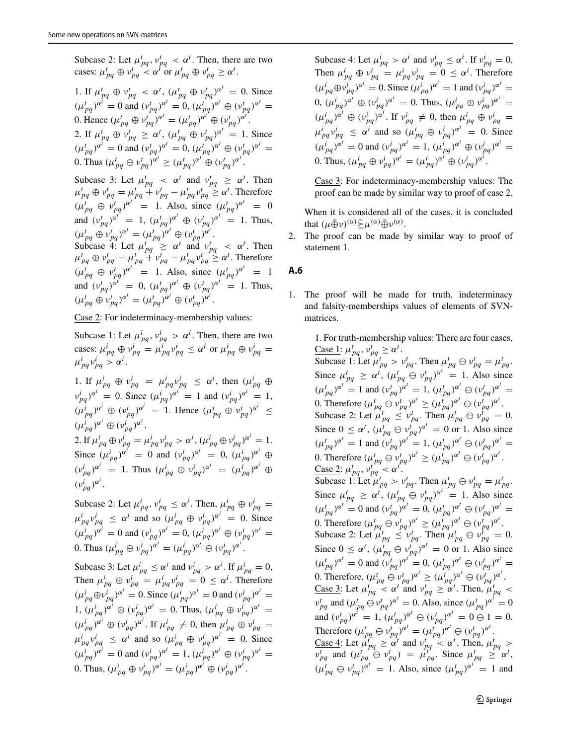Subcase 2: Let $\mu^t_{pq}, \nu^t_{pq} < \alpha^t$. Then, there are two cases: $\mu^t_{pq} \oplus \nu^t_{pq} < \alpha^t$ or $\mu^t_{pq} \oplus \nu^t_{pq} \geq \alpha^t$.

1. If $\mu^t_{pq} \oplus \nu^t_{pq} < \alpha^t$, $(\mu^t_{pq} \oplus \nu^t_{pq})^{\alpha^t} = 0$. Since $(\mu^t_{pq})^{\alpha^t} = 0$ and $(\nu^t_{pq})^{\alpha^t} = 0$, $(\mu^t_{pq})^{\alpha^t} \oplus (\nu^t_{pq})^{\alpha^t} = 0$. Hence $(\mu^t_{pq} \oplus \nu^t_{pq})^{\alpha^t} = (\mu^t_{pq})^{\alpha^t} \oplus (\nu^t_{pq})^{\alpha^t}$.
2. If $\mu^t_{pq} \oplus \nu^t_{pq} \geq \alpha^t$, $(\mu^t_{pq} \oplus \nu^t_{pq})^{\alpha^t} = 1$. Since $(\mu^t_{pq})^{\alpha^t} = 0$ and $(\nu^t_{pq})^{\alpha^t} = 0$, $(\mu^t_{pq})^{\alpha^t} \oplus (\nu^t_{pq})^{\alpha^t} = 0$. Thus $(\mu^t_{pq} \oplus \nu^t_{pq})^{\alpha^t} \geq (\mu^t_{pq})^{\alpha^t} \oplus (\nu^t_{pq})^{\alpha^t}$.

Subcase 3: Let $\mu^t_{pq} < \alpha^t$ and $\nu^t_{pq} \geq \alpha^t$. Then $\mu^t_{pq} \oplus \nu^t_{pq} = \mu^t_{pq} + \nu^t_{pq} - \mu^t_{pq}\nu^t_{pq} \geq \alpha^t$. Therefore $(\mu^t_{pq} \oplus \nu^t_{pq})^{\alpha^t} = 1$. Also, since $(\mu^t_{pq})^{\alpha^t} = 0$ and $(\nu^t_{pq})^{\alpha^t} = 1$, $(\mu^t_{pq})^{\alpha^t} \oplus (\nu^t_{pq})^{\alpha^t} = 1$. Thus, $(\mu^t_{pq} \oplus \nu^t_{pq})^{\alpha^t} = (\mu^t_{pq})^{\alpha^t} \oplus (\nu^t_{pq})^{\alpha^t}$.
Subcase 4: Let $\mu^t_{pq} \geq \alpha^t$ and $\nu^t_{pq} < \alpha^t$. Then $\mu^t_{pq} \oplus \nu^t_{pq} = \mu^t_{pq} + \nu^t_{pq} - \mu^t_{pq}\nu^t_{pq} \geq \alpha^t$. Therefore $(\mu^t_{pq} \oplus \nu^t_{pq})^{\alpha^t} = 1$. Also, since $(\mu^t_{pq})^{\alpha^t} = 1$ and $(\nu^t_{pq})^{\alpha^t} = 0$, $(\mu^t_{pq})^{\alpha^t} \oplus (\nu^t_{pq})^{\alpha^t} = 1$. Thus, $(\mu^t_{pq} \oplus \nu^t_{pq})^{\alpha^t} = (\mu^t_{pq})^{\alpha^t} \oplus (\nu^t_{pq})^{\alpha^t}$.

Case 2: For indeterminacy-membership values:

Subcase 1: Let $\mu^i_{pq}, \nu^i_{pq} > \alpha^i$. Then, there are two cases: $\mu^i_{pq} \oplus \nu^i_{pq} = \mu^i_{pq}\nu^i_{pq} \leq \alpha^i$ or $\mu^i_{pq} \oplus \nu^i_{pq} = \mu^i_{pq}\nu^i_{pq} > \alpha^i$.

1. If $\mu^i_{pq} \oplus \nu^i_{pq} = \mu^i_{pq}\nu^i_{pq} \leq \alpha^i$, then $(\mu^i_{pq} \oplus \nu^i_{pq})^{\alpha^i} = 0$. Since $(\mu^i_{pq})^{\alpha^i} = 1$ and $(\nu^i_{pq})^{\alpha^i} = 1$, $(\mu^i_{pq})^{\alpha^i} \oplus (\nu^i_{pq})^{\alpha^i} = 1$. Hence $(\mu^i_{pq} \oplus \nu^i_{pq})^{\alpha^i} \leq (\mu^i_{pq})^{\alpha^i} \oplus (\nu^i_{pq})^{\alpha^i}$.
2. If $\mu^i_{pq} \oplus \nu^i_{pq} = \mu^i_{pq}\nu^i_{pq} > \alpha^i$, $(\mu^i_{pq} \oplus \nu^i_{pq})^{\alpha^i} = 1$. Since $(\mu^i_{pq})^{\alpha^i} = 0$ and $(\nu^i_{pq})^{\alpha^i} = 0$, $(\mu^i_{pq})^{\alpha^i} \oplus (\nu^i_{pq})^{\alpha^i} = 1$. Thus $(\mu^i_{pq} \oplus \nu^i_{pq})^{\alpha^i} = (\mu^i_{pq})^{\alpha^i} \oplus (\nu^i_{pq})^{\alpha^i}$.

Subcase 2: Let $\mu^i_{pq}, \nu^i_{pq} \leq \alpha^i$. Then, $\mu^i_{pq} \oplus \nu^i_{pq} = \mu^i_{pq}\nu^i_{pq} \leq \alpha^i$ and so $(\mu^i_{pq} \oplus \nu^i_{pq})^{\alpha^i} = 0$. Since $(\mu^i_{pq})^{\alpha^i} = 0$ and $(\nu^i_{pq})^{\alpha^i} = 0$, $(\mu^i_{pq})^{\alpha^i} \oplus (\nu^i_{pq})^{\alpha^i} = 0$. Thus $(\mu^i_{pq} \oplus \nu^i_{pq})^{\alpha^i} = (\mu^i_{pq})^{\alpha^i} \oplus (\nu^i_{pq})^{\alpha^i}$.

Subcase 3: Let $\mu^i_{pq} \leq \alpha^i$ and $\nu^i_{pq} > \alpha^i$. If $\mu^i_{pq} = 0$, Then $\mu^i_{pq} \oplus \nu^i_{pq} = \mu^i_{pq}\nu^i_{pq} = 0 \leq \alpha^i$. Therefore $(\mu^i_{pq} \oplus \nu^i_{pq})^{\alpha^i} = 0$. Since $(\mu^i_{pq})^{\alpha^i} = 0$ and $(\nu^i_{pq})^{\alpha^i} = 1$, $(\mu^i_{pq})^{\alpha^i} \oplus (\nu^i_{pq})^{\alpha^i} = 0$. Thus, $(\mu^i_{pq} \oplus \nu^i_{pq})^{\alpha^i} = (\mu^i_{pq})^{\alpha^i} \oplus (\nu^i_{pq})^{\alpha^i}$. If $\mu^i_{pq} \neq 0$, then $\mu^i_{pq} \oplus \nu^i_{pq} = \mu^i_{pq}\nu^i_{pq} \leq \alpha^i$ and so $(\mu^i_{pq} \oplus \nu^i_{pq})^{\alpha^i} = 0$. Since $(\mu^i_{pq})^{\alpha^i} = 0$ and $(\nu^i_{pq})^{\alpha^i} = 1$, $(\mu^i_{pq})^{\alpha^i} \oplus (\nu^i_{pq})^{\alpha^i} = 0$. Thus, $(\mu^i_{pq} \oplus \nu^i_{pq})^{\alpha^i} = (\mu^i_{pq})^{\alpha^i} \oplus (\nu^i_{pq})^{\alpha^i}$.

Subcase 4: Let $\mu^i_{pq} > \alpha^i$ and $\nu^i_{pq} \leq \alpha^i$. If $\nu^i_{pq} = 0$, Then $\mu^i_{pq} \oplus \nu^i_{pq} = \mu^i_{pq}\nu^i_{pq} = 0 \leq \alpha^i$. Therefore $(\mu^i_{pq} \oplus \nu^i_{pq})^{\alpha^i} = 0$. Since $(\mu^i_{pq})^{\alpha^i} = 1$ and $(\nu^i_{pq})^{\alpha^i} = 0$, $(\mu^i_{pq})^{\alpha^i} \oplus (\nu^i_{pq})^{\alpha^i} = 0$. Thus, $(\mu^i_{pq} \oplus \nu^i_{pq})^{\alpha^i} = (\mu^i_{pq})^{\alpha^i} \oplus (\nu^i_{pq})^{\alpha^i}$. If $\nu^i_{pq} \neq 0$, then $\mu^i_{pq} \oplus \nu^i_{pq} = \mu^i_{pq}\nu^i_{pq} \leq \alpha^i$ and so $(\mu^i_{pq} \oplus \nu^i_{pq})^{\alpha^i} = 0$. Since $(\mu^i_{pq})^{\alpha^i} = 0$ and $(\nu^i_{pq})^{\alpha^i} = 1$, $(\mu^i_{pq})^{\alpha^i} \oplus (\nu^i_{pq})^{\alpha^i} = 0$. Thus, $(\mu^i_{pq} \oplus \nu^i_{pq})^{\alpha^i} = (\mu^i_{pq})^{\alpha^i} \oplus (\nu^i_{pq})^{\alpha^i}$.

Case 3: For indeterminacy-membership values: The proof can be made by similar way to proof of case 2.

When it is considered all of the cases, it is concluded that $(\mu \tilde{\oplus} \nu)^{(\alpha)} \tilde{\succeq} \mu^{(\alpha)} \tilde{\oplus} \nu^{(\alpha)}$.

2. The proof can be made by similar way to proof of statement 1.

### A.6

1. The proof will be made for truth, indeterminacy and falsity-memberships values of elements of SVN-matrices.

1. For truth-membership values: There are four cases,
Case 1: $\mu^t_{pq}, \nu^t_{pq} \geq \alpha^t$.
Subcase 1: Let $\mu^t_{pq} > \nu^t_{pq}$. Then $\mu^t_{pq} \ominus \nu^t_{pq} = \mu^t_{pq}$. Since $\mu^t_{pq} \geq \alpha^t$, $(\mu^t_{pq} \ominus \nu^t_{pq})^{\alpha^t} = 1$. Also since $(\mu^t_{pq})^{\alpha^t} = 1$ and $(\nu^t_{pq})^{\alpha^t} = 1$, $(\mu^t_{pq})^{\alpha^t} \ominus (\nu^t_{pq})^{\alpha^t} = 0$. Therefore $(\mu^t_{pq} \ominus \nu^t_{pq})^{\alpha^t} \geq (\mu^t_{pq})^{\alpha^t} \ominus (\nu^t_{pq})^{\alpha^t}$.
Subcase 2: Let $\mu^t_{pq} \leq \nu^t_{pq}$. Then $\mu^t_{pq} \ominus \nu^t_{pq} = 0$. Since $0 \leq \alpha^t$, $(\mu^t_{pq} \ominus \nu^t_{pq})^{\alpha^t} = 0$ or 1. Also since $(\mu^t_{pq})^{\alpha^t} = 1$ and $(\nu^t_{pq})^{\alpha^t} = 1$, $(\mu^t_{pq})^{\alpha^t} \ominus (\nu^t_{pq})^{\alpha^t} = 0$. Therefore $(\mu^t_{pq} \ominus \nu^t_{pq})^{\alpha^t} \geq (\mu^t_{pq})^{\alpha^t} \ominus (\nu^t_{pq})^{\alpha^t}$.
Case 2: $\mu^t_{pq}, \nu^t_{pq} < \alpha^t$.
Subcase 1: Let $\mu^t_{pq} > \nu^t_{pq}$. Then $\mu^t_{pq} \ominus \nu^t_{pq} = \mu^t_{pq}$. Since $\mu^t_{pq} \geq \alpha^t$, $(\mu^t_{pq} \ominus \nu^t_{pq})^{\alpha^t} = 1$. Also since $(\mu^t_{pq})^{\alpha^t} = 0$ and $(\nu^t_{pq})^{\alpha^t} = 0$, $(\mu^t_{pq})^{\alpha^t} \ominus (\nu^t_{pq})^{\alpha^t} = 0$. Therefore $(\mu^t_{pq} \ominus \nu^t_{pq})^{\alpha^t} \geq (\mu^t_{pq})^{\alpha^t} \ominus (\nu^t_{pq})^{\alpha^t}$.
Subcase 2: Let $\mu^t_{pq} \leq \nu^t_{pq}$. Then $\mu^t_{pq} \ominus \nu^t_{pq} = 0$. Since $0 \leq \alpha^t$, $(\mu^t_{pq} \ominus \nu^t_{pq})^{\alpha^t} = 0$ or 1. Also since $(\mu^t_{pq})^{\alpha^t} = 0$ and $(\nu^t_{pq})^{\alpha^t} = 0$, $(\mu^t_{pq})^{\alpha^t} \ominus (\nu^t_{pq})^{\alpha^t} = 0$. Therefore, $(\mu^t_{pq} \ominus \nu^t_{pq})^{\alpha^t} \geq (\mu^t_{pq})^{\alpha^t} \ominus (\nu^t_{pq})^{\alpha^t}$.
Case 3: Let $\mu^t_{pq} < \alpha^t$ and $\nu^t_{pq} \geq \alpha^t$. Then, $\mu^t_{pq} < \nu^t_{pq}$ and $(\mu^t_{pq} \ominus \nu^t_{pq})^{\alpha^t} = 0$. Also, since $(\mu^t_{pq})^{\alpha^t} = 0$ and $(\nu^t_{pq})^{\alpha^t} = 1$, $(\mu^t_{pq})^{\alpha^t} \ominus (\nu^t_{pq})^{\alpha^t} = 0 \ominus 1 = 0$. Therefore $(\mu^t_{pq} \ominus \nu^t_{pq})^{\alpha^t} = (\mu^t_{pq})^{\alpha^t} \ominus (\nu^t_{pq})^{\alpha^t}$.
Case 4: Let $\mu^t_{pq} \geq \alpha^t$ and $\nu^t_{pq} < \alpha^t$. Then, $\mu^t_{pq} > \nu^t_{pq}$ and $(\mu^t_{pq} \ominus \nu^t_{pq}) = \mu^t_{pq}$. Since $\mu^t_{pq} \geq \alpha^t$, $(\mu^t_{pq} \ominus \nu^t_{pq})^{\alpha^t} = 1$. Also, since $(\mu^t_{pq})^{\alpha^t} = 1$ and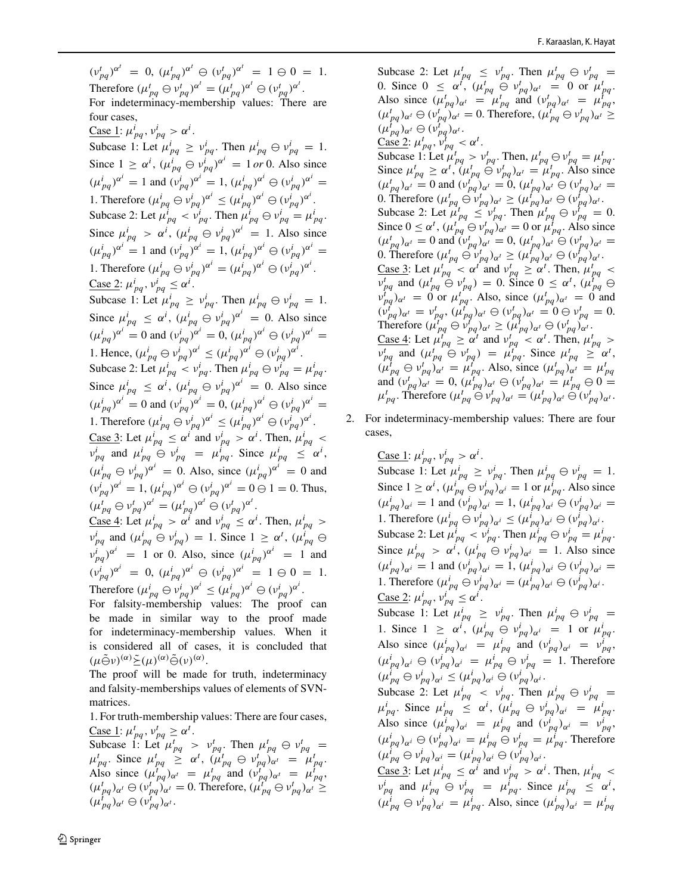$(\nu^t_{pq})^{\alpha^t} = 0$, $(\mu^t_{pq})^{\alpha^t} \ominus (\nu^t_{pq})^{\alpha^t} = 1 \ominus 0 = 1$. Therefore $(\mu^t_{pq} \ominus \nu^t_{pq})^{\alpha^t} = (\mu^t_{pq})^{\alpha^t} \ominus (\nu^t_{pq})^{\alpha^t}$.

For indeterminacy-membership values: There are four cases,

Case 1: $\mu^i_{pq}, \nu^i_{pq} > \alpha^i$.

Subcase 1: Let $\mu^i_{pq} \geq \nu^i_{pq}$. Then $\mu^i_{pq} \ominus \nu^i_{pq} = 1$. Since $1 \geq \alpha^i$, $(\mu^i_{pq} \ominus \nu^i_{pq})^{\alpha^i} = 1\, or\, 0$. Also since $(\mu^i_{pq})^{\alpha^i} = 1$ and $(\nu^i_{pq})^{\alpha^i} = 1$, $(\mu^i_{pq})^{\alpha^i} \ominus (\nu^i_{pq})^{\alpha^i} = 1$. Therefore $(\mu^i_{pq} \ominus \nu^i_{pq})^{\alpha^i} \leq (\mu^i_{pq})^{\alpha^i} \ominus (\nu^i_{pq})^{\alpha^i}$.

Subcase 2: Let $\mu^i_{pq} < \nu^i_{pq}$. Then $\mu^i_{pq} \ominus \nu^i_{pq} = \mu^i_{pq}$. Since $\mu^i_{pq} > \alpha^i$, $(\mu^i_{pq} \ominus \nu^i_{pq})^{\alpha^i} = 1$. Also since $(\mu^i_{pq})^{\alpha^i} = 1$ and $(\nu^i_{pq})^{\alpha^i} = 1$, $(\mu^i_{pq})^{\alpha^i} \ominus (\nu^i_{pq})^{\alpha^i} = 1$. Therefore $(\mu^i_{pq} \ominus \nu^i_{pq})^{\alpha^i} = (\mu^i_{pq})^{\alpha^i} \ominus (\nu^i_{pq})^{\alpha^i}$.

Case 2: $\mu^i_{pq}, \nu^i_{pq} \leq \alpha^i$.

Subcase 1: Let $\mu^i_{pq} \geq \nu^i_{pq}$. Then $\mu^i_{pq} \ominus \nu^i_{pq} = 1$. Since $\mu^i_{pq} \leq \alpha^i$, $(\mu^i_{pq} \ominus \nu^i_{pq})^{\alpha^i} = 0$. Also since $(\mu^i_{pq})^{\alpha^i} = 0$ and $(\nu^i_{pq})^{\alpha^i} = 0$, $(\mu^i_{pq})^{\alpha^i} \ominus (\nu^i_{pq})^{\alpha^i} = 1$. Hence, $(\mu^i_{pq} \ominus \nu^i_{pq})^{\alpha^i} \leq (\mu^i_{pq})^{\alpha^i} \ominus (\nu^i_{pq})^{\alpha^i}$.

Subcase 2: Let $\mu^i_{pq} < \nu^i_{pq}$. Then $\mu^i_{pq} \ominus \nu^i_{pq} = \mu^i_{pq}$. Since $\mu^i_{pq} \leq \alpha^i$, $(\mu^i_{pq} \ominus \nu^i_{pq})^{\alpha^i} = 0$. Also since $(\mu^i_{pq})^{\alpha^i} = 0$ and $(\nu^i_{pq})^{\alpha^i} = 0$, $(\mu^i_{pq})^{\alpha^i} \ominus (\nu^i_{pq})^{\alpha^i} = 1$. Therefore $(\mu^i_{pq} \ominus \nu^i_{pq})^{\alpha^i} \leq (\mu^i_{pq})^{\alpha^i} \ominus (\nu^i_{pq})^{\alpha^i}$.

Case 3: Let $\mu^i_{pq} \leq \alpha^i$ and $\nu^i_{pq} > \alpha^i$. Then, $\mu^i_{pq} < \nu^i_{pq}$ and $\mu^i_{pq} \ominus \nu^i_{pq} = \mu^i_{pq}$. Since $\mu^i_{pq} \leq \alpha^i$, $(\mu^i_{pq} \ominus \nu^i_{pq})^{\alpha^i} = 0$. Also, since $(\mu^i_{pq})^{\alpha^i} = 0$ and $(\nu^i_{pq})^{\alpha^i} = 1$, $(\mu^i_{pq})^{\alpha^i} \ominus (\nu^i_{pq})^{\alpha^i} = 0 \ominus 1 = 0$. Thus, $(\mu^t_{pq} \ominus \nu^t_{pq})^{\alpha^t} = (\mu^t_{pq})^{\alpha^t} \ominus (\nu^t_{pq})^{\alpha^t}$.

Case 4: Let $\mu^i_{pq} > \alpha^i$ and $\nu^i_{pq} \leq \alpha^i$. Then, $\mu^i_{pq} > \nu^i_{pq}$ and $(\mu^i_{pq} \ominus \nu^i_{pq}) = 1$. Since $1 \geq \alpha^t$, $(\mu^i_{pq} \ominus \nu^i_{pq})^{\alpha^i} = 1$ or 0. Also, since $(\mu^i_{pq})^{\alpha^i} = 1$ and $(\nu^i_{pq})^{\alpha^i} = 0$, $(\mu^i_{pq})^{\alpha^i} \ominus (\nu^i_{pq})^{\alpha^i} = 1 \ominus 0 = 1$. Therefore $(\mu^i_{pq} \ominus \nu^i_{pq})^{\alpha^i} \leq (\mu^i_{pq})^{\alpha^i} \ominus (\nu^i_{pq})^{\alpha^i}$.

For falsity-membership values: The proof can be made in similar way to the proof made for indeterminacy-membership values. When it is considered all of cases, it is concluded that $(\mu \tilde{\ominus} \nu)^{(\alpha)} \tilde{\succeq} (\mu)^{(\alpha)} \tilde{\ominus} (\nu)^{(\alpha)}$.

The proof will be made for truth, indeterminacy and falsity-memberships values of elements of SVN-matrices.

1. For truth-membership values: There are four cases,

Case 1: $\mu^t_{pq}, \nu^t_{pq} \geq \alpha^t$.

Subcase 1: Let $\mu^t_{pq} > \nu^t_{pq}$. Then $\mu^t_{pq} \ominus \nu^t_{pq} = \mu^t_{pq}$. Since $\mu^t_{pq} \geq \alpha^t$, $(\mu^t_{pq} \ominus \nu^t_{pq})_{\alpha^t} = \mu^t_{pq}$. Also since $(\mu^t_{pq})_{\alpha^t} = \mu^t_{pq}$ and $(\nu^t_{pq})_{\alpha^t} = \mu^t_{pq}$, $(\mu^t_{pq})_{\alpha^t} \ominus (\nu^t_{pq})_{\alpha^t} = 0$. Therefore, $(\mu^t_{pq} \ominus \nu^t_{pq})_{\alpha^t} \geq (\mu^t_{pq})_{\alpha^t} \ominus (\nu^t_{pq})_{\alpha^t}$.

Subcase 2: Let $\mu^t_{pq} \leq \nu^t_{pq}$. Then $\mu^t_{pq} \ominus \nu^t_{pq} = 0$. Since $0 \leq \alpha^t$, $(\mu^t_{pq} \ominus \nu^t_{pq})_{\alpha^t} = 0$ or $\mu^t_{pq}$. Also since $(\mu^t_{pq})_{\alpha^t} = \mu^t_{pq}$ and $(\nu^t_{pq})_{\alpha^t} = \mu^t_{pq}$, $(\mu^t_{pq})_{\alpha^t} \ominus (\nu^t_{pq})_{\alpha^t} = 0$. Therefore, $(\mu^t_{pq} \ominus \nu^t_{pq})_{\alpha^t} \geq (\mu^t_{pq})_{\alpha^t} \ominus (\nu^t_{pq})_{\alpha^t}$.

Case 2: $\mu^t_{pq}, \nu^t_{pq} < \alpha^t$.

Subcase 1: Let $\mu^t_{pq} > \nu^t_{pq}$. Then, $\mu^t_{pq} \ominus \nu^t_{pq} = \mu^t_{pq}$. Since $\mu^t_{pq} \geq \alpha^t$, $(\mu^t_{pq} \ominus \nu^t_{pq})_{\alpha^t} = \mu^t_{pq}$. Also since $(\mu^t_{pq})_{\alpha^t} = 0$ and $(\nu^t_{pq})_{\alpha^t} = 0$, $(\mu^t_{pq})_{\alpha^t} \ominus (\nu^t_{pq})_{\alpha^t} = 0$. Therefore $(\mu^t_{pq} \ominus \nu^t_{pq})_{\alpha^t} \geq (\mu^t_{pq})_{\alpha^t} \ominus (\nu^t_{pq})_{\alpha^t}$.

Subcase 2: Let $\mu^t_{pq} \leq \nu^t_{pq}$. Then $\mu^t_{pq} \ominus \nu^t_{pq} = 0$. Since $0 \leq \alpha^t$, $(\mu^t_{pq} \ominus \nu^t_{pq})_{\alpha^t} = 0$ or $\mu^t_{pq}$. Also since $(\mu^t_{pq})_{\alpha^t} = 0$ and $(\nu^t_{pq})_{\alpha^t} = 0$, $(\mu^t_{pq})_{\alpha^t} \ominus (\nu^t_{pq})_{\alpha^t} = 0$. Therefore $(\mu^t_{pq} \ominus \nu^t_{pq})_{\alpha^t} \geq (\mu^t_{pq})_{\alpha^t} \ominus (\nu^t_{pq})_{\alpha^t}$.

Case 3: Let $\mu^t_{pq} < \alpha^t$ and $\nu^t_{pq} \geq \alpha^t$. Then, $\mu^t_{pq} < \nu^t_{pq}$ and $(\mu^t_{pq} \ominus \nu^t_{pq}) = 0$. Since $0 \leq \alpha^t$, $(\mu^t_{pq} \ominus \nu^t_{pq})_{\alpha^t} = 0$ or $\mu^t_{pq}$. Also, since $(\mu^t_{pq})_{\alpha^t} = 0$ and $(\nu^t_{pq})_{\alpha^t} = \nu^t_{pq}$, $(\mu^t_{pq})_{\alpha^t} \ominus (\nu^t_{pq})_{\alpha^t} = 0 \ominus \nu^t_{pq} = 0$. Therefore $(\mu^t_{pq} \ominus \nu^t_{pq})_{\alpha^t} \geq (\mu^t_{pq})_{\alpha^t} \ominus (\nu^t_{pq})_{\alpha^t}$.

Case 4: Let $\mu^t_{pq} \geq \alpha^t$ and $\nu^t_{pq} < \alpha^t$. Then, $\mu^t_{pq} > \nu^t_{pq}$ and $(\mu^t_{pq} \ominus \nu^t_{pq}) = \mu^t_{pq}$. Since $\mu^t_{pq} \geq \alpha^t$, $(\mu^t_{pq} \ominus \nu^t_{pq})_{\alpha^t} = \mu^t_{pq}$. Also, since $(\mu^t_{pq})_{\alpha^t} = \mu^t_{pq}$ and $(\nu^t_{pq})_{\alpha^t} = 0$, $(\mu^t_{pq})_{\alpha^t} \ominus (\nu^t_{pq})_{\alpha^t} = \mu^t_{pq} \ominus 0 = \mu^t_{pq}$. Therefore $(\mu^t_{pq} \ominus \nu^t_{pq})_{\alpha^t} = (\mu^t_{pq})_{\alpha^t} \ominus (\nu^t_{pq})_{\alpha^t}$.

2. For indeterminacy-membership values: There are four cases,

Case 1: $\mu^i_{pq}, \nu^i_{pq} > \alpha^i$.

Subcase 1: Let $\mu^i_{pq} \geq \nu^i_{pq}$. Then $\mu^i_{pq} \ominus \nu^i_{pq} = 1$. Since $1 \geq \alpha^i$, $(\mu^i_{pq} \ominus \nu^i_{pq})_{\alpha^i} = 1$ or $\mu^i_{pq}$. Also since $(\mu^i_{pq})_{\alpha^i} = 1$ and $(\nu^i_{pq})_{\alpha^i} = 1$, $(\mu^i_{pq})_{\alpha^i} \ominus (\nu^i_{pq})_{\alpha^i} = 1$. Therefore $(\mu^i_{pq} \ominus \nu^i_{pq})_{\alpha^i} \leq (\mu^i_{pq})_{\alpha^i} \ominus (\nu^i_{pq})_{\alpha^i}$.

Subcase 2: Let $\mu^i_{pq} < \nu^i_{pq}$. Then $\mu^i_{pq} \ominus \nu^i_{pq} = \mu^i_{pq}$. Since $\mu^i_{pq} > \alpha^i$, $(\mu^i_{pq} \ominus \nu^i_{pq})_{\alpha^i} = 1$. Also since $(\mu^i_{pq})_{\alpha^i} = 1$ and $(\nu^i_{pq})_{\alpha^i} = 1$, $(\mu^i_{pq})_{\alpha^i} \ominus (\nu^i_{pq})_{\alpha^i} = 1$. Therefore $(\mu^i_{pq} \ominus \nu^i_{pq})_{\alpha^i} = (\mu^i_{pq})_{\alpha^i} \ominus (\nu^i_{pq})_{\alpha^i}$.

Case 2: $\mu^i_{pq}, \nu^i_{pq} \leq \alpha^i$.

Subcase 1: Let $\mu^i_{pq} \geq \nu^i_{pq}$. Then $\mu^i_{pq} \ominus \nu^i_{pq} = 1$. Since $1 \geq \alpha^i$, $(\mu^i_{pq} \ominus \nu^i_{pq})_{\alpha^i} = 1$ or $\mu^i_{pq}$. Also since $(\mu^i_{pq})_{\alpha^i} = \mu^i_{pq}$ and $(\nu^i_{pq})_{\alpha^i} = \nu^i_{pq}$, $(\mu^i_{pq})_{\alpha^i} \ominus (\nu^i_{pq})_{\alpha^i} = \mu^i_{pq} \ominus \nu^i_{pq} = 1$. Therefore $(\mu^i_{pq} \ominus \nu^i_{pq})_{\alpha^i} \leq (\mu^i_{pq})_{\alpha^i} \ominus (\nu^i_{pq})_{\alpha^i}$.

Subcase 2: Let $\mu^i_{pq} < \nu^i_{pq}$. Then $\mu^i_{pq} \ominus \nu^i_{pq} = \mu^i_{pq}$. Since $\mu^i_{pq} \leq \alpha^i$, $(\mu^i_{pq} \ominus \nu^i_{pq})_{\alpha^i} = \mu^i_{pq}$. Also since $(\mu^i_{pq})_{\alpha^i} = \mu^i_{pq}$ and $(\nu^i_{pq})_{\alpha^i} = \nu^i_{pq}$, $(\mu^i_{pq})_{\alpha^i} \ominus (\nu^i_{pq})_{\alpha^i} = \mu^i_{pq} \ominus \nu^i_{pq} = \mu^i_{pq}$. Therefore $(\mu^i_{pq} \ominus \nu^i_{pq})_{\alpha^i} = (\mu^i_{pq})_{\alpha^i} \ominus (\nu^i_{pq})_{\alpha^i}$.

Case 3: Let $\mu^i_{pq} \leq \alpha^i$ and $\nu^i_{pq} > \alpha^i$. Then, $\mu^i_{pq} < \nu^i_{pq}$ and $\mu^i_{pq} \ominus \nu^i_{pq} = \mu^i_{pq}$. Since $\mu^i_{pq} \leq \alpha^i$, $(\mu^i_{pq} \ominus \nu^i_{pq})_{\alpha^i} = \mu^i_{pq}$. Also, since $(\mu^i_{pq})_{\alpha^i} = \mu^i_{pq}$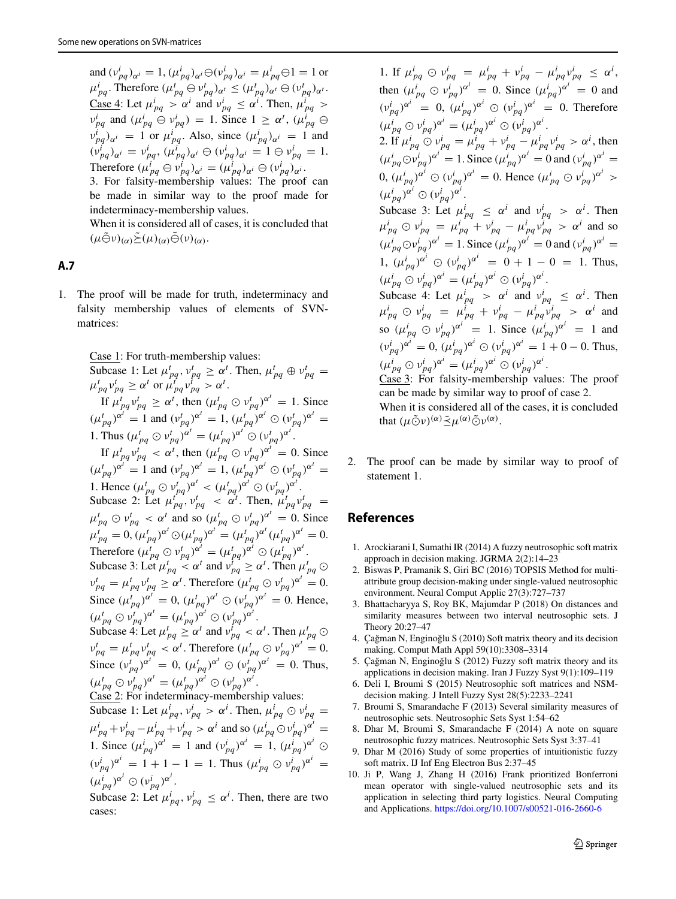and $(\nu^i_{pq})_{\alpha^i} = 1$, $(\mu^i_{pq})_{\alpha^i} \ominus (\nu^i_{pq})_{\alpha^i} = \mu^i_{pq} \ominus 1 = 1$ or $\mu^i_{pq}$. Therefore $(\mu^t_{pq} \ominus \nu^t_{pq})_{\alpha^t} \leq (\mu^t_{pq})_{\alpha^t} \ominus (\nu^t_{pq})_{\alpha^t}$.
Case 4: Let $\mu^i_{pq} > \alpha^i$ and $\nu^i_{pq} \leq \alpha^i$. Then, $\mu^i_{pq} > \nu^i_{pq}$ and $(\mu^i_{pq} \ominus \nu^i_{pq}) = 1$. Since $1 \geq \alpha^t$, $(\mu^i_{pq} \ominus \nu^i_{pq})_{\alpha^i} = 1$ or $\mu^i_{pq}$. Also, since $(\mu^i_{pq})_{\alpha^i} = 1$ and $(\nu^i_{pq})_{\alpha^i} = \nu^i_{pq}$, $(\mu^i_{pq})_{\alpha^i} \ominus (\nu^i_{pq})_{\alpha^i} = 1 \ominus \nu^i_{pq} = 1$. Therefore $(\mu^i_{pq} \ominus \nu^i_{pq})_{\alpha^i} = (\mu^i_{pq})_{\alpha^i} \ominus (\nu^i_{pq})_{\alpha^i}$.
3. For falsity-membership values: The proof can be made in similar way to the proof made for indeterminacy-membership values.
When it is considered all of cases, it is concluded that $(\mu \tilde{\ominus} \nu)_{(\alpha)} \tilde{\preceq} (\mu)_{(\alpha)} \tilde{\ominus} (\nu)_{(\alpha)}$.

### A.7

1. The proof will be made for truth, indeterminacy and falsity membership values of elements of SVN-matrices:

Case 1: For truth-membership values:
Subcase 1: Let $\mu^t_{pq}, \nu^t_{pq} \geq \alpha^t$. Then, $\mu^t_{pq} \oplus \nu^t_{pq} = \mu^t_{pq}\nu^t_{pq} \geq \alpha^t$ or $\mu^t_{pq}\nu^t_{pq} > \alpha^t$.
If $\mu^t_{pq}\nu^t_{pq} \geq \alpha^t$, then $(\mu^t_{pq} \odot \nu^t_{pq})^{\alpha^t} = 1$. Since $(\mu^t_{pq})^{\alpha^t} = 1$ and $(\nu^t_{pq})^{\alpha^t} = 1$, $(\mu^t_{pq})^{\alpha^t} \odot (\nu^t_{pq})^{\alpha^t} = 1$. Thus $(\mu^t_{pq} \odot \nu^t_{pq})^{\alpha^t} = (\mu^t_{pq})^{\alpha^t} \odot (\nu^t_{pq})^{\alpha^t}$.
If $\mu^t_{pq}\nu^t_{pq} < \alpha^t$, then $(\mu^t_{pq} \odot \nu^t_{pq})^{\alpha^t} = 0$. Since $(\mu^t_{pq})^{\alpha^t} = 1$ and $(\nu^t_{pq})^{\alpha^t} = 1$, $(\mu^t_{pq})^{\alpha^t} \odot (\nu^t_{pq})^{\alpha^t} = 1$. Hence $(\mu^t_{pq} \odot \nu^t_{pq})^{\alpha^t} < (\mu^t_{pq})^{\alpha^t} \odot (\nu^t_{pq})^{\alpha^t}$.
Subcase 2: Let $\mu^t_{pq}, \nu^t_{pq} < \alpha^t$. Then, $\mu^t_{pq}\nu^t_{pq} = \mu^t_{pq} \odot \nu^t_{pq} < \alpha^t$ and so $(\mu^t_{pq} \odot \nu^t_{pq})^{\alpha^t} = 0$. Since $\mu^t_{pq} = 0$, $(\mu^t_{pq})^{\alpha^t} \odot (\mu^t_{pq})^{\alpha^t} = (\mu^t_{pq})^{\alpha^t}(\mu^t_{pq})^{\alpha^t} = 0$. Therefore $(\mu^t_{pq} \odot \nu^t_{pq})^{\alpha^t} = (\mu^t_{pq})^{\alpha^t} \odot (\mu^t_{pq})^{\alpha^t}$.
Subcase 3: Let $\mu^t_{pq} < \alpha^t$ and $\nu^t_{pq} \geq \alpha^t$. Then $\mu^t_{pq} \odot \nu^t_{pq} = \mu^t_{pq}\nu^t_{pq} \geq \alpha^t$. Therefore $(\mu^t_{pq} \odot \nu^t_{pq})^{\alpha^t} = 0$. Since $(\mu^t_{pq})^{\alpha^t} = 0$, $(\mu^t_{pq})^{\alpha^t} \odot (\nu^t_{pq})^{\alpha^t} = 0$. Hence, $(\mu^t_{pq} \odot \nu^t_{pq})^{\alpha^t} = (\mu^t_{pq})^{\alpha^t} \odot (\nu^t_{pq})^{\alpha^t}$.
Subcase 4: Let $\mu^t_{pq} \geq \alpha^t$ and $\nu^t_{pq} < \alpha^t$. Then $\mu^t_{pq} \odot \nu^t_{pq} = \mu^t_{pq}\nu^t_{pq} < \alpha^t$. Therefore $(\mu^t_{pq} \odot \nu^t_{pq})^{\alpha^t} = 0$. Since $(\nu^t_{pq})^{\alpha^t} = 0$, $(\mu^t_{pq})^{\alpha^t} \odot (\nu^t_{pq})^{\alpha^t} = 0$. Thus, $(\mu^t_{pq} \odot \nu^t_{pq})^{\alpha^t} = (\mu^t_{pq})^{\alpha^t} \odot (\nu^t_{pq})^{\alpha^t}$.
Case 2: For indeterminacy-membership values:
Subcase 1: Let $\mu^i_{pq}, \nu^i_{pq} > \alpha^i$. Then, $\mu^i_{pq} \odot \nu^i_{pq} = \mu^i_{pq} + \nu^i_{pq} - \mu^i_{pq} + \nu^i_{pq} > \alpha^i$ and so $(\mu^i_{pq} \odot \nu^i_{pq})^{\alpha^i} = 1$. Since $(\mu^i_{pq})^{\alpha^i} = 1$ and $(\nu^i_{pq})^{\alpha^i} = 1$, $(\mu^i_{pq})^{\alpha^i} \odot (\nu^i_{pq})^{\alpha^i} = 1 + 1 - 1 = 1$. Thus $(\mu^i_{pq} \odot \nu^i_{pq})^{\alpha^i} = (\mu^i_{pq})^{\alpha^i} \odot (\nu^i_{pq})^{\alpha^i}$.
Subcase 2: Let $\mu^i_{pq}, \nu^i_{pq} \leq \alpha^i$. Then, there are two cases:

1. If $\mu^i_{pq} \odot \nu^i_{pq} = \mu^i_{pq} + \nu^i_{pq} - \mu^i_{pq}\nu^i_{pq} \leq \alpha^i$, then $(\mu^i_{pq} \odot \nu^i_{pq})^{\alpha^i} = 0$. Since $(\mu^i_{pq})^{\alpha^i} = 0$ and $(\nu^i_{pq})^{\alpha^i} = 0$, $(\mu^i_{pq})^{\alpha^i} \odot (\nu^i_{pq})^{\alpha^i} = 0$. Therefore $(\mu^i_{pq} \odot \nu^i_{pq})^{\alpha^i} = (\mu^i_{pq})^{\alpha^i} \odot (\nu^i_{pq})^{\alpha^i}$.
2. If $\mu^i_{pq} \odot \nu^i_{pq} = \mu^i_{pq} + \nu^i_{pq} - \mu^i_{pq}\nu^i_{pq} > \alpha^i$, then $(\mu^i_{pq} \odot \nu^i_{pq})^{\alpha^i} = 1$. Since $(\mu^i_{pq})^{\alpha^i} = 0$ and $(\nu^i_{pq})^{\alpha^i} = 0$, $(\mu^i_{pq})^{\alpha^i} \odot (\nu^i_{pq})^{\alpha^i} = 0$. Hence $(\mu^i_{pq} \odot \nu^i_{pq})^{\alpha^i} > (\mu^i_{pq})^{\alpha^i} \odot (\nu^i_{pq})^{\alpha^i}$.

Subcase 3: Let $\mu^i_{pq} \leq \alpha^i$ and $\nu^i_{pq} > \alpha^i$. Then $\mu^i_{pq} \odot \nu^i_{pq} = \mu^i_{pq} + \nu^i_{pq} - \mu^i_{pq}\nu^i_{pq} > \alpha^i$ and so $(\mu^i_{pq} \odot \nu^i_{pq})^{\alpha^i} = 1$. Since $(\mu^i_{pq})^{\alpha^i} = 0$ and $(\nu^i_{pq})^{\alpha^i} = 1$, $(\mu^i_{pq})^{\alpha^i} \odot (\nu^i_{pq})^{\alpha^i} = 0 + 1 - 0 = 1$. Thus, $(\mu^i_{pq} \odot \nu^i_{pq})^{\alpha^i} = (\mu^i_{pq})^{\alpha^i} \odot (\nu^i_{pq})^{\alpha^i}$.
Subcase 4: Let $\mu^i_{pq} > \alpha^i$ and $\nu^i_{pq} \leq \alpha^i$. Then $\mu^i_{pq} \odot \nu^i_{pq} = \mu^i_{pq} + \nu^i_{pq} - \mu^i_{pq}\nu^i_{pq} > \alpha^i$ and so $(\mu^i_{pq} \odot \nu^i_{pq})^{\alpha^i} = 1$. Since $(\mu^i_{pq})^{\alpha^i} = 1$ and $(\nu^i_{pq})^{\alpha^i} = 0$, $(\mu^i_{pq})^{\alpha^i} \odot (\nu^i_{pq})^{\alpha^i} = 1 + 0 - 0$. Thus, $(\mu^i_{pq} \odot \nu^i_{pq})^{\alpha^i} = (\mu^i_{pq})^{\alpha^i} \odot (\nu^i_{pq})^{\alpha^i}$.
Case 3: For falsity-membership values: The proof can be made by similar way to proof of case 2.
When it is considered all of the cases, it is concluded that $(\mu \tilde{\odot} \nu)^{(\alpha)} \tilde{\preceq} \mu^{(\alpha)} \tilde{\odot} \nu^{(\alpha)}$.

2. The proof can be made by similar way to proof of statement 1.

## References

1. Arockiarani I, Sumathi IR (2014) A fuzzy neutrosophic soft matrix approach in decision making. JGRMA 2(2):14–23
2. Biswas P, Pramanik S, Giri BC (2016) TOPSIS Method for multi-attribute group decision-making under single-valued neutrosophic environment. Neural Comput Applic 27(3):727–737
3. Bhattacharyya S, Roy BK, Majumdar P (2018) On distances and similarity measures between two interval neutrosophic sets. J Theory 20:27–47
4. Çağman N, Enginoğlu S (2010) Soft matrix theory and its decision making. Comput Math Appl 59(10):3308–3314
5. Çağman N, Enginoğlu S (2012) Fuzzy soft matrix theory and its applications in decision making. Iran J Fuzzy Syst 9(1):109–119
6. Deli I, Broumi S (2015) Neutrosophic soft matrices and NSM-decision making. J Intell Fuzzy Syst 28(5):2233–2241
7. Broumi S, Smarandache F (2013) Several similarity measures of neutrosophic sets. Neutrosophic Sets Syst 1:54–62
8. Dhar M, Broumi S, Smarandache F (2014) A note on square neutrosophic fuzzy matrices. Neutrosophic Sets Syst 3:37–41
9. Dhar M (2016) Study of some properties of intuitionistic fuzzy soft matrix. IJ Inf Eng Electron Bus 2:37–45
10. Ji P, Wang J, Zhang H (2016) Frank prioritized Bonferroni mean operator with single-valued neutrosophic sets and its application in selecting third party logistics. Neural Computing and Applications. https://doi.org/10.1007/s00521-016-2660-6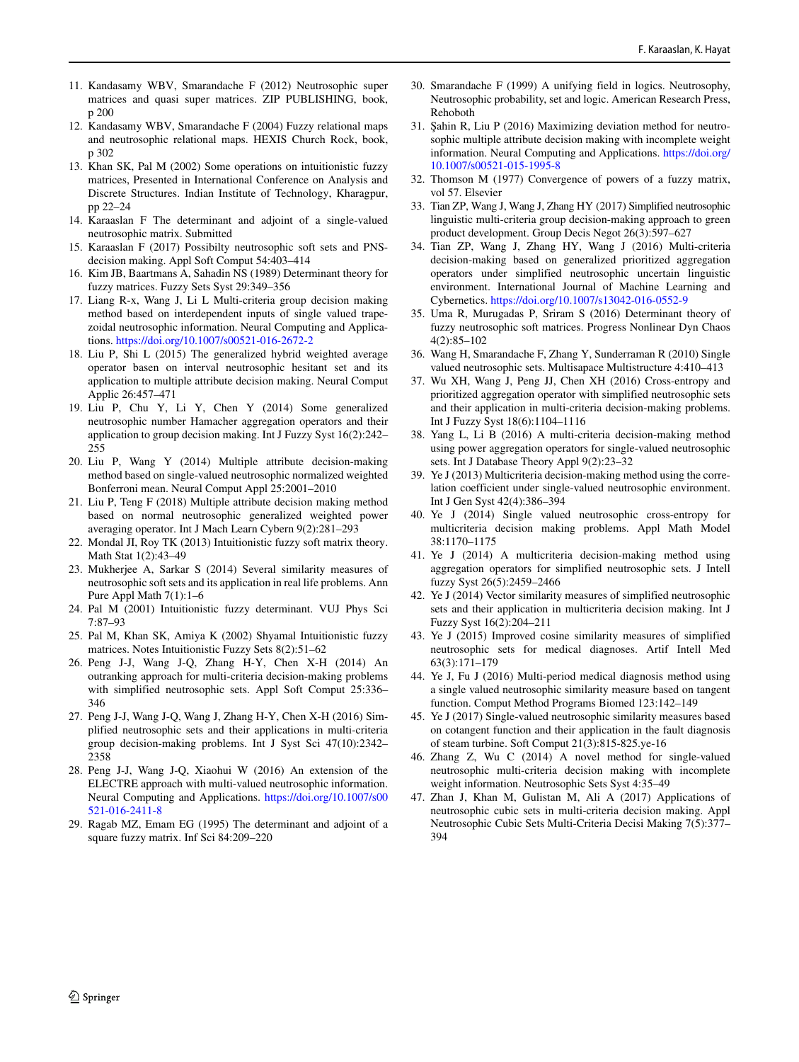11. Kandasamy WBV, Smarandache F (2012) Neutrosophic super matrices and quasi super matrices. ZIP PUBLISHING, book, p 200
12. Kandasamy WBV, Smarandache F (2004) Fuzzy relational maps and neutrosophic relational maps. HEXIS Church Rock, book, p 302
13. Khan SK, Pal M (2002) Some operations on intuitionistic fuzzy matrices, Presented in International Conference on Analysis and Discrete Structures. Indian Institute of Technology, Kharagpur, pp 22–24
14. Karaaslan F The determinant and adjoint of a single-valued neutrosophic matrix. Submitted
15. Karaaslan F (2017) Possibilty neutrosophic soft sets and PNS-decision making. Appl Soft Comput 54:403–414
16. Kim JB, Baartmans A, Sahadin NS (1989) Determinant theory for fuzzy matrices. Fuzzy Sets Syst 29:349–356
17. Liang R-x, Wang J, Li L Multi-criteria group decision making method based on interdependent inputs of single valued trapezoidal neutrosophic information. Neural Computing and Applications. https://doi.org/10.1007/s00521-016-2672-2
18. Liu P, Shi L (2015) The generalized hybrid weighted average operator basen on interval neutrosophic hesitant set and its application to multiple attribute decision making. Neural Comput Applic 26:457–471
19. Liu P, Chu Y, Li Y, Chen Y (2014) Some generalized neutrosophic number Hamacher aggregation operators and their application to group decision making. Int J Fuzzy Syst 16(2):242–255
20. Liu P, Wang Y (2014) Multiple attribute decision-making method based on single-valued neutrosophic normalized weighted Bonferroni mean. Neural Comput Appl 25:2001–2010
21. Liu P, Teng F (2018) Multiple attribute decision making method based on normal neutrosophic generalized weighted power averaging operator. Int J Mach Learn Cybern 9(2):281–293
22. Mondal JI, Roy TK (2013) Intuitionistic fuzzy soft matrix theory. Math Stat 1(2):43–49
23. Mukherjee A, Sarkar S (2014) Several similarity measures of neutrosophic soft sets and its application in real life problems. Ann Pure Appl Math 7(1):1–6
24. Pal M (2001) Intuitionistic fuzzy determinant. VUJ Phys Sci 7:87–93
25. Pal M, Khan SK, Amiya K (2002) Shyamal Intuitionistic fuzzy matrices. Notes Intuitionistic Fuzzy Sets 8(2):51–62
26. Peng J-J, Wang J-Q, Zhang H-Y, Chen X-H (2014) An outranking approach for multi-criteria decision-making problems with simplified neutrosophic sets. Appl Soft Comput 25:336–346
27. Peng J-J, Wang J-Q, Wang J, Zhang H-Y, Chen X-H (2016) Simplified neutrosophic sets and their applications in multi-criteria group decision-making problems. Int J Syst Sci 47(10):2342–2358
28. Peng J-J, Wang J-Q, Xiaohui W (2016) An extension of the ELECTRE approach with multi-valued neutrosophic information. Neural Computing and Applications. https://doi.org/10.1007/s00521-016-2411-8
29. Ragab MZ, Emam EG (1995) The determinant and adjoint of a square fuzzy matrix. Inf Sci 84:209–220
30. Smarandache F (1999) A unifying field in logics. Neutrosophy, Neutrosophic probability, set and logic. American Research Press, Rehoboth
31. Şahin R, Liu P (2016) Maximizing deviation method for neutrosophic multiple attribute decision making with incomplete weight information. Neural Computing and Applications. https://doi.org/10.1007/s00521-015-1995-8
32. Thomson M (1977) Convergence of powers of a fuzzy matrix, vol 57. Elsevier
33. Tian ZP, Wang J, Wang J, Zhang HY (2017) Simplified neutrosophic linguistic multi-criteria group decision-making approach to green product development. Group Decis Negot 26(3):597–627
34. Tian ZP, Wang J, Zhang HY, Wang J (2016) Multi-criteria decision-making based on generalized prioritized aggregation operators under simplified neutrosophic uncertain linguistic environment. International Journal of Machine Learning and Cybernetics. https://doi.org/10.1007/s13042-016-0552-9
35. Uma R, Murugadas P, Sriram S (2016) Determinant theory of fuzzy neutrosophic soft matrices. Progress Nonlinear Dyn Chaos 4(2):85–102
36. Wang H, Smarandache F, Zhang Y, Sunderraman R (2010) Single valued neutrosophic sets. Multisapace Multistructure 4:410–413
37. Wu XH, Wang J, Peng JJ, Chen XH (2016) Cross-entropy and prioritized aggregation operator with simplified neutrosophic sets and their application in multi-criteria decision-making problems. Int J Fuzzy Syst 18(6):1104–1116
38. Yang L, Li B (2016) A multi-criteria decision-making method using power aggregation operators for single-valued neutrosophic sets. Int J Database Theory Appl 9(2):23–32
39. Ye J (2013) Multicriteria decision-making method using the correlation coefficient under single-valued neutrosophic environment. Int J Gen Syst 42(4):386–394
40. Ye J (2014) Single valued neutrosophic cross-entropy for multicriteria decision making problems. Appl Math Model 38:1170–1175
41. Ye J (2014) A multicriteria decision-making method using aggregation operators for simplified neutrosophic sets. J Intell fuzzy Syst 26(5):2459–2466
42. Ye J (2014) Vector similarity measures of simplified neutrosophic sets and their application in multicriteria decision making. Int J Fuzzy Syst 16(2):204–211
43. Ye J (2015) Improved cosine similarity measures of simplified neutrosophic sets for medical diagnoses. Artif Intell Med 63(3):171–179
44. Ye J, Fu J (2016) Multi-period medical diagnosis method using a single valued neutrosophic similarity measure based on tangent function. Comput Method Programs Biomed 123:142–149
45. Ye J (2017) Single-valued neutrosophic similarity measures based on cotangent function and their application in the fault diagnosis of steam turbine. Soft Comput 21(3):815-825.ye-16
46. Zhang Z, Wu C (2014) A novel method for single-valued neutrosophic multi-criteria decision making with incomplete weight information. Neutrosophic Sets Syst 4:35–49
47. Zhan J, Khan M, Gulistan M, Ali A (2017) Applications of neutrosophic cubic sets in multi-criteria decision making. Appl Neutrosophic Cubic Sets Multi-Criteria Decisi Making 7(5):377–394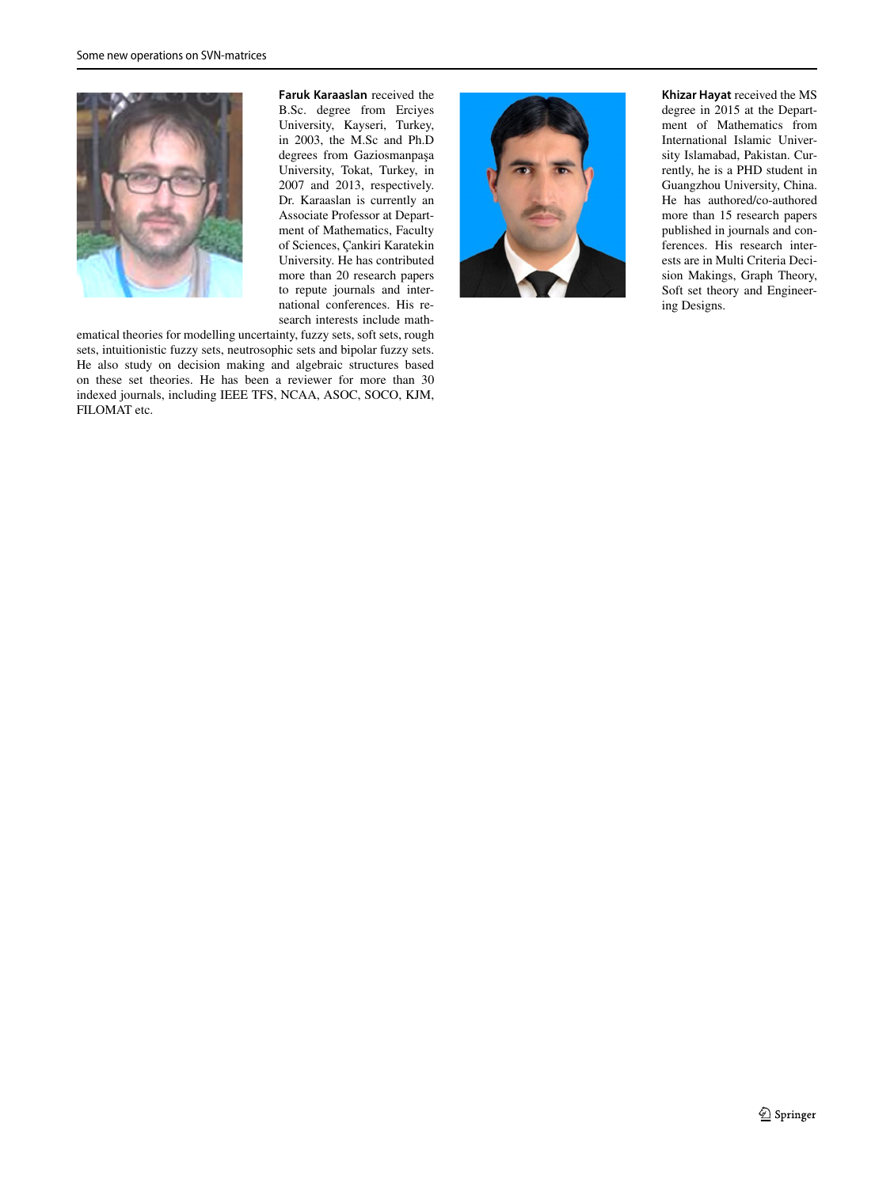**Faruk Karaaslan** received the B.Sc. degree from Erciyes University, Kayseri, Turkey, in 2003, the M.Sc and Ph.D degrees from Gaziosmanpaşa University, Tokat, Turkey, in 2007 and 2013, respectively. Dr. Karaaslan is currently an Associate Professor at Department of Mathematics, Faculty of Sciences, Çankiri Karatekin University. He has contributed more than 20 research papers to repute journals and international conferences. His research interests include mathematical theories for modelling uncertainty, fuzzy sets, soft sets, rough sets, intuitionistic fuzzy sets, neutrosophic sets and bipolar fuzzy sets. He also study on decision making and algebraic structures based on these set theories. He has been a reviewer for more than 30 indexed journals, including IEEE TFS, NCAA, ASOC, SOCO, KJM, FILOMAT etc.

**Khizar Hayat** received the MS degree in 2015 at the Department of Mathematics from International Islamic University Islamabad, Pakistan. Currently, he is a PHD student in Guangzhou University, China. He has authored/co-authored more than 15 research papers published in journals and conferences. His research interests are in Multi Criteria Decision Makings, Graph Theory, Soft set theory and Engineering Designs.